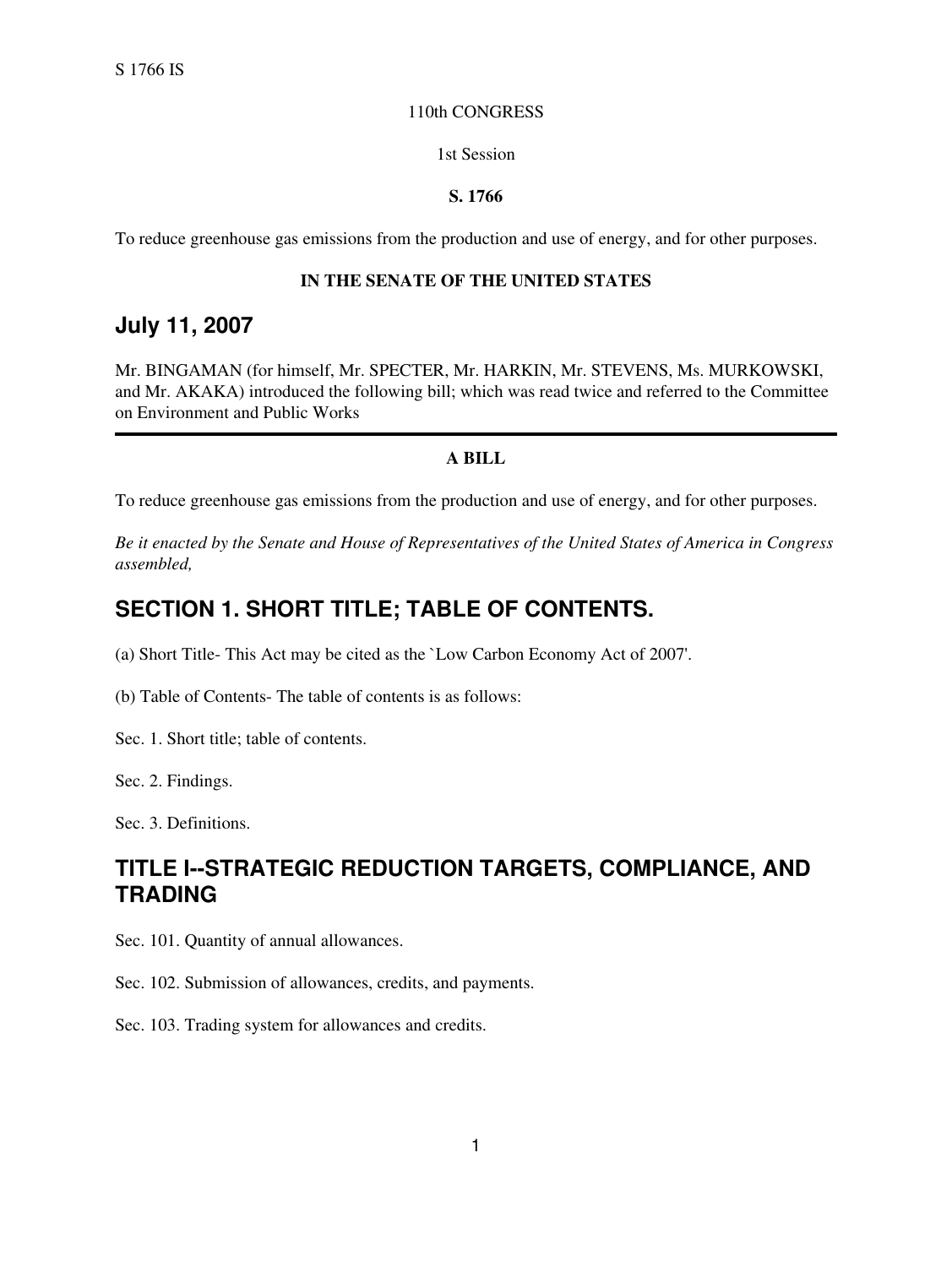S 1766 IS

110th CONGRESS

1st Session

**S. 1766**

To reduce greenhouse gas emissions from the production and use of energy, and for other purposes.

**IN THE SENATE OF THE UNITED STATES**

## July 11, 2007

Mr. BINGAMAN (for himself, Mr. SPECTER, Mr. HARKIN, Mr. STEVENS, Ms. MURKOWSKI, and Mr. AKAKA) introduced the following bill; which was read twice and referred to the Committee on Environment and Public Works

---

**A BILL**

To reduce greenhouse gas emissions from the production and use of energy, and for other purposes.

*Be it enacted by the Senate and House of Representatives of the United States of America in Congress assembled,*

## SECTION 1. SHORT TITLE; TABLE OF CONTENTS.

(a) Short Title- This Act may be cited as the `Low Carbon Economy Act of 2007'.

(b) Table of Contents- The table of contents is as follows:

Sec. 1. Short title; table of contents.

Sec. 2. Findings.

Sec. 3. Definitions.

## TITLE I--STRATEGIC REDUCTION TARGETS, COMPLIANCE, AND TRADING

Sec. 101. Quantity of annual allowances.

Sec. 102. Submission of allowances, credits, and payments.

Sec. 103. Trading system for allowances and credits.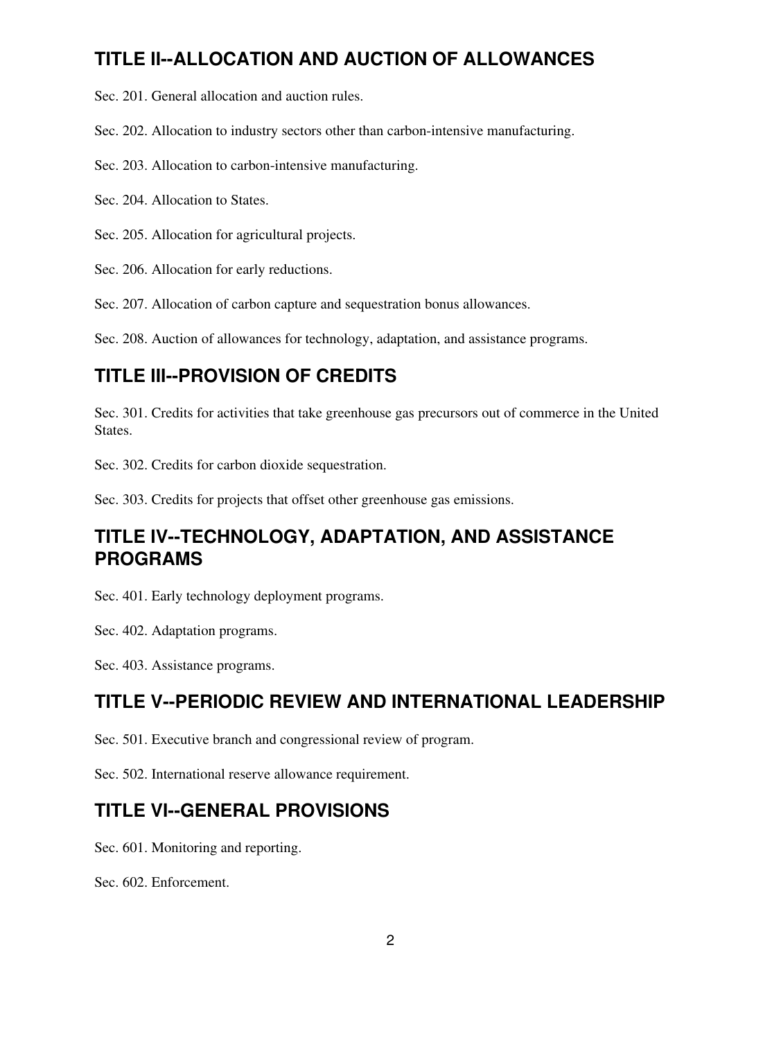## TITLE II--ALLOCATION AND AUCTION OF ALLOWANCES

Sec. 201. General allocation and auction rules.

Sec. 202. Allocation to industry sectors other than carbon-intensive manufacturing.

Sec. 203. Allocation to carbon-intensive manufacturing.

Sec. 204. Allocation to States.

Sec. 205. Allocation for agricultural projects.

Sec. 206. Allocation for early reductions.

Sec. 207. Allocation of carbon capture and sequestration bonus allowances.

Sec. 208. Auction of allowances for technology, adaptation, and assistance programs.

## TITLE III--PROVISION OF CREDITS

Sec. 301. Credits for activities that take greenhouse gas precursors out of commerce in the United States.

Sec. 302. Credits for carbon dioxide sequestration.

Sec. 303. Credits for projects that offset other greenhouse gas emissions.

## TITLE IV--TECHNOLOGY, ADAPTATION, AND ASSISTANCE PROGRAMS

Sec. 401. Early technology deployment programs.

Sec. 402. Adaptation programs.

Sec. 403. Assistance programs.

## TITLE V--PERIODIC REVIEW AND INTERNATIONAL LEADERSHIP

Sec. 501. Executive branch and congressional review of program.

Sec. 502. International reserve allowance requirement.

## TITLE VI--GENERAL PROVISIONS

Sec. 601. Monitoring and reporting.

Sec. 602. Enforcement.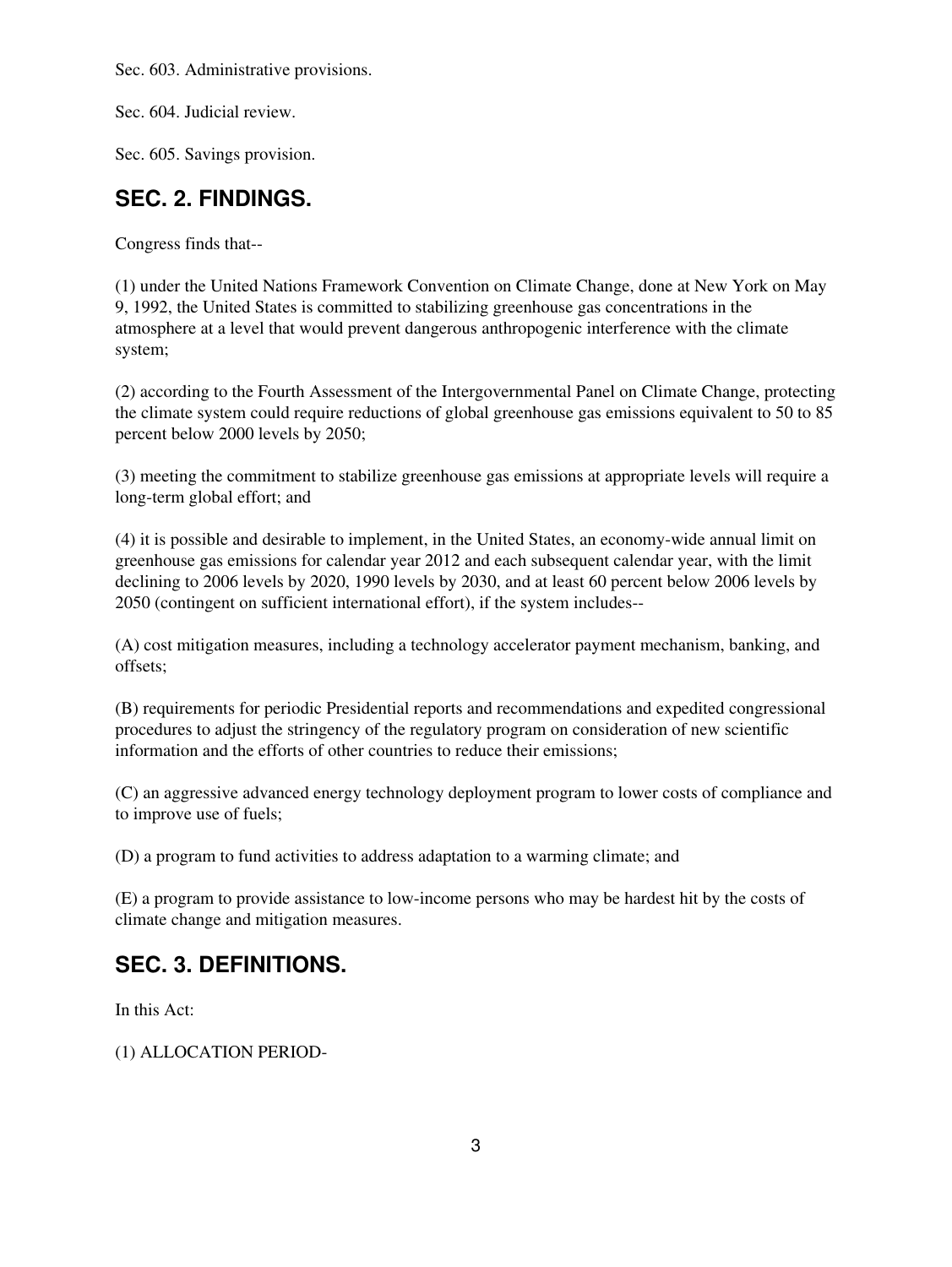Sec. 603. Administrative provisions.

Sec. 604. Judicial review.

Sec. 605. Savings provision.

## SEC. 2. FINDINGS.

Congress finds that--

(1) under the United Nations Framework Convention on Climate Change, done at New York on May 9, 1992, the United States is committed to stabilizing greenhouse gas concentrations in the atmosphere at a level that would prevent dangerous anthropogenic interference with the climate system;

(2) according to the Fourth Assessment of the Intergovernmental Panel on Climate Change, protecting the climate system could require reductions of global greenhouse gas emissions equivalent to 50 to 85 percent below 2000 levels by 2050;

(3) meeting the commitment to stabilize greenhouse gas emissions at appropriate levels will require a long-term global effort; and

(4) it is possible and desirable to implement, in the United States, an economy-wide annual limit on greenhouse gas emissions for calendar year 2012 and each subsequent calendar year, with the limit declining to 2006 levels by 2020, 1990 levels by 2030, and at least 60 percent below 2006 levels by 2050 (contingent on sufficient international effort), if the system includes--

(A) cost mitigation measures, including a technology accelerator payment mechanism, banking, and offsets;

(B) requirements for periodic Presidential reports and recommendations and expedited congressional procedures to adjust the stringency of the regulatory program on consideration of new scientific information and the efforts of other countries to reduce their emissions;

(C) an aggressive advanced energy technology deployment program to lower costs of compliance and to improve use of fuels;

(D) a program to fund activities to address adaptation to a warming climate; and

(E) a program to provide assistance to low-income persons who may be hardest hit by the costs of climate change and mitigation measures.

## SEC. 3. DEFINITIONS.

In this Act:

(1) ALLOCATION PERIOD-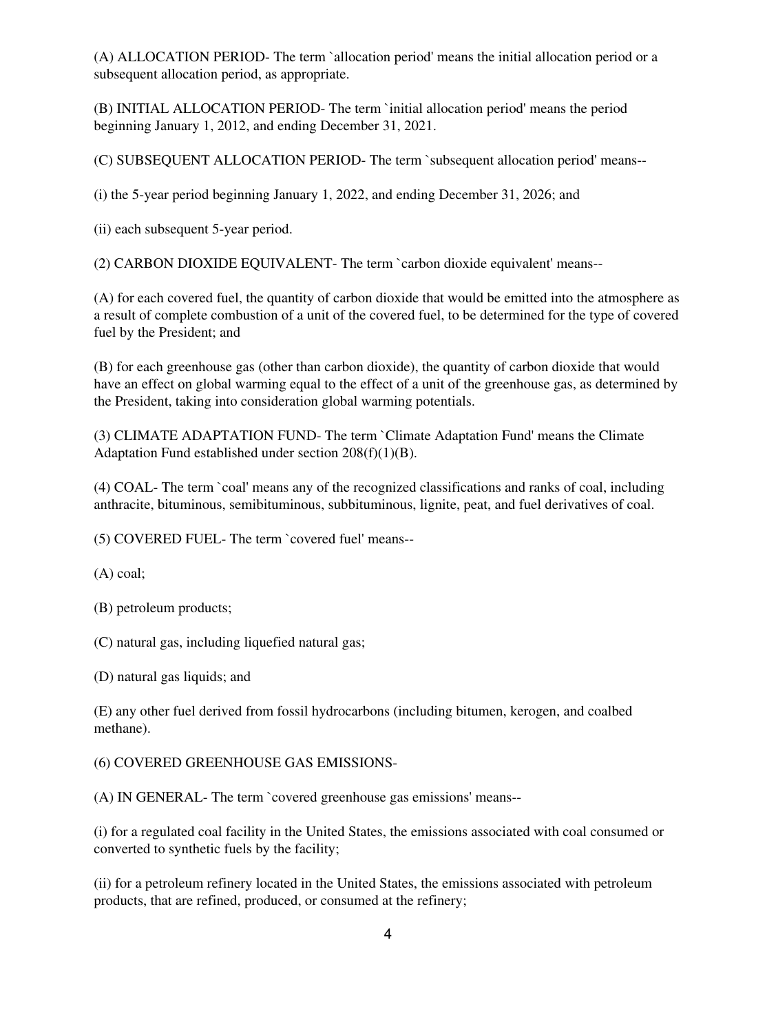(A) ALLOCATION PERIOD- The term `allocation period' means the initial allocation period or a subsequent allocation period, as appropriate.

(B) INITIAL ALLOCATION PERIOD- The term `initial allocation period' means the period beginning January 1, 2012, and ending December 31, 2021.

(C) SUBSEQUENT ALLOCATION PERIOD- The term `subsequent allocation period' means--

(i) the 5-year period beginning January 1, 2022, and ending December 31, 2026; and

(ii) each subsequent 5-year period.

(2) CARBON DIOXIDE EQUIVALENT- The term `carbon dioxide equivalent' means--

(A) for each covered fuel, the quantity of carbon dioxide that would be emitted into the atmosphere as a result of complete combustion of a unit of the covered fuel, to be determined for the type of covered fuel by the President; and

(B) for each greenhouse gas (other than carbon dioxide), the quantity of carbon dioxide that would have an effect on global warming equal to the effect of a unit of the greenhouse gas, as determined by the President, taking into consideration global warming potentials.

(3) CLIMATE ADAPTATION FUND- The term `Climate Adaptation Fund' means the Climate Adaptation Fund established under section 208(f)(1)(B).

(4) COAL- The term `coal' means any of the recognized classifications and ranks of coal, including anthracite, bituminous, semibituminous, subbituminous, lignite, peat, and fuel derivatives of coal.

(5) COVERED FUEL- The term `covered fuel' means--

(A) coal;

(B) petroleum products;

(C) natural gas, including liquefied natural gas;

(D) natural gas liquids; and

(E) any other fuel derived from fossil hydrocarbons (including bitumen, kerogen, and coalbed methane).

(6) COVERED GREENHOUSE GAS EMISSIONS-

(A) IN GENERAL- The term `covered greenhouse gas emissions' means--

(i) for a regulated coal facility in the United States, the emissions associated with coal consumed or converted to synthetic fuels by the facility;

(ii) for a petroleum refinery located in the United States, the emissions associated with petroleum products, that are refined, produced, or consumed at the refinery;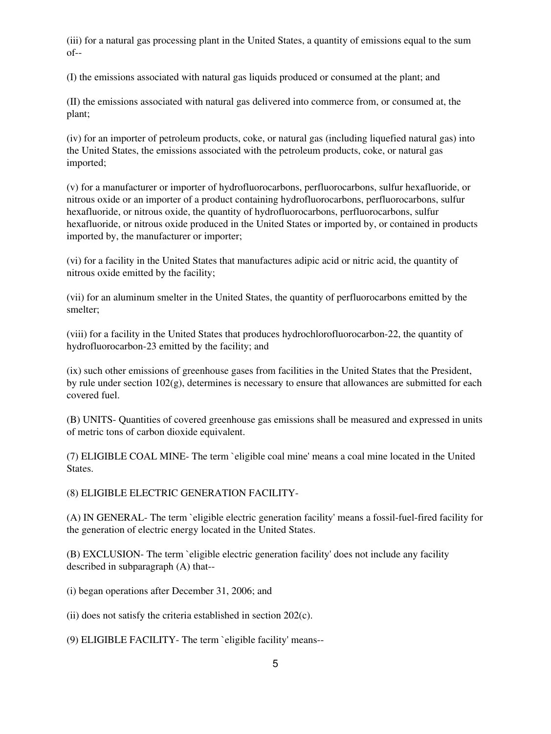(iii) for a natural gas processing plant in the United States, a quantity of emissions equal to the sum of--

(I) the emissions associated with natural gas liquids produced or consumed at the plant; and

(II) the emissions associated with natural gas delivered into commerce from, or consumed at, the plant;

(iv) for an importer of petroleum products, coke, or natural gas (including liquefied natural gas) into the United States, the emissions associated with the petroleum products, coke, or natural gas imported;

(v) for a manufacturer or importer of hydrofluorocarbons, perfluorocarbons, sulfur hexafluoride, or nitrous oxide or an importer of a product containing hydrofluorocarbons, perfluorocarbons, sulfur hexafluoride, or nitrous oxide, the quantity of hydrofluorocarbons, perfluorocarbons, sulfur hexafluoride, or nitrous oxide produced in the United States or imported by, or contained in products imported by, the manufacturer or importer;

(vi) for a facility in the United States that manufactures adipic acid or nitric acid, the quantity of nitrous oxide emitted by the facility;

(vii) for an aluminum smelter in the United States, the quantity of perfluorocarbons emitted by the smelter;

(viii) for a facility in the United States that produces hydrochlorofluorocarbon-22, the quantity of hydrofluorocarbon-23 emitted by the facility; and

(ix) such other emissions of greenhouse gases from facilities in the United States that the President, by rule under section 102(g), determines is necessary to ensure that allowances are submitted for each covered fuel.

(B) UNITS- Quantities of covered greenhouse gas emissions shall be measured and expressed in units of metric tons of carbon dioxide equivalent.

(7) ELIGIBLE COAL MINE- The term `eligible coal mine' means a coal mine located in the United States.

(8) ELIGIBLE ELECTRIC GENERATION FACILITY-

(A) IN GENERAL- The term `eligible electric generation facility' means a fossil-fuel-fired facility for the generation of electric energy located in the United States.

(B) EXCLUSION- The term `eligible electric generation facility' does not include any facility described in subparagraph (A) that--

(i) began operations after December 31, 2006; and

(ii) does not satisfy the criteria established in section 202(c).

(9) ELIGIBLE FACILITY- The term `eligible facility' means--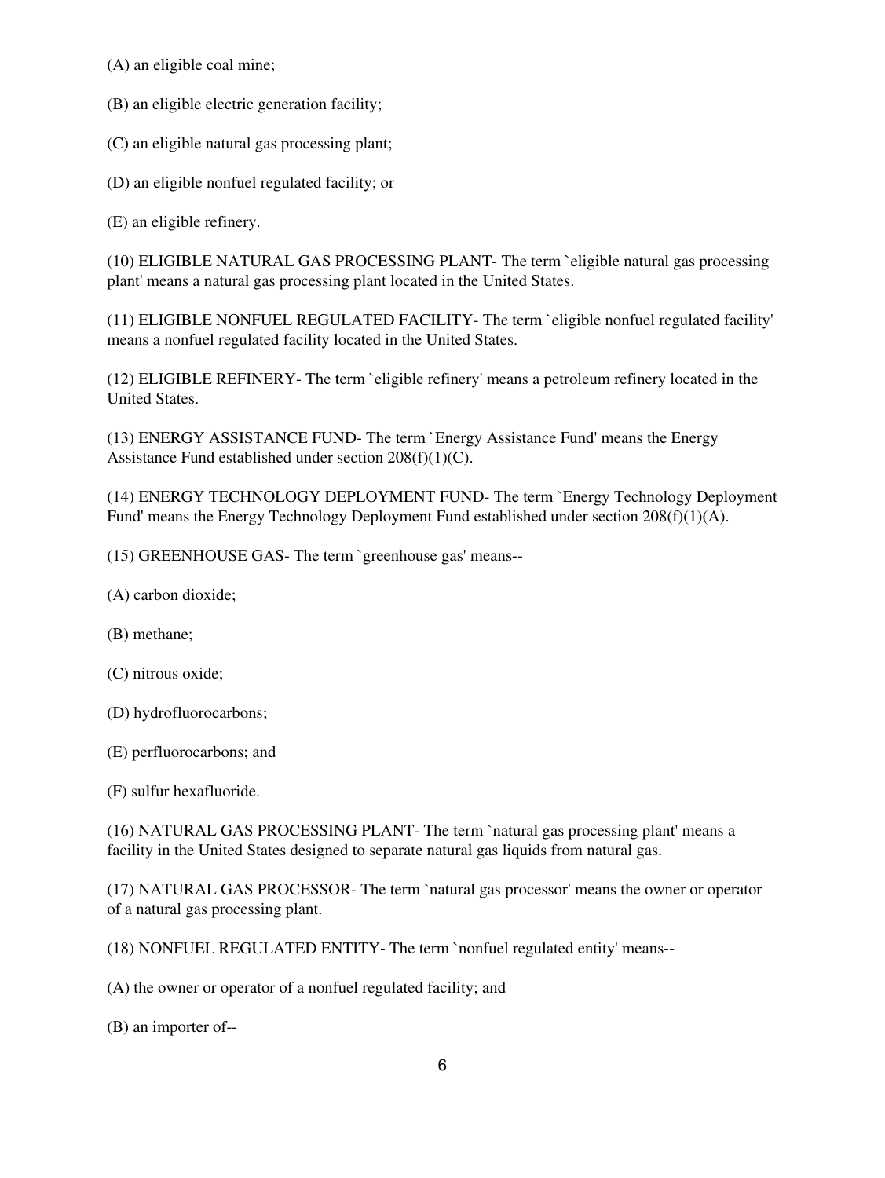(A) an eligible coal mine;

(B) an eligible electric generation facility;

(C) an eligible natural gas processing plant;

(D) an eligible nonfuel regulated facility; or

(E) an eligible refinery.

(10) ELIGIBLE NATURAL GAS PROCESSING PLANT- The term `eligible natural gas processing plant' means a natural gas processing plant located in the United States.

(11) ELIGIBLE NONFUEL REGULATED FACILITY- The term `eligible nonfuel regulated facility' means a nonfuel regulated facility located in the United States.

(12) ELIGIBLE REFINERY- The term `eligible refinery' means a petroleum refinery located in the United States.

(13) ENERGY ASSISTANCE FUND- The term `Energy Assistance Fund' means the Energy Assistance Fund established under section 208(f)(1)(C).

(14) ENERGY TECHNOLOGY DEPLOYMENT FUND- The term `Energy Technology Deployment Fund' means the Energy Technology Deployment Fund established under section 208(f)(1)(A).

(15) GREENHOUSE GAS- The term `greenhouse gas' means--

(A) carbon dioxide;

(B) methane;

(C) nitrous oxide;

(D) hydrofluorocarbons;

(E) perfluorocarbons; and

(F) sulfur hexafluoride.

(16) NATURAL GAS PROCESSING PLANT- The term `natural gas processing plant' means a facility in the United States designed to separate natural gas liquids from natural gas.

(17) NATURAL GAS PROCESSOR- The term `natural gas processor' means the owner or operator of a natural gas processing plant.

(18) NONFUEL REGULATED ENTITY- The term `nonfuel regulated entity' means--

(A) the owner or operator of a nonfuel regulated facility; and

(B) an importer of--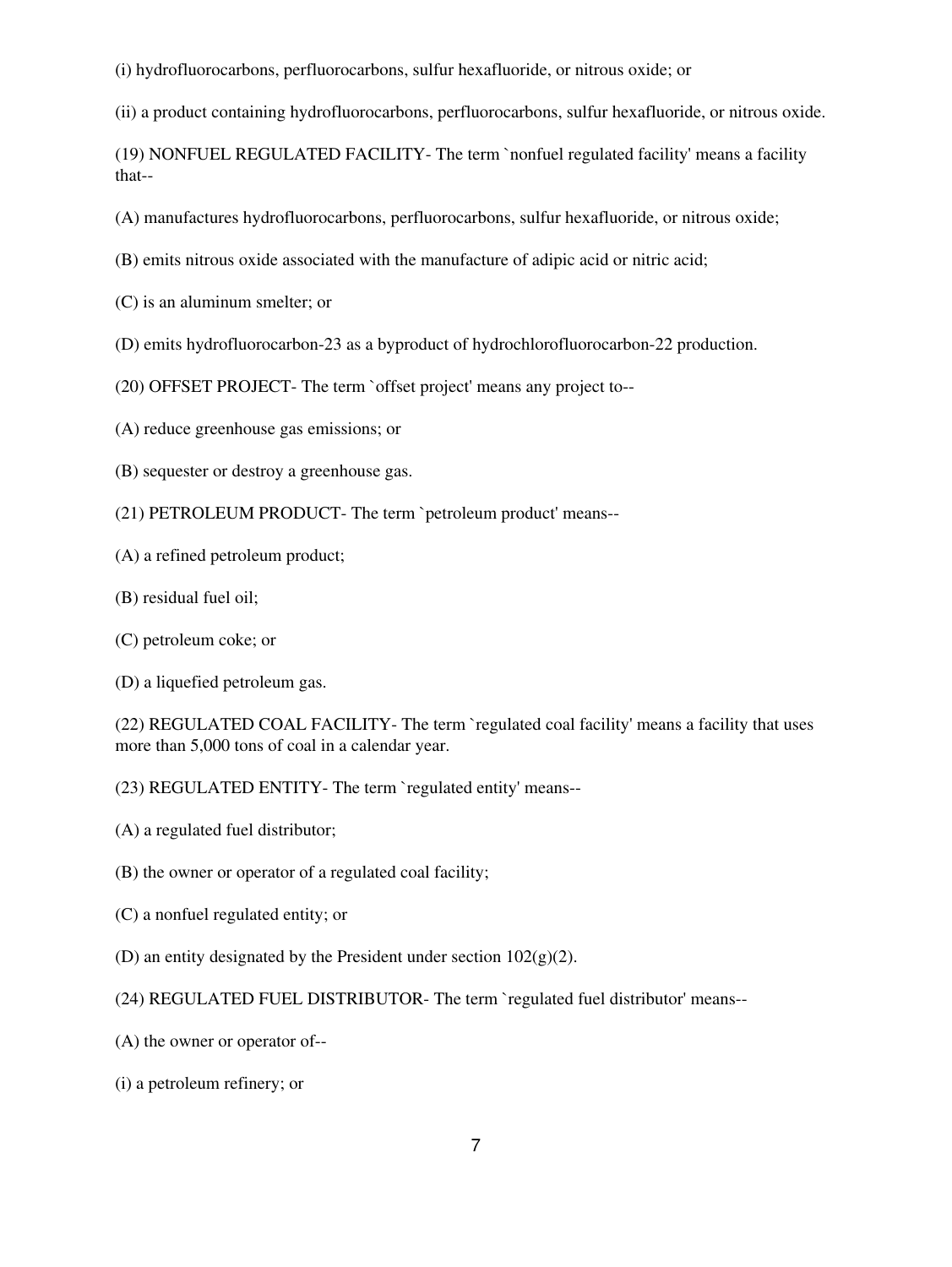(i) hydrofluorocarbons, perfluorocarbons, sulfur hexafluoride, or nitrous oxide; or

(ii) a product containing hydrofluorocarbons, perfluorocarbons, sulfur hexafluoride, or nitrous oxide.

(19) NONFUEL REGULATED FACILITY- The term `nonfuel regulated facility' means a facility that--

(A) manufactures hydrofluorocarbons, perfluorocarbons, sulfur hexafluoride, or nitrous oxide;

(B) emits nitrous oxide associated with the manufacture of adipic acid or nitric acid;

(C) is an aluminum smelter; or

(D) emits hydrofluorocarbon-23 as a byproduct of hydrochlorofluorocarbon-22 production.

(20) OFFSET PROJECT- The term `offset project' means any project to--

(A) reduce greenhouse gas emissions; or

(B) sequester or destroy a greenhouse gas.

(21) PETROLEUM PRODUCT- The term `petroleum product' means--

(A) a refined petroleum product;

(B) residual fuel oil;

(C) petroleum coke; or

(D) a liquefied petroleum gas.

(22) REGULATED COAL FACILITY- The term `regulated coal facility' means a facility that uses more than 5,000 tons of coal in a calendar year.

(23) REGULATED ENTITY- The term `regulated entity' means--

(A) a regulated fuel distributor;

(B) the owner or operator of a regulated coal facility;

(C) a nonfuel regulated entity; or

(D) an entity designated by the President under section 102(g)(2).

(24) REGULATED FUEL DISTRIBUTOR- The term `regulated fuel distributor' means--

(A) the owner or operator of--

(i) a petroleum refinery; or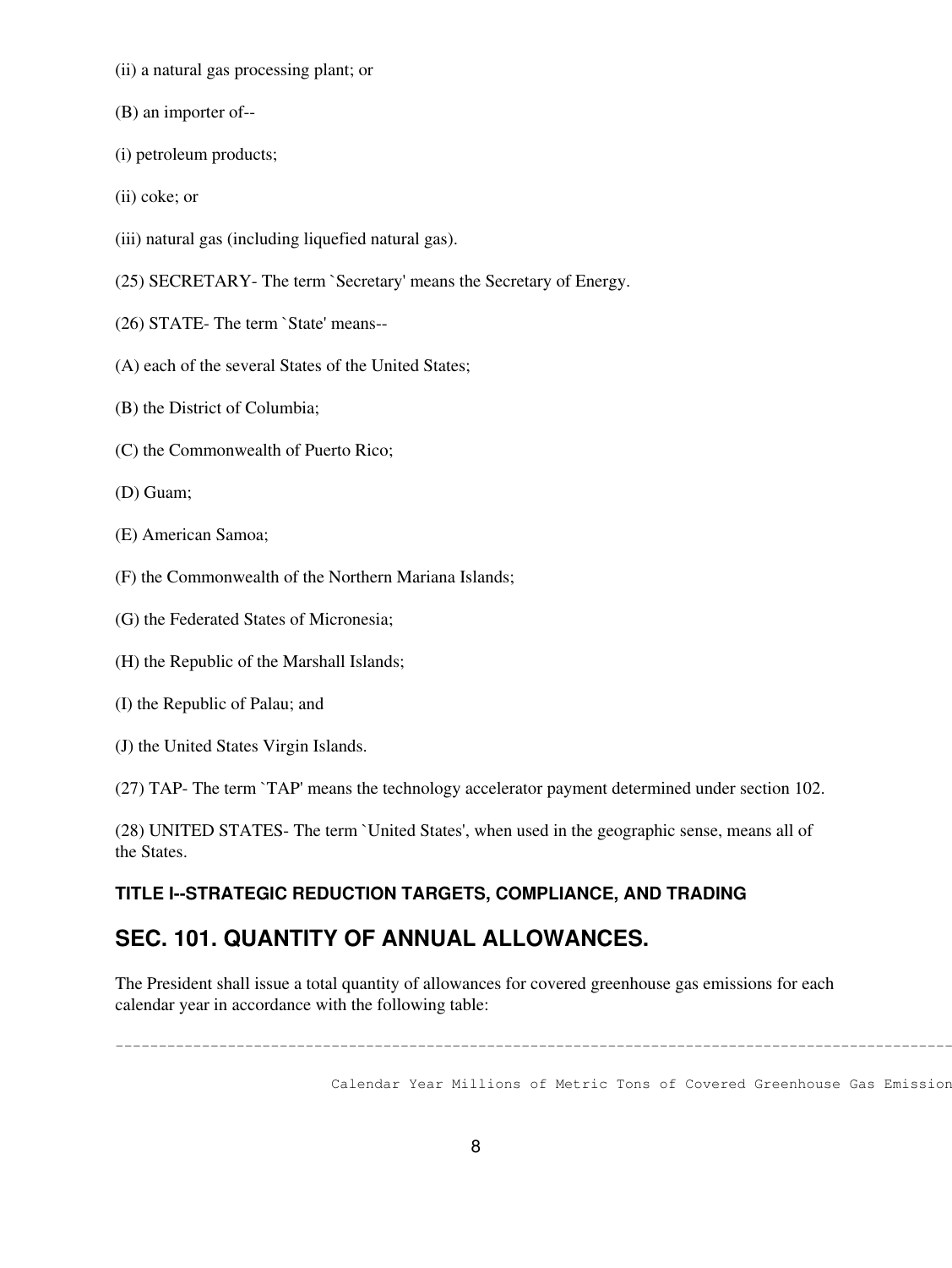(ii) a natural gas processing plant; or

(B) an importer of--

(i) petroleum products;

(ii) coke; or

(iii) natural gas (including liquefied natural gas).

(25) SECRETARY- The term `Secretary' means the Secretary of Energy.

(26) STATE- The term `State' means--

(A) each of the several States of the United States;

(B) the District of Columbia;

(C) the Commonwealth of Puerto Rico;

(D) Guam;

(E) American Samoa;

(F) the Commonwealth of the Northern Mariana Islands;

(G) the Federated States of Micronesia;

(H) the Republic of the Marshall Islands;

(I) the Republic of Palau; and

(J) the United States Virgin Islands.

(27) TAP- The term `TAP' means the technology accelerator payment determined under section 102.

(28) UNITED STATES- The term `United States', when used in the geographic sense, means all of the States.

#### TITLE I--STRATEGIC REDUCTION TARGETS, COMPLIANCE, AND TRADING

## SEC. 101. QUANTITY OF ANNUAL ALLOWANCES.

The President shall issue a total quantity of allowances for covered greenhouse gas emissions for each calendar year in accordance with the following table:

```
----------------------------------------------------------------------------------------------------

                      Calendar Year Millions of Metric Tons of Covered Greenhouse Gas Emission
```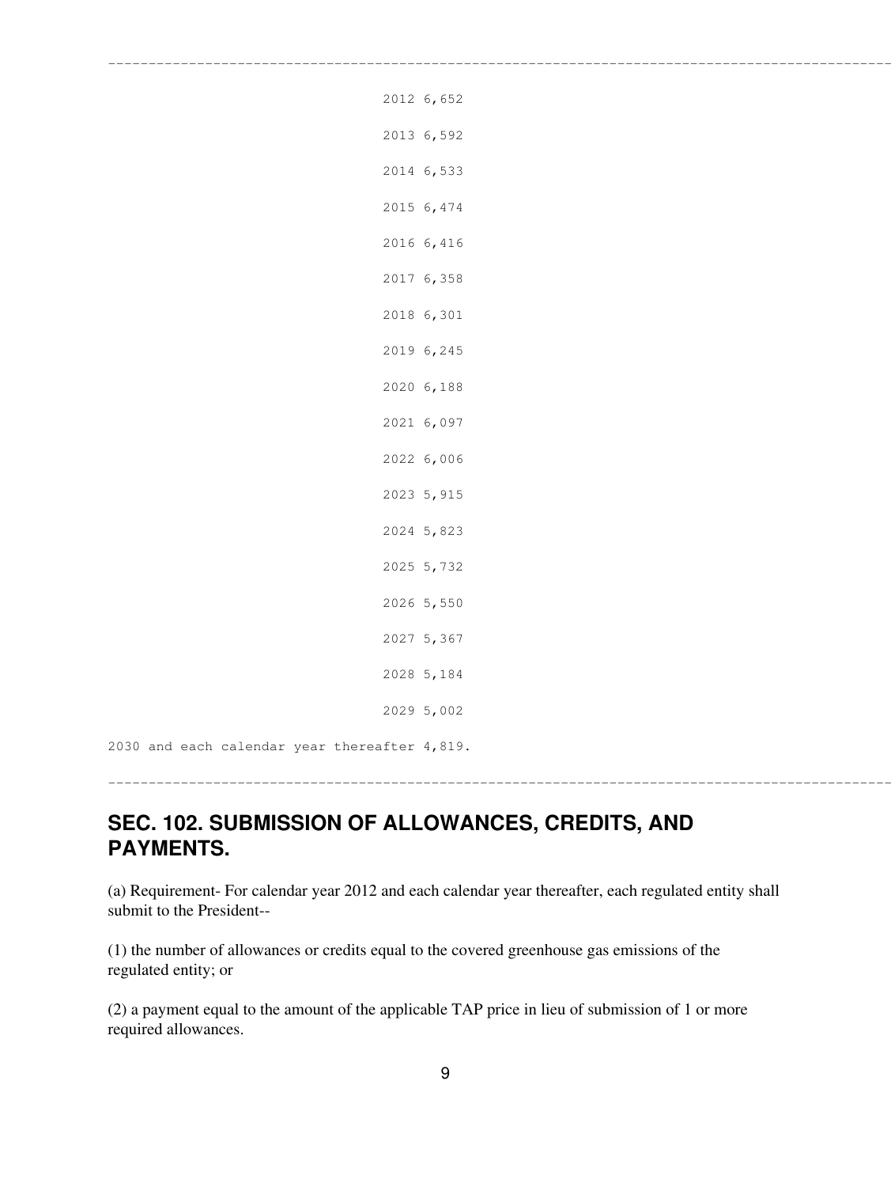---

| | |
|---|---|
| 2012 | 6,652 |
| 2013 | 6,592 |
| 2014 | 6,533 |
| 2015 | 6,474 |
| 2016 | 6,416 |
| 2017 | 6,358 |
| 2018 | 6,301 |
| 2019 | 6,245 |
| 2020 | 6,188 |
| 2021 | 6,097 |
| 2022 | 6,006 |
| 2023 | 5,915 |
| 2024 | 5,823 |
| 2025 | 5,732 |
| 2026 | 5,550 |
| 2027 | 5,367 |
| 2028 | 5,184 |
| 2029 | 5,002 |

2030 and each calendar year thereafter 4,819.

---

## SEC. 102. SUBMISSION OF ALLOWANCES, CREDITS, AND PAYMENTS.

(a) Requirement- For calendar year 2012 and each calendar year thereafter, each regulated entity shall submit to the President--

(1) the number of allowances or credits equal to the covered greenhouse gas emissions of the regulated entity; or

(2) a payment equal to the amount of the applicable TAP price in lieu of submission of 1 or more required allowances.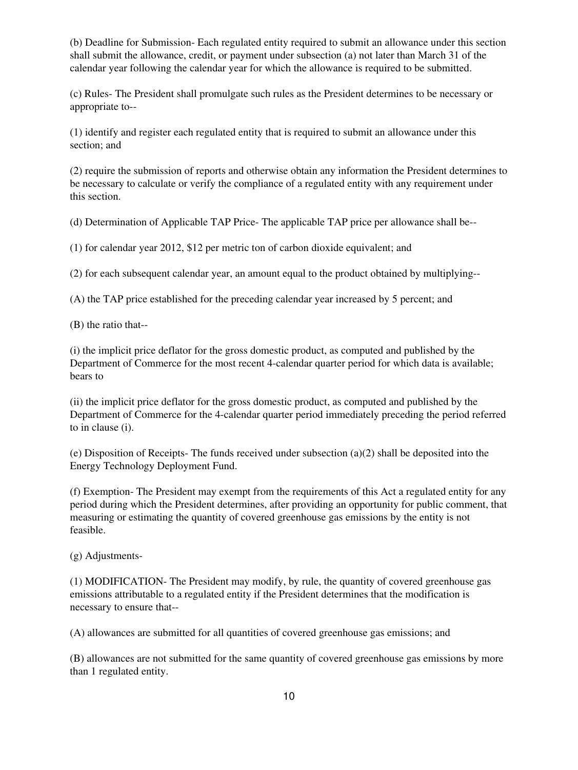(b) Deadline for Submission- Each regulated entity required to submit an allowance under this section shall submit the allowance, credit, or payment under subsection (a) not later than March 31 of the calendar year following the calendar year for which the allowance is required to be submitted.

(c) Rules- The President shall promulgate such rules as the President determines to be necessary or appropriate to--

(1) identify and register each regulated entity that is required to submit an allowance under this section; and

(2) require the submission of reports and otherwise obtain any information the President determines to be necessary to calculate or verify the compliance of a regulated entity with any requirement under this section.

(d) Determination of Applicable TAP Price- The applicable TAP price per allowance shall be--

(1) for calendar year 2012, $12 per metric ton of carbon dioxide equivalent; and

(2) for each subsequent calendar year, an amount equal to the product obtained by multiplying--

(A) the TAP price established for the preceding calendar year increased by 5 percent; and

(B) the ratio that--

(i) the implicit price deflator for the gross domestic product, as computed and published by the Department of Commerce for the most recent 4-calendar quarter period for which data is available; bears to

(ii) the implicit price deflator for the gross domestic product, as computed and published by the Department of Commerce for the 4-calendar quarter period immediately preceding the period referred to in clause (i).

(e) Disposition of Receipts- The funds received under subsection (a)(2) shall be deposited into the Energy Technology Deployment Fund.

(f) Exemption- The President may exempt from the requirements of this Act a regulated entity for any period during which the President determines, after providing an opportunity for public comment, that measuring or estimating the quantity of covered greenhouse gas emissions by the entity is not feasible.

(g) Adjustments-

(1) MODIFICATION- The President may modify, by rule, the quantity of covered greenhouse gas emissions attributable to a regulated entity if the President determines that the modification is necessary to ensure that--

(A) allowances are submitted for all quantities of covered greenhouse gas emissions; and

(B) allowances are not submitted for the same quantity of covered greenhouse gas emissions by more than 1 regulated entity.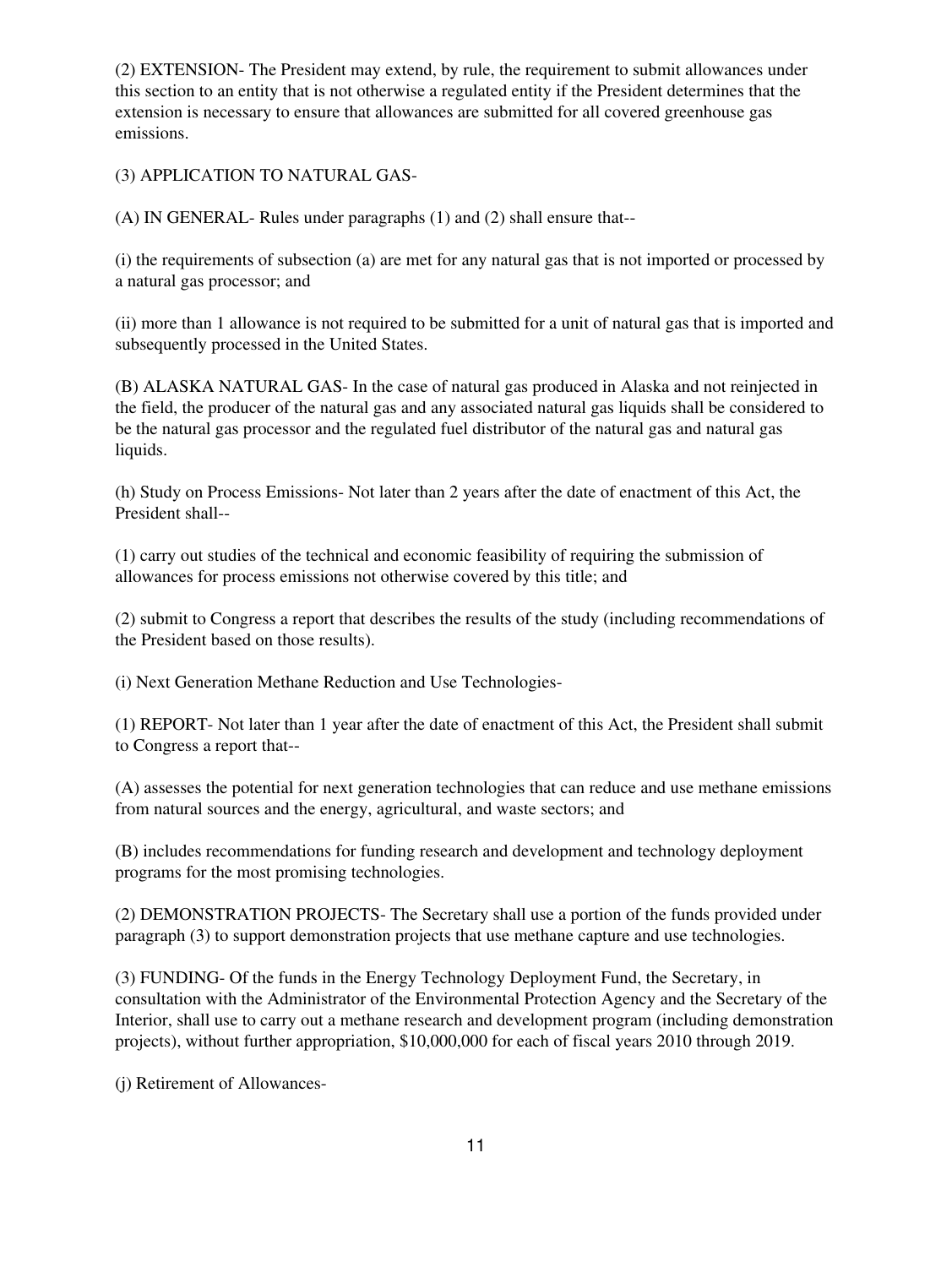(2) EXTENSION- The President may extend, by rule, the requirement to submit allowances under this section to an entity that is not otherwise a regulated entity if the President determines that the extension is necessary to ensure that allowances are submitted for all covered greenhouse gas emissions.

(3) APPLICATION TO NATURAL GAS-

(A) IN GENERAL- Rules under paragraphs (1) and (2) shall ensure that--

(i) the requirements of subsection (a) are met for any natural gas that is not imported or processed by a natural gas processor; and

(ii) more than 1 allowance is not required to be submitted for a unit of natural gas that is imported and subsequently processed in the United States.

(B) ALASKA NATURAL GAS- In the case of natural gas produced in Alaska and not reinjected in the field, the producer of the natural gas and any associated natural gas liquids shall be considered to be the natural gas processor and the regulated fuel distributor of the natural gas and natural gas liquids.

(h) Study on Process Emissions- Not later than 2 years after the date of enactment of this Act, the President shall--

(1) carry out studies of the technical and economic feasibility of requiring the submission of allowances for process emissions not otherwise covered by this title; and

(2) submit to Congress a report that describes the results of the study (including recommendations of the President based on those results).

(i) Next Generation Methane Reduction and Use Technologies-

(1) REPORT- Not later than 1 year after the date of enactment of this Act, the President shall submit to Congress a report that--

(A) assesses the potential for next generation technologies that can reduce and use methane emissions from natural sources and the energy, agricultural, and waste sectors; and

(B) includes recommendations for funding research and development and technology deployment programs for the most promising technologies.

(2) DEMONSTRATION PROJECTS- The Secretary shall use a portion of the funds provided under paragraph (3) to support demonstration projects that use methane capture and use technologies.

(3) FUNDING- Of the funds in the Energy Technology Deployment Fund, the Secretary, in consultation with the Administrator of the Environmental Protection Agency and the Secretary of the Interior, shall use to carry out a methane research and development program (including demonstration projects), without further appropriation, $10,000,000 for each of fiscal years 2010 through 2019.

(j) Retirement of Allowances-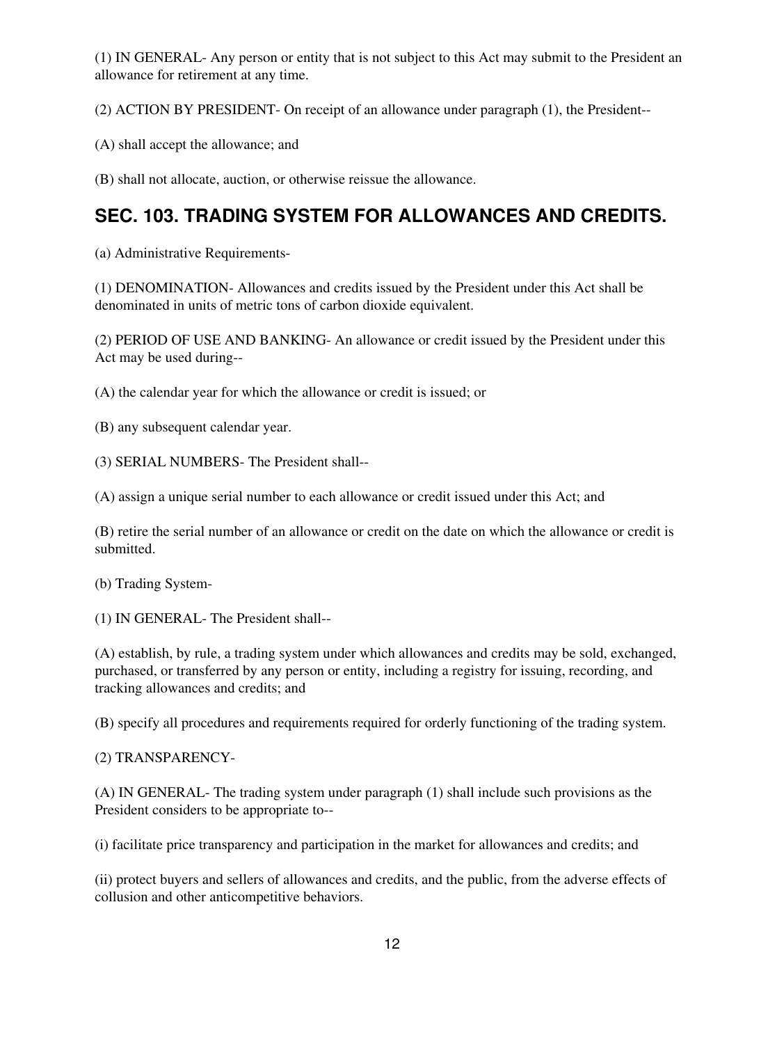(1) IN GENERAL- Any person or entity that is not subject to this Act may submit to the President an allowance for retirement at any time.

(2) ACTION BY PRESIDENT- On receipt of an allowance under paragraph (1), the President--

(A) shall accept the allowance; and

(B) shall not allocate, auction, or otherwise reissue the allowance.

## SEC. 103. TRADING SYSTEM FOR ALLOWANCES AND CREDITS.

(a) Administrative Requirements-

(1) DENOMINATION- Allowances and credits issued by the President under this Act shall be denominated in units of metric tons of carbon dioxide equivalent.

(2) PERIOD OF USE AND BANKING- An allowance or credit issued by the President under this Act may be used during--

(A) the calendar year for which the allowance or credit is issued; or

(B) any subsequent calendar year.

(3) SERIAL NUMBERS- The President shall--

(A) assign a unique serial number to each allowance or credit issued under this Act; and

(B) retire the serial number of an allowance or credit on the date on which the allowance or credit is submitted.

(b) Trading System-

(1) IN GENERAL- The President shall--

(A) establish, by rule, a trading system under which allowances and credits may be sold, exchanged, purchased, or transferred by any person or entity, including a registry for issuing, recording, and tracking allowances and credits; and

(B) specify all procedures and requirements required for orderly functioning of the trading system.

(2) TRANSPARENCY-

(A) IN GENERAL- The trading system under paragraph (1) shall include such provisions as the President considers to be appropriate to--

(i) facilitate price transparency and participation in the market for allowances and credits; and

(ii) protect buyers and sellers of allowances and credits, and the public, from the adverse effects of collusion and other anticompetitive behaviors.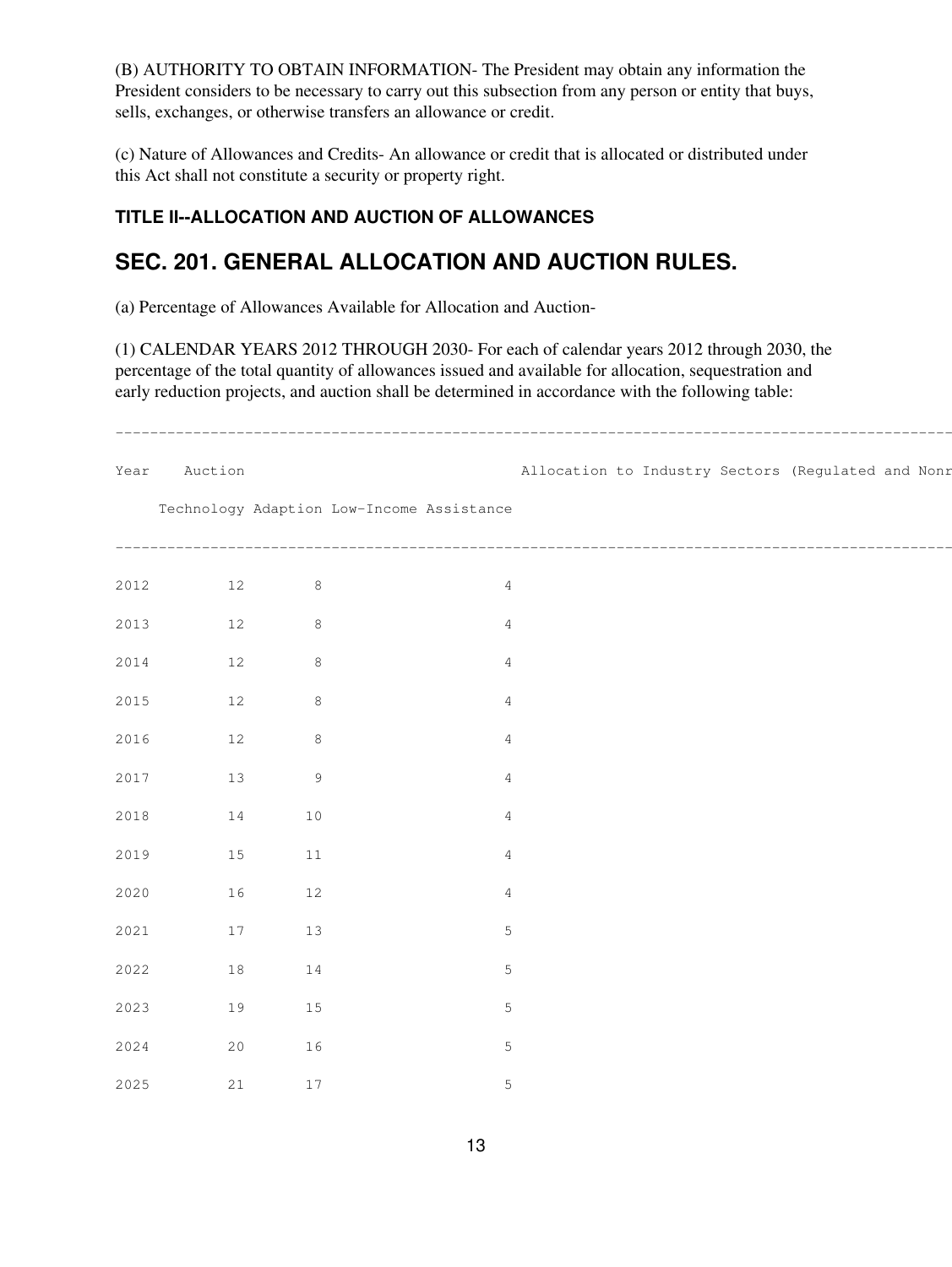(B) AUTHORITY TO OBTAIN INFORMATION- The President may obtain any information the President considers to be necessary to carry out this subsection from any person or entity that buys, sells, exchanges, or otherwise transfers an allowance or credit.

(c) Nature of Allowances and Credits- An allowance or credit that is allocated or distributed under this Act shall not constitute a security or property right.

### TITLE II--ALLOCATION AND AUCTION OF ALLOWANCES

## SEC. 201. GENERAL ALLOCATION AND AUCTION RULES.

(a) Percentage of Allowances Available for Allocation and Auction-

(1) CALENDAR YEARS 2012 THROUGH 2030- For each of calendar years 2012 through 2030, the percentage of the total quantity of allowances issued and available for allocation, sequestration and early reduction projects, and auction shall be determined in accordance with the following table:

| Year | Auction | Technology Adaption | Low-Income Assistance | Allocation to Industry Sectors (Regulated and Nonr |
|---|---|---|---|---|
| 2012 | 12 | 8 | 4 | |
| 2013 | 12 | 8 | 4 | |
| 2014 | 12 | 8 | 4 | |
| 2015 | 12 | 8 | 4 | |
| 2016 | 12 | 8 | 4 | |
| 2017 | 13 | 9 | 4 | |
| 2018 | 14 | 10 | 4 | |
| 2019 | 15 | 11 | 4 | |
| 2020 | 16 | 12 | 4 | |
| 2021 | 17 | 13 | 5 | |
| 2022 | 18 | 14 | 5 | |
| 2023 | 19 | 15 | 5 | |
| 2024 | 20 | 16 | 5 | |
| 2025 | 21 | 17 | 5 | |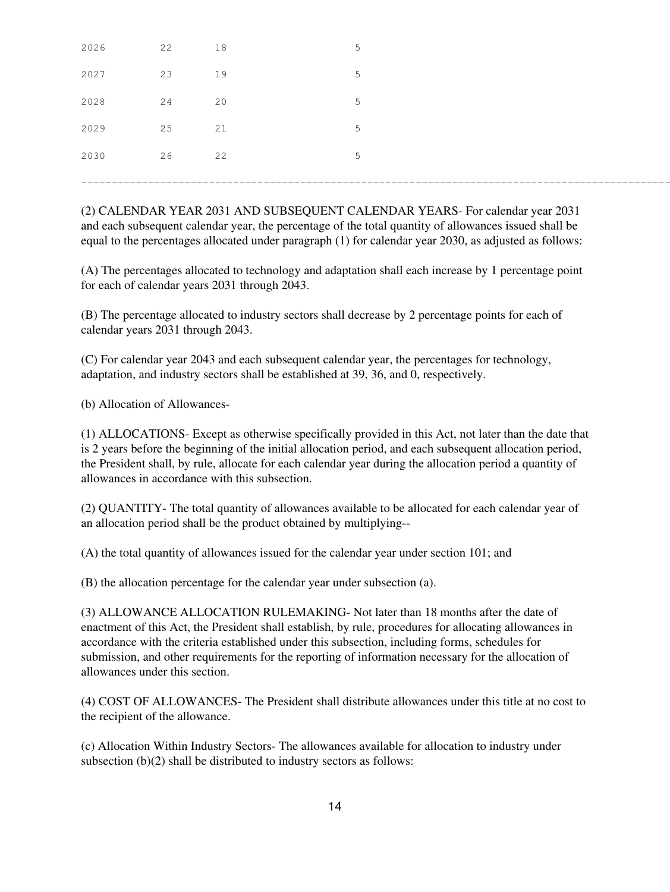| | | | |
|---|---|---|---|
| 2026 | 22 | 18 | 5 |
| 2027 | 23 | 19 | 5 |
| 2028 | 24 | 20 | 5 |
| 2029 | 25 | 21 | 5 |
| 2030 | 26 | 22 | 5 |

(2) CALENDAR YEAR 2031 AND SUBSEQUENT CALENDAR YEARS- For calendar year 2031 and each subsequent calendar year, the percentage of the total quantity of allowances issued shall be equal to the percentages allocated under paragraph (1) for calendar year 2030, as adjusted as follows:

(A) The percentages allocated to technology and adaptation shall each increase by 1 percentage point for each of calendar years 2031 through 2043.

(B) The percentage allocated to industry sectors shall decrease by 2 percentage points for each of calendar years 2031 through 2043.

(C) For calendar year 2043 and each subsequent calendar year, the percentages for technology, adaptation, and industry sectors shall be established at 39, 36, and 0, respectively.

(b) Allocation of Allowances-

(1) ALLOCATIONS- Except as otherwise specifically provided in this Act, not later than the date that is 2 years before the beginning of the initial allocation period, and each subsequent allocation period, the President shall, by rule, allocate for each calendar year during the allocation period a quantity of allowances in accordance with this subsection.

(2) QUANTITY- The total quantity of allowances available to be allocated for each calendar year of an allocation period shall be the product obtained by multiplying--

(A) the total quantity of allowances issued for the calendar year under section 101; and

(B) the allocation percentage for the calendar year under subsection (a).

(3) ALLOWANCE ALLOCATION RULEMAKING- Not later than 18 months after the date of enactment of this Act, the President shall establish, by rule, procedures for allocating allowances in accordance with the criteria established under this subsection, including forms, schedules for submission, and other requirements for the reporting of information necessary for the allocation of allowances under this section.

(4) COST OF ALLOWANCES- The President shall distribute allowances under this title at no cost to the recipient of the allowance.

(c) Allocation Within Industry Sectors- The allowances available for allocation to industry under subsection (b)(2) shall be distributed to industry sectors as follows: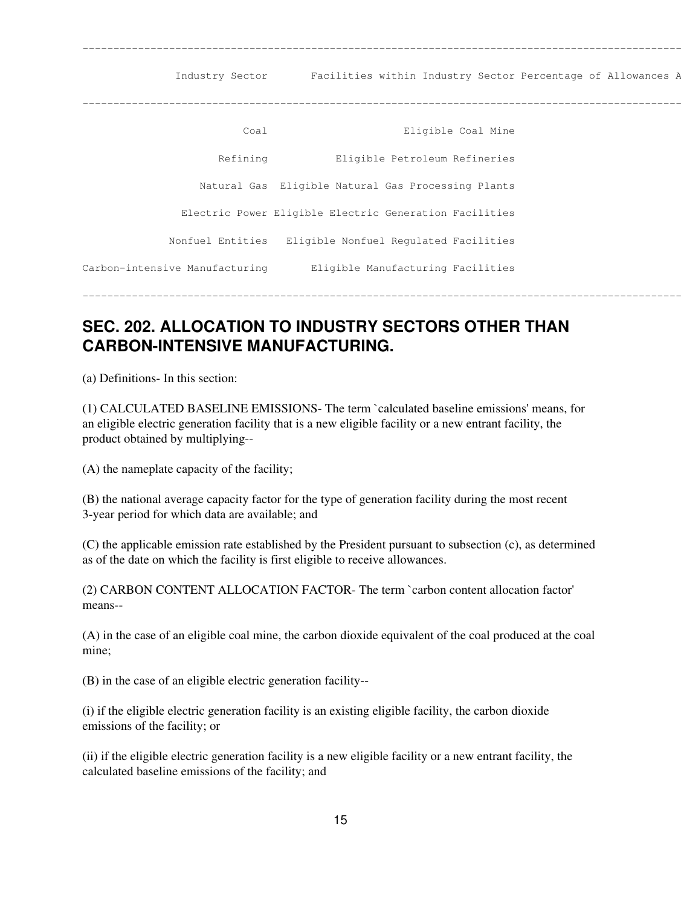| Industry Sector | Facilities within Industry Sector | Percentage of Allowances A |
|---|---|---|
| Coal | Eligible Coal Mine | |
| Refining | Eligible Petroleum Refineries | |
| Natural Gas | Eligible Natural Gas Processing Plants | |
| Electric Power | Eligible Electric Generation Facilities | |
| Nonfuel Entities | Eligible Nonfuel Regulated Facilities | |
| Carbon-intensive Manufacturing | Eligible Manufacturing Facilities | |

## SEC. 202. ALLOCATION TO INDUSTRY SECTORS OTHER THAN CARBON-INTENSIVE MANUFACTURING.

(a) Definitions- In this section:

(1) CALCULATED BASELINE EMISSIONS- The term `calculated baseline emissions' means, for an eligible electric generation facility that is a new eligible facility or a new entrant facility, the product obtained by multiplying--

(A) the nameplate capacity of the facility;

(B) the national average capacity factor for the type of generation facility during the most recent 3-year period for which data are available; and

(C) the applicable emission rate established by the President pursuant to subsection (c), as determined as of the date on which the facility is first eligible to receive allowances.

(2) CARBON CONTENT ALLOCATION FACTOR- The term `carbon content allocation factor' means--

(A) in the case of an eligible coal mine, the carbon dioxide equivalent of the coal produced at the coal mine;

(B) in the case of an eligible electric generation facility--

(i) if the eligible electric generation facility is an existing eligible facility, the carbon dioxide emissions of the facility; or

(ii) if the eligible electric generation facility is a new eligible facility or a new entrant facility, the calculated baseline emissions of the facility; and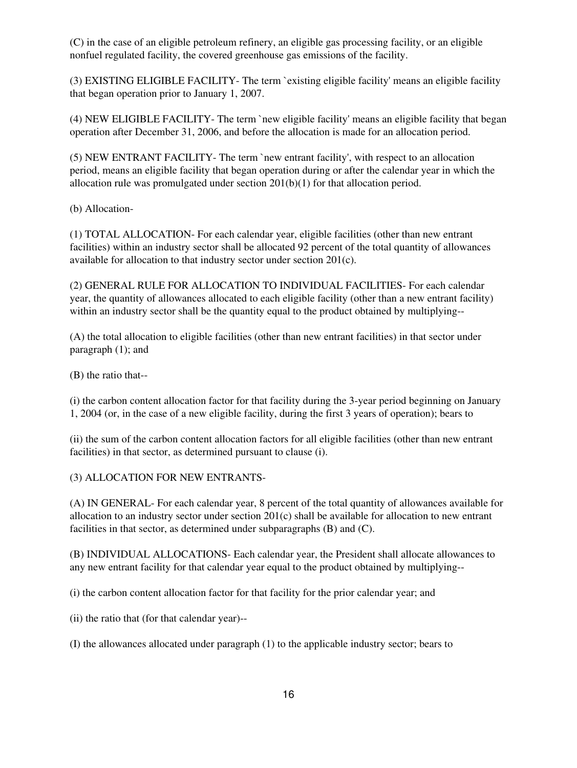(C) in the case of an eligible petroleum refinery, an eligible gas processing facility, or an eligible nonfuel regulated facility, the covered greenhouse gas emissions of the facility.

(3) EXISTING ELIGIBLE FACILITY- The term `existing eligible facility' means an eligible facility that began operation prior to January 1, 2007.

(4) NEW ELIGIBLE FACILITY- The term `new eligible facility' means an eligible facility that began operation after December 31, 2006, and before the allocation is made for an allocation period.

(5) NEW ENTRANT FACILITY- The term `new entrant facility', with respect to an allocation period, means an eligible facility that began operation during or after the calendar year in which the allocation rule was promulgated under section 201(b)(1) for that allocation period.

(b) Allocation-

(1) TOTAL ALLOCATION- For each calendar year, eligible facilities (other than new entrant facilities) within an industry sector shall be allocated 92 percent of the total quantity of allowances available for allocation to that industry sector under section 201(c).

(2) GENERAL RULE FOR ALLOCATION TO INDIVIDUAL FACILITIES- For each calendar year, the quantity of allowances allocated to each eligible facility (other than a new entrant facility) within an industry sector shall be the quantity equal to the product obtained by multiplying--

(A) the total allocation to eligible facilities (other than new entrant facilities) in that sector under paragraph (1); and

(B) the ratio that--

(i) the carbon content allocation factor for that facility during the 3-year period beginning on January 1, 2004 (or, in the case of a new eligible facility, during the first 3 years of operation); bears to

(ii) the sum of the carbon content allocation factors for all eligible facilities (other than new entrant facilities) in that sector, as determined pursuant to clause (i).

(3) ALLOCATION FOR NEW ENTRANTS-

(A) IN GENERAL- For each calendar year, 8 percent of the total quantity of allowances available for allocation to an industry sector under section 201(c) shall be available for allocation to new entrant facilities in that sector, as determined under subparagraphs (B) and (C).

(B) INDIVIDUAL ALLOCATIONS- Each calendar year, the President shall allocate allowances to any new entrant facility for that calendar year equal to the product obtained by multiplying--

(i) the carbon content allocation factor for that facility for the prior calendar year; and

(ii) the ratio that (for that calendar year)--

(I) the allowances allocated under paragraph (1) to the applicable industry sector; bears to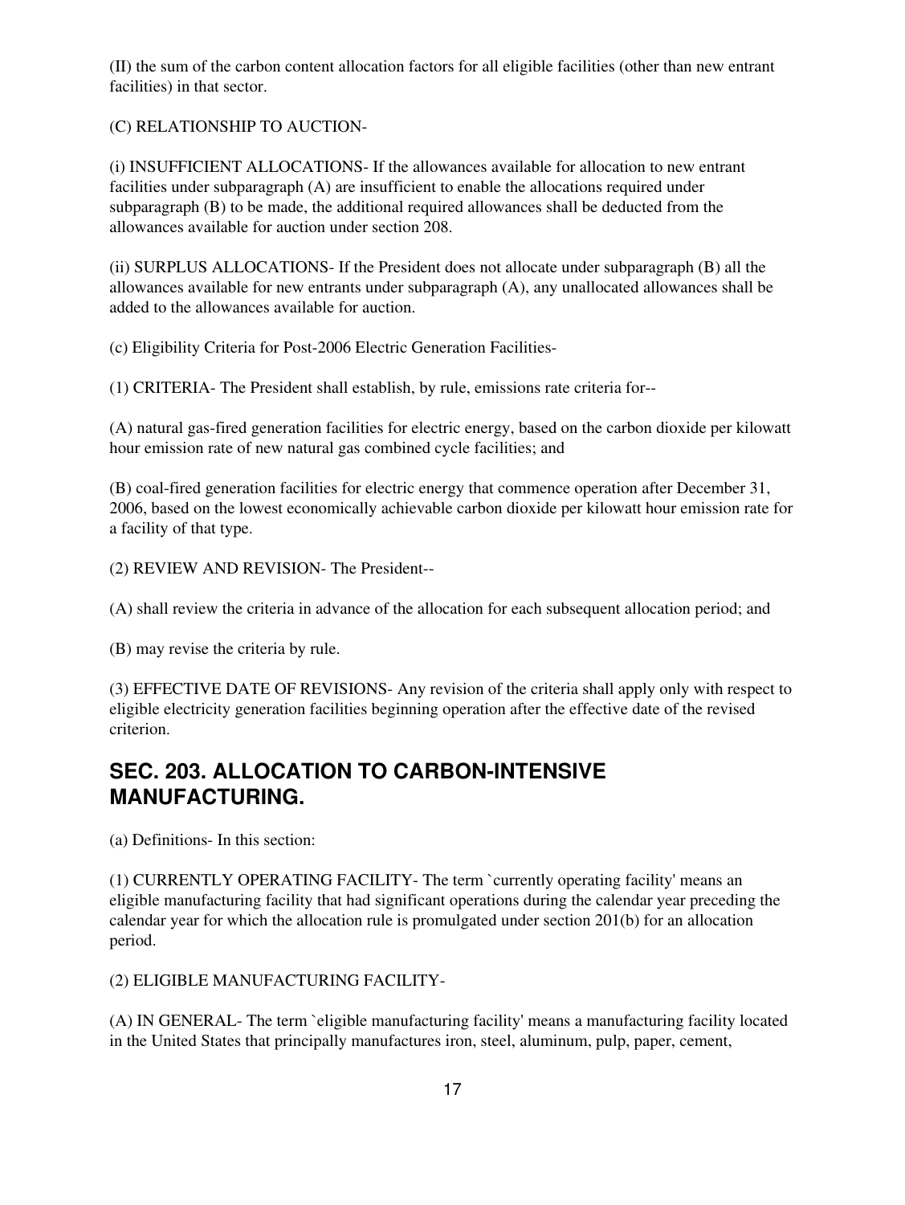(II) the sum of the carbon content allocation factors for all eligible facilities (other than new entrant facilities) in that sector.

(C) RELATIONSHIP TO AUCTION-

(i) INSUFFICIENT ALLOCATIONS- If the allowances available for allocation to new entrant facilities under subparagraph (A) are insufficient to enable the allocations required under subparagraph (B) to be made, the additional required allowances shall be deducted from the allowances available for auction under section 208.

(ii) SURPLUS ALLOCATIONS- If the President does not allocate under subparagraph (B) all the allowances available for new entrants under subparagraph (A), any unallocated allowances shall be added to the allowances available for auction.

(c) Eligibility Criteria for Post-2006 Electric Generation Facilities-

(1) CRITERIA- The President shall establish, by rule, emissions rate criteria for--

(A) natural gas-fired generation facilities for electric energy, based on the carbon dioxide per kilowatt hour emission rate of new natural gas combined cycle facilities; and

(B) coal-fired generation facilities for electric energy that commence operation after December 31, 2006, based on the lowest economically achievable carbon dioxide per kilowatt hour emission rate for a facility of that type.

(2) REVIEW AND REVISION- The President--

(A) shall review the criteria in advance of the allocation for each subsequent allocation period; and

(B) may revise the criteria by rule.

(3) EFFECTIVE DATE OF REVISIONS- Any revision of the criteria shall apply only with respect to eligible electricity generation facilities beginning operation after the effective date of the revised criterion.

## SEC. 203. ALLOCATION TO CARBON-INTENSIVE MANUFACTURING.

(a) Definitions- In this section:

(1) CURRENTLY OPERATING FACILITY- The term `currently operating facility' means an eligible manufacturing facility that had significant operations during the calendar year preceding the calendar year for which the allocation rule is promulgated under section 201(b) for an allocation period.

(2) ELIGIBLE MANUFACTURING FACILITY-

(A) IN GENERAL- The term `eligible manufacturing facility' means a manufacturing facility located in the United States that principally manufactures iron, steel, aluminum, pulp, paper, cement,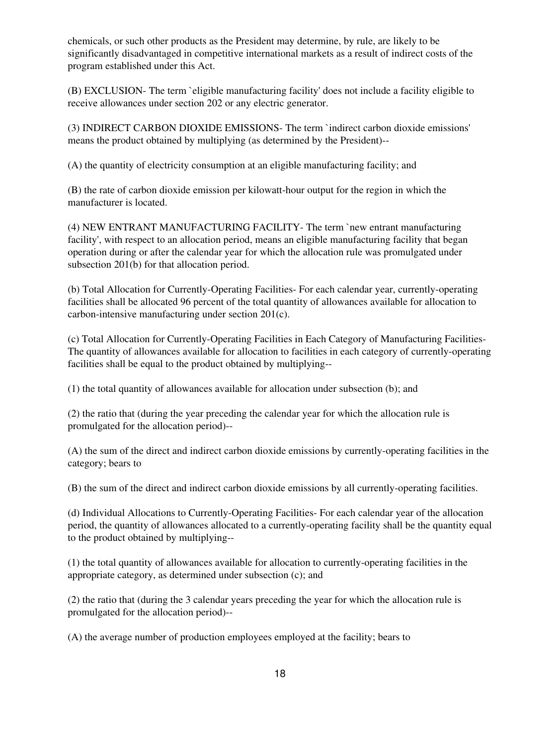chemicals, or such other products as the President may determine, by rule, are likely to be significantly disadvantaged in competitive international markets as a result of indirect costs of the program established under this Act.

(B) EXCLUSION- The term `eligible manufacturing facility' does not include a facility eligible to receive allowances under section 202 or any electric generator.

(3) INDIRECT CARBON DIOXIDE EMISSIONS- The term `indirect carbon dioxide emissions' means the product obtained by multiplying (as determined by the President)--

(A) the quantity of electricity consumption at an eligible manufacturing facility; and

(B) the rate of carbon dioxide emission per kilowatt-hour output for the region in which the manufacturer is located.

(4) NEW ENTRANT MANUFACTURING FACILITY- The term `new entrant manufacturing facility', with respect to an allocation period, means an eligible manufacturing facility that began operation during or after the calendar year for which the allocation rule was promulgated under subsection 201(b) for that allocation period.

(b) Total Allocation for Currently-Operating Facilities- For each calendar year, currently-operating facilities shall be allocated 96 percent of the total quantity of allowances available for allocation to carbon-intensive manufacturing under section 201(c).

(c) Total Allocation for Currently-Operating Facilities in Each Category of Manufacturing Facilities- The quantity of allowances available for allocation to facilities in each category of currently-operating facilities shall be equal to the product obtained by multiplying--

(1) the total quantity of allowances available for allocation under subsection (b); and

(2) the ratio that (during the year preceding the calendar year for which the allocation rule is promulgated for the allocation period)--

(A) the sum of the direct and indirect carbon dioxide emissions by currently-operating facilities in the category; bears to

(B) the sum of the direct and indirect carbon dioxide emissions by all currently-operating facilities.

(d) Individual Allocations to Currently-Operating Facilities- For each calendar year of the allocation period, the quantity of allowances allocated to a currently-operating facility shall be the quantity equal to the product obtained by multiplying--

(1) the total quantity of allowances available for allocation to currently-operating facilities in the appropriate category, as determined under subsection (c); and

(2) the ratio that (during the 3 calendar years preceding the year for which the allocation rule is promulgated for the allocation period)--

(A) the average number of production employees employed at the facility; bears to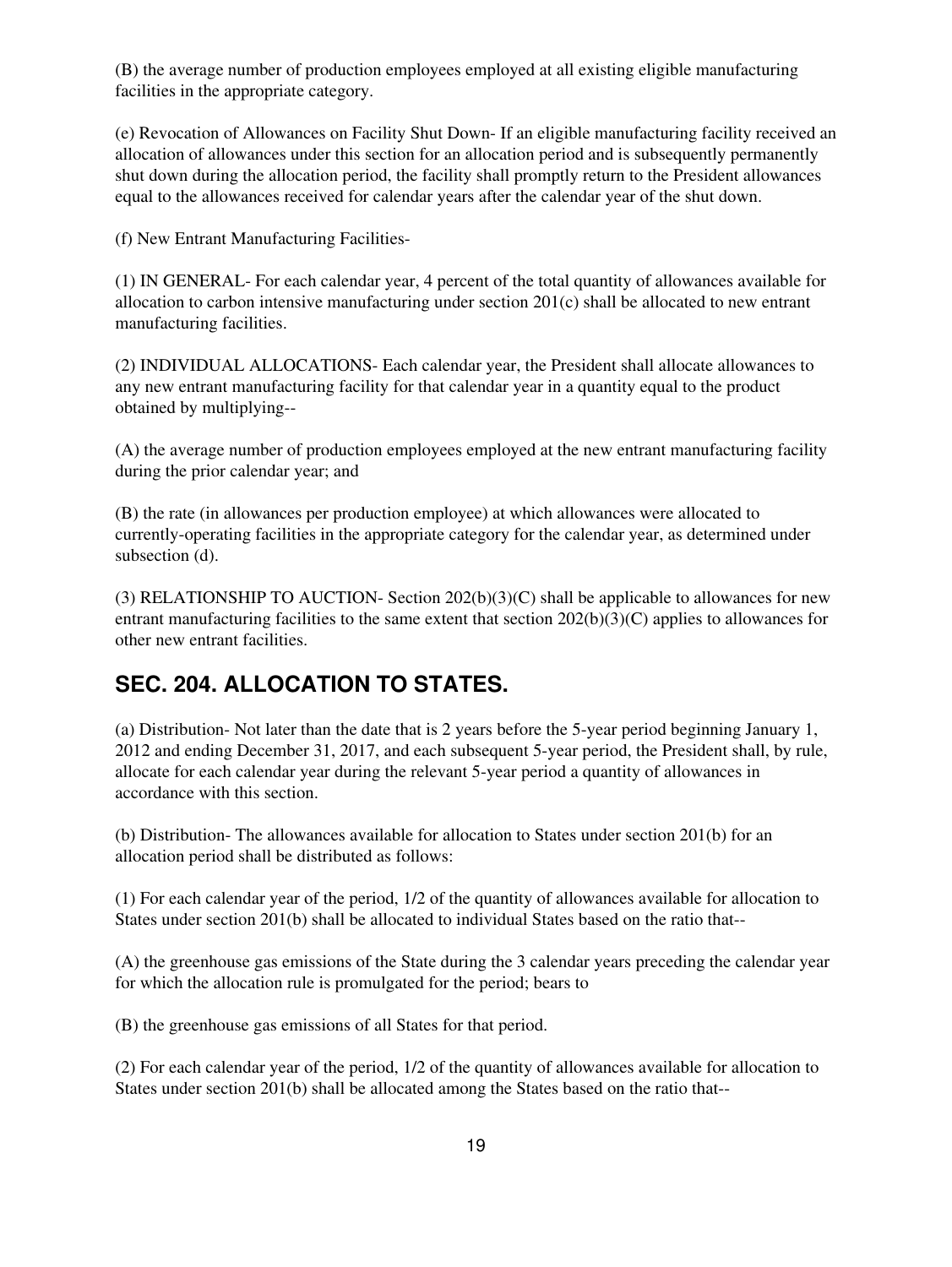(B) the average number of production employees employed at all existing eligible manufacturing facilities in the appropriate category.

(e) Revocation of Allowances on Facility Shut Down- If an eligible manufacturing facility received an allocation of allowances under this section for an allocation period and is subsequently permanently shut down during the allocation period, the facility shall promptly return to the President allowances equal to the allowances received for calendar years after the calendar year of the shut down.

(f) New Entrant Manufacturing Facilities-

(1) IN GENERAL- For each calendar year, 4 percent of the total quantity of allowances available for allocation to carbon intensive manufacturing under section 201(c) shall be allocated to new entrant manufacturing facilities.

(2) INDIVIDUAL ALLOCATIONS- Each calendar year, the President shall allocate allowances to any new entrant manufacturing facility for that calendar year in a quantity equal to the product obtained by multiplying--

(A) the average number of production employees employed at the new entrant manufacturing facility during the prior calendar year; and

(B) the rate (in allowances per production employee) at which allowances were allocated to currently-operating facilities in the appropriate category for the calendar year, as determined under subsection (d).

(3) RELATIONSHIP TO AUCTION- Section 202(b)(3)(C) shall be applicable to allowances for new entrant manufacturing facilities to the same extent that section 202(b)(3)(C) applies to allowances for other new entrant facilities.

## SEC. 204. ALLOCATION TO STATES.

(a) Distribution- Not later than the date that is 2 years before the 5-year period beginning January 1, 2012 and ending December 31, 2017, and each subsequent 5-year period, the President shall, by rule, allocate for each calendar year during the relevant 5-year period a quantity of allowances in accordance with this section.

(b) Distribution- The allowances available for allocation to States under section 201(b) for an allocation period shall be distributed as follows:

(1) For each calendar year of the period, 1/2 of the quantity of allowances available for allocation to States under section 201(b) shall be allocated to individual States based on the ratio that--

(A) the greenhouse gas emissions of the State during the 3 calendar years preceding the calendar year for which the allocation rule is promulgated for the period; bears to

(B) the greenhouse gas emissions of all States for that period.

(2) For each calendar year of the period, 1/2 of the quantity of allowances available for allocation to States under section 201(b) shall be allocated among the States based on the ratio that--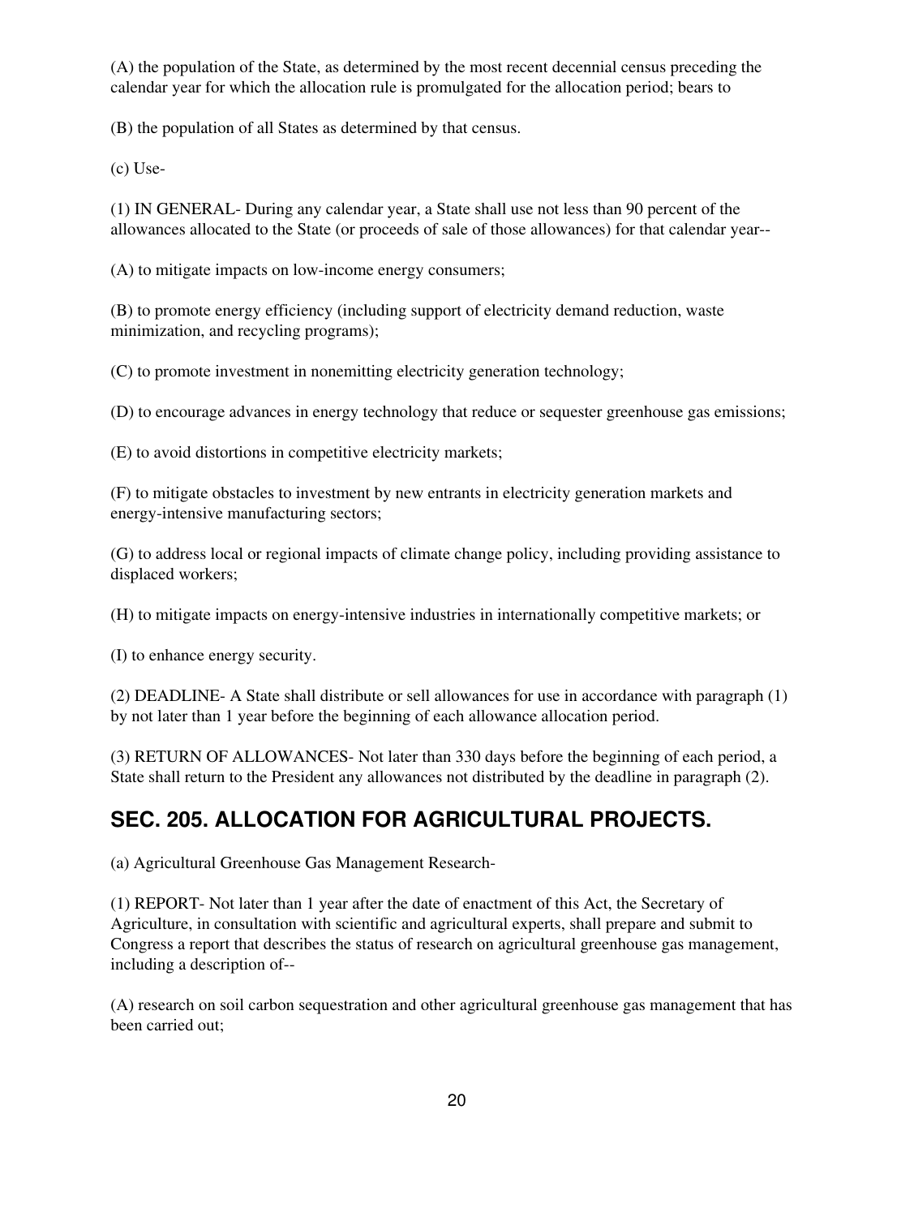(A) the population of the State, as determined by the most recent decennial census preceding the calendar year for which the allocation rule is promulgated for the allocation period; bears to

(B) the population of all States as determined by that census.

(c) Use-

(1) IN GENERAL- During any calendar year, a State shall use not less than 90 percent of the allowances allocated to the State (or proceeds of sale of those allowances) for that calendar year--

(A) to mitigate impacts on low-income energy consumers;

(B) to promote energy efficiency (including support of electricity demand reduction, waste minimization, and recycling programs);

(C) to promote investment in nonemitting electricity generation technology;

(D) to encourage advances in energy technology that reduce or sequester greenhouse gas emissions;

(E) to avoid distortions in competitive electricity markets;

(F) to mitigate obstacles to investment by new entrants in electricity generation markets and energy-intensive manufacturing sectors;

(G) to address local or regional impacts of climate change policy, including providing assistance to displaced workers;

(H) to mitigate impacts on energy-intensive industries in internationally competitive markets; or

(I) to enhance energy security.

(2) DEADLINE- A State shall distribute or sell allowances for use in accordance with paragraph (1) by not later than 1 year before the beginning of each allowance allocation period.

(3) RETURN OF ALLOWANCES- Not later than 330 days before the beginning of each period, a State shall return to the President any allowances not distributed by the deadline in paragraph (2).

## SEC. 205. ALLOCATION FOR AGRICULTURAL PROJECTS.

(a) Agricultural Greenhouse Gas Management Research-

(1) REPORT- Not later than 1 year after the date of enactment of this Act, the Secretary of Agriculture, in consultation with scientific and agricultural experts, shall prepare and submit to Congress a report that describes the status of research on agricultural greenhouse gas management, including a description of--

(A) research on soil carbon sequestration and other agricultural greenhouse gas management that has been carried out;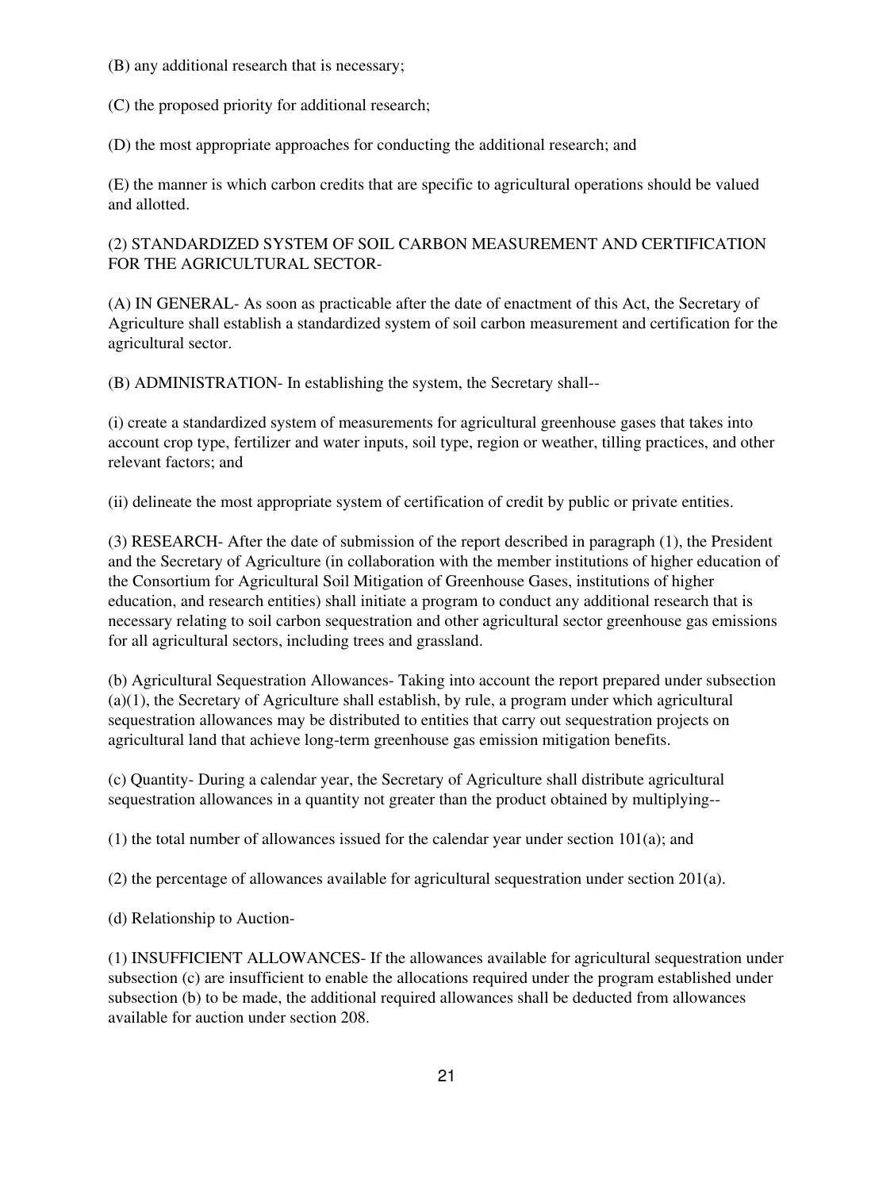(B) any additional research that is necessary;

(C) the proposed priority for additional research;

(D) the most appropriate approaches for conducting the additional research; and

(E) the manner is which carbon credits that are specific to agricultural operations should be valued and allotted.

(2) STANDARDIZED SYSTEM OF SOIL CARBON MEASUREMENT AND CERTIFICATION FOR THE AGRICULTURAL SECTOR-

(A) IN GENERAL- As soon as practicable after the date of enactment of this Act, the Secretary of Agriculture shall establish a standardized system of soil carbon measurement and certification for the agricultural sector.

(B) ADMINISTRATION- In establishing the system, the Secretary shall--

(i) create a standardized system of measurements for agricultural greenhouse gases that takes into account crop type, fertilizer and water inputs, soil type, region or weather, tilling practices, and other relevant factors; and

(ii) delineate the most appropriate system of certification of credit by public or private entities.

(3) RESEARCH- After the date of submission of the report described in paragraph (1), the President and the Secretary of Agriculture (in collaboration with the member institutions of higher education of the Consortium for Agricultural Soil Mitigation of Greenhouse Gases, institutions of higher education, and research entities) shall initiate a program to conduct any additional research that is necessary relating to soil carbon sequestration and other agricultural sector greenhouse gas emissions for all agricultural sectors, including trees and grassland.

(b) Agricultural Sequestration Allowances- Taking into account the report prepared under subsection (a)(1), the Secretary of Agriculture shall establish, by rule, a program under which agricultural sequestration allowances may be distributed to entities that carry out sequestration projects on agricultural land that achieve long-term greenhouse gas emission mitigation benefits.

(c) Quantity- During a calendar year, the Secretary of Agriculture shall distribute agricultural sequestration allowances in a quantity not greater than the product obtained by multiplying--

(1) the total number of allowances issued for the calendar year under section 101(a); and

(2) the percentage of allowances available for agricultural sequestration under section 201(a).

(d) Relationship to Auction-

(1) INSUFFICIENT ALLOWANCES- If the allowances available for agricultural sequestration under subsection (c) are insufficient to enable the allocations required under the program established under subsection (b) to be made, the additional required allowances shall be deducted from allowances available for auction under section 208.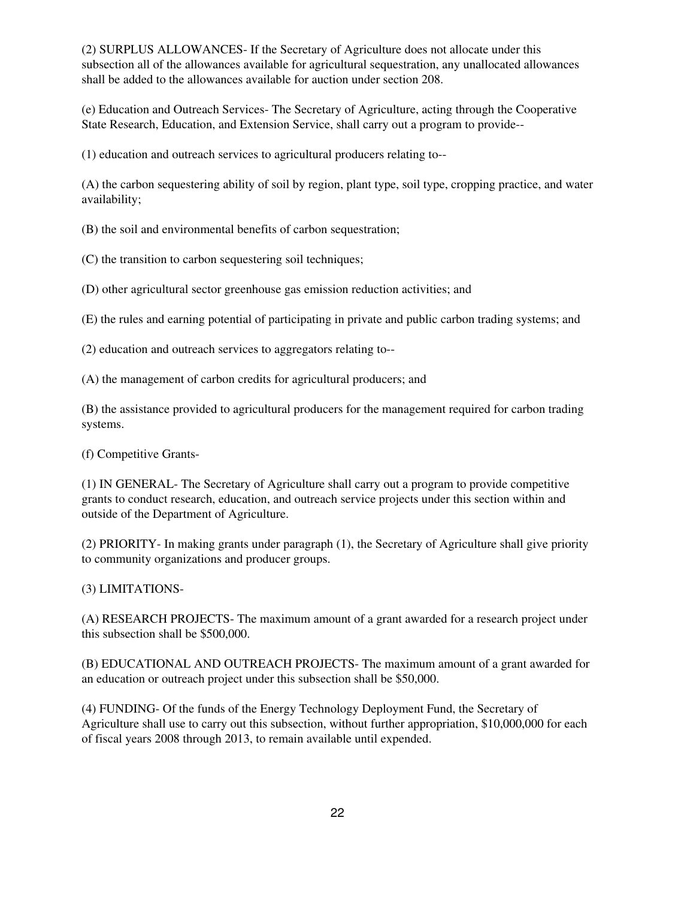(2) SURPLUS ALLOWANCES- If the Secretary of Agriculture does not allocate under this subsection all of the allowances available for agricultural sequestration, any unallocated allowances shall be added to the allowances available for auction under section 208.

(e) Education and Outreach Services- The Secretary of Agriculture, acting through the Cooperative State Research, Education, and Extension Service, shall carry out a program to provide--

(1) education and outreach services to agricultural producers relating to--

(A) the carbon sequestering ability of soil by region, plant type, soil type, cropping practice, and water availability;

(B) the soil and environmental benefits of carbon sequestration;

(C) the transition to carbon sequestering soil techniques;

(D) other agricultural sector greenhouse gas emission reduction activities; and

(E) the rules and earning potential of participating in private and public carbon trading systems; and

(2) education and outreach services to aggregators relating to--

(A) the management of carbon credits for agricultural producers; and

(B) the assistance provided to agricultural producers for the management required for carbon trading systems.

(f) Competitive Grants-

(1) IN GENERAL- The Secretary of Agriculture shall carry out a program to provide competitive grants to conduct research, education, and outreach service projects under this section within and outside of the Department of Agriculture.

(2) PRIORITY- In making grants under paragraph (1), the Secretary of Agriculture shall give priority to community organizations and producer groups.

(3) LIMITATIONS-

(A) RESEARCH PROJECTS- The maximum amount of a grant awarded for a research project under this subsection shall be $500,000.

(B) EDUCATIONAL AND OUTREACH PROJECTS- The maximum amount of a grant awarded for an education or outreach project under this subsection shall be $50,000.

(4) FUNDING- Of the funds of the Energy Technology Deployment Fund, the Secretary of Agriculture shall use to carry out this subsection, without further appropriation, $10,000,000 for each of fiscal years 2008 through 2013, to remain available until expended.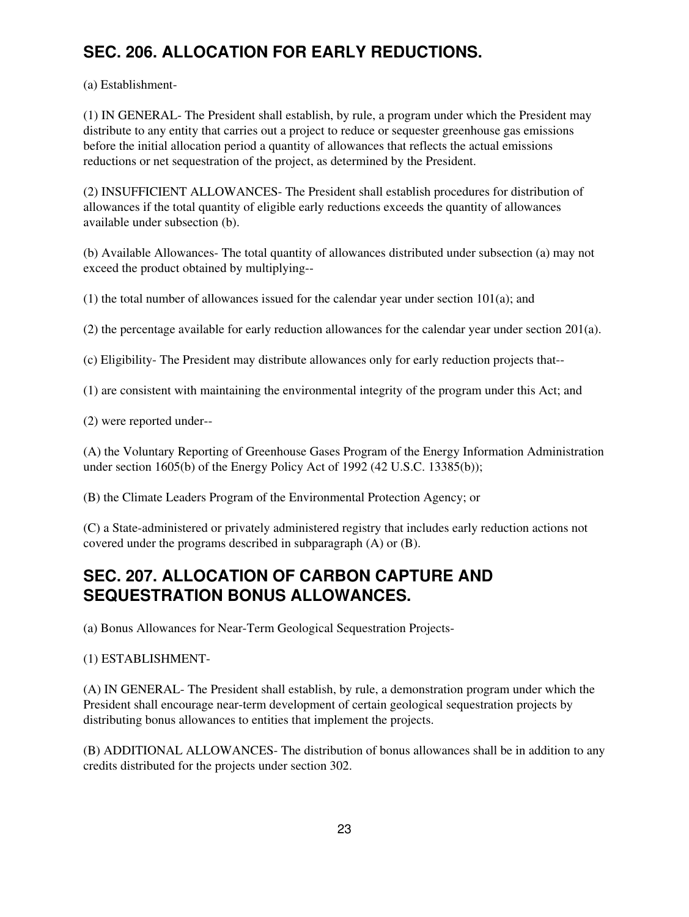## SEC. 206. ALLOCATION FOR EARLY REDUCTIONS.

(a) Establishment-

(1) IN GENERAL- The President shall establish, by rule, a program under which the President may distribute to any entity that carries out a project to reduce or sequester greenhouse gas emissions before the initial allocation period a quantity of allowances that reflects the actual emissions reductions or net sequestration of the project, as determined by the President.

(2) INSUFFICIENT ALLOWANCES- The President shall establish procedures for distribution of allowances if the total quantity of eligible early reductions exceeds the quantity of allowances available under subsection (b).

(b) Available Allowances- The total quantity of allowances distributed under subsection (a) may not exceed the product obtained by multiplying--

(1) the total number of allowances issued for the calendar year under section 101(a); and

(2) the percentage available for early reduction allowances for the calendar year under section 201(a).

(c) Eligibility- The President may distribute allowances only for early reduction projects that--

(1) are consistent with maintaining the environmental integrity of the program under this Act; and

(2) were reported under--

(A) the Voluntary Reporting of Greenhouse Gases Program of the Energy Information Administration under section 1605(b) of the Energy Policy Act of 1992 (42 U.S.C. 13385(b));

(B) the Climate Leaders Program of the Environmental Protection Agency; or

(C) a State-administered or privately administered registry that includes early reduction actions not covered under the programs described in subparagraph (A) or (B).

## SEC. 207. ALLOCATION OF CARBON CAPTURE AND SEQUESTRATION BONUS ALLOWANCES.

(a) Bonus Allowances for Near-Term Geological Sequestration Projects-

(1) ESTABLISHMENT-

(A) IN GENERAL- The President shall establish, by rule, a demonstration program under which the President shall encourage near-term development of certain geological sequestration projects by distributing bonus allowances to entities that implement the projects.

(B) ADDITIONAL ALLOWANCES- The distribution of bonus allowances shall be in addition to any credits distributed for the projects under section 302.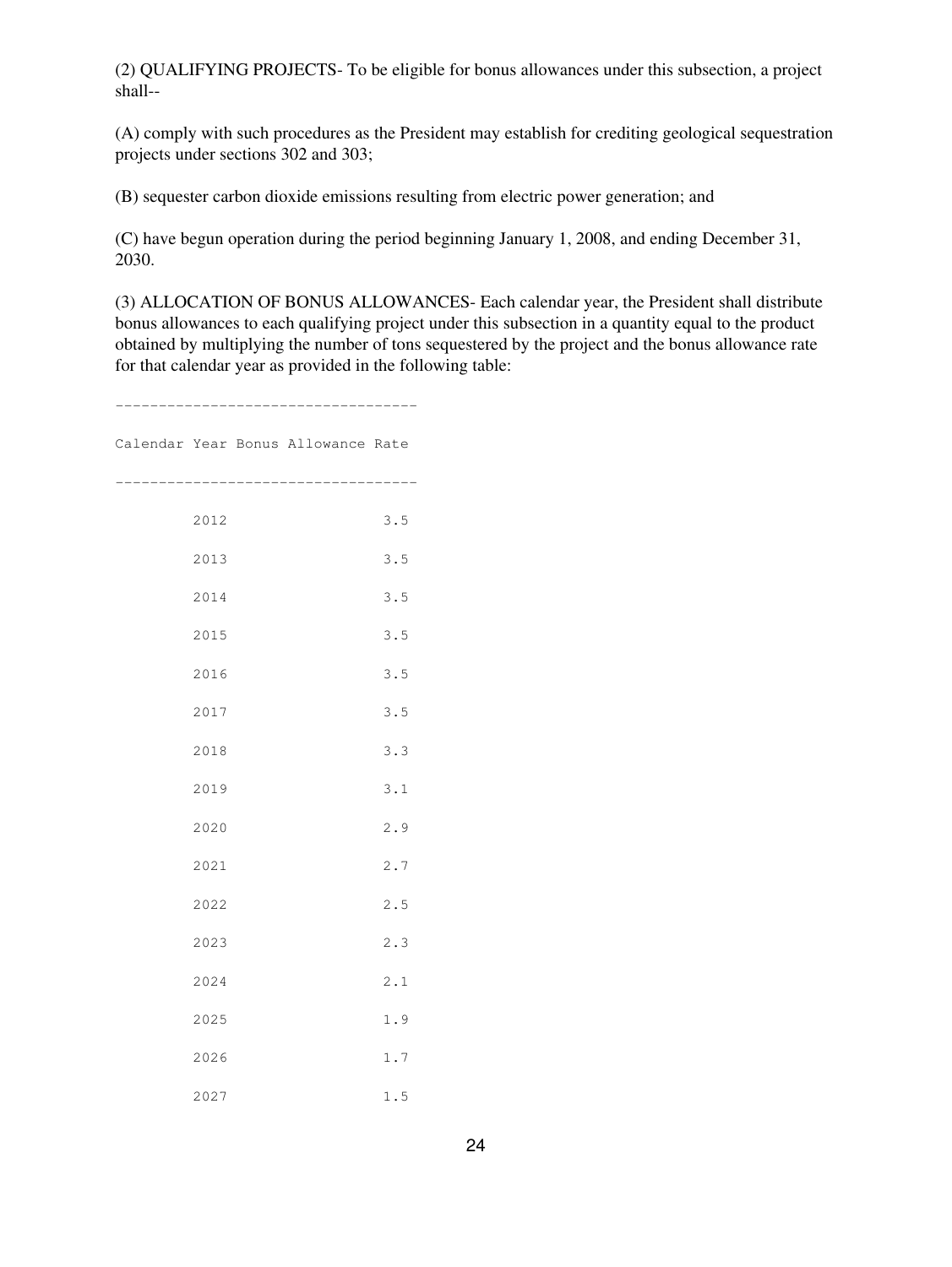(2) QUALIFYING PROJECTS- To be eligible for bonus allowances under this subsection, a project shall--

(A) comply with such procedures as the President may establish for crediting geological sequestration projects under sections 302 and 303;

(B) sequester carbon dioxide emissions resulting from electric power generation; and

(C) have begun operation during the period beginning January 1, 2008, and ending December 31, 2030.

(3) ALLOCATION OF BONUS ALLOWANCES- Each calendar year, the President shall distribute bonus allowances to each qualifying project under this subsection in a quantity equal to the product obtained by multiplying the number of tons sequestered by the project and the bonus allowance rate for that calendar year as provided in the following table:

| Calendar Year | Bonus Allowance Rate |
|---|---|
| 2012 | 3.5 |
| 2013 | 3.5 |
| 2014 | 3.5 |
| 2015 | 3.5 |
| 2016 | 3.5 |
| 2017 | 3.5 |
| 2018 | 3.3 |
| 2019 | 3.1 |
| 2020 | 2.9 |
| 2021 | 2.7 |
| 2022 | 2.5 |
| 2023 | 2.3 |
| 2024 | 2.1 |
| 2025 | 1.9 |
| 2026 | 1.7 |
| 2027 | 1.5 |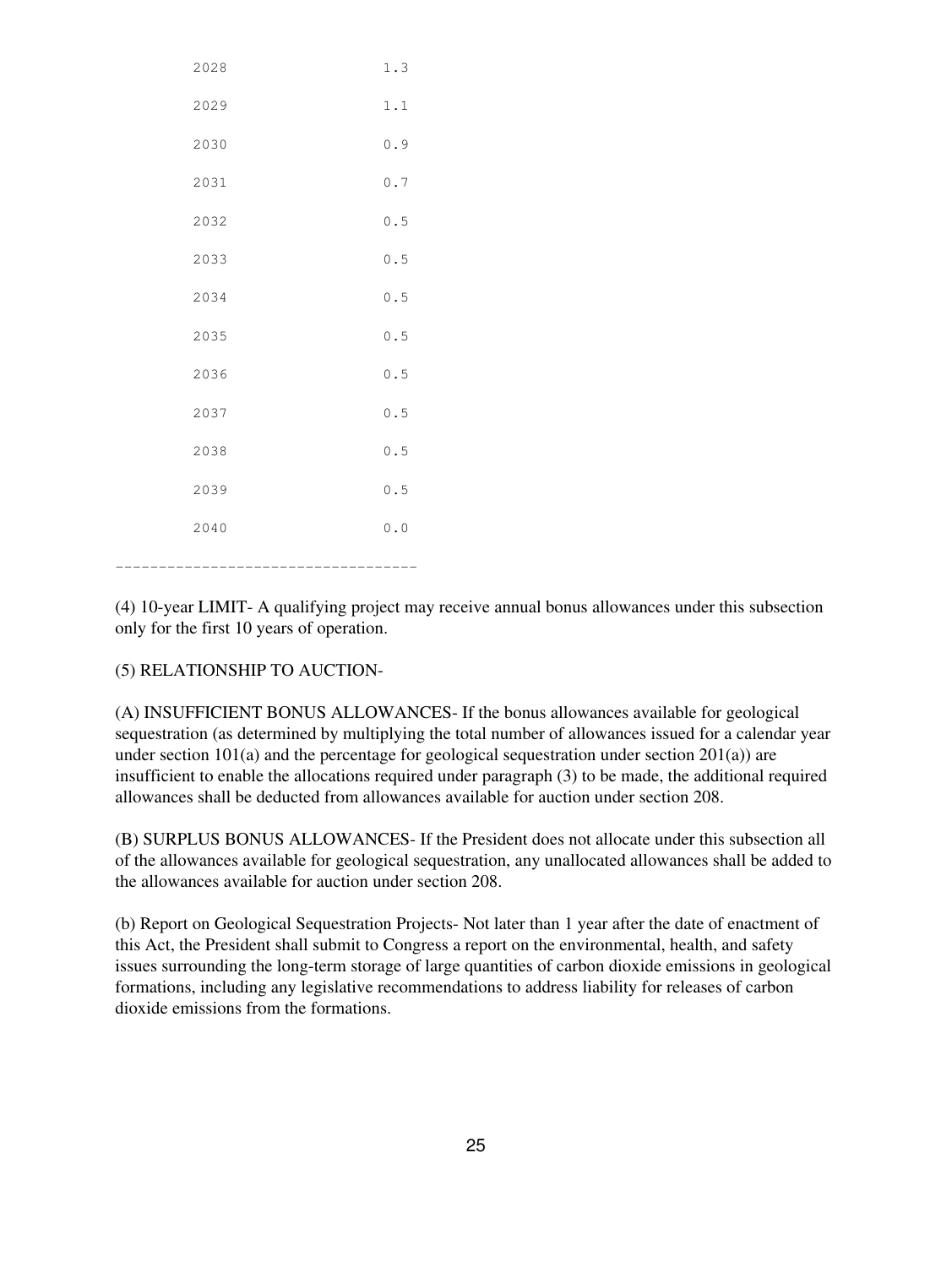| | |
|---|---|
| 2028 | 1.3 |
| 2029 | 1.1 |
| 2030 | 0.9 |
| 2031 | 0.7 |
| 2032 | 0.5 |
| 2033 | 0.5 |
| 2034 | 0.5 |
| 2035 | 0.5 |
| 2036 | 0.5 |
| 2037 | 0.5 |
| 2038 | 0.5 |
| 2039 | 0.5 |
| 2040 | 0.0 |

(4) 10-year LIMIT- A qualifying project may receive annual bonus allowances under this subsection only for the first 10 years of operation.

(5) RELATIONSHIP TO AUCTION-

(A) INSUFFICIENT BONUS ALLOWANCES- If the bonus allowances available for geological sequestration (as determined by multiplying the total number of allowances issued for a calendar year under section 101(a) and the percentage for geological sequestration under section 201(a)) are insufficient to enable the allocations required under paragraph (3) to be made, the additional required allowances shall be deducted from allowances available for auction under section 208.

(B) SURPLUS BONUS ALLOWANCES- If the President does not allocate under this subsection all of the allowances available for geological sequestration, any unallocated allowances shall be added to the allowances available for auction under section 208.

(b) Report on Geological Sequestration Projects- Not later than 1 year after the date of enactment of this Act, the President shall submit to Congress a report on the environmental, health, and safety issues surrounding the long-term storage of large quantities of carbon dioxide emissions in geological formations, including any legislative recommendations to address liability for releases of carbon dioxide emissions from the formations.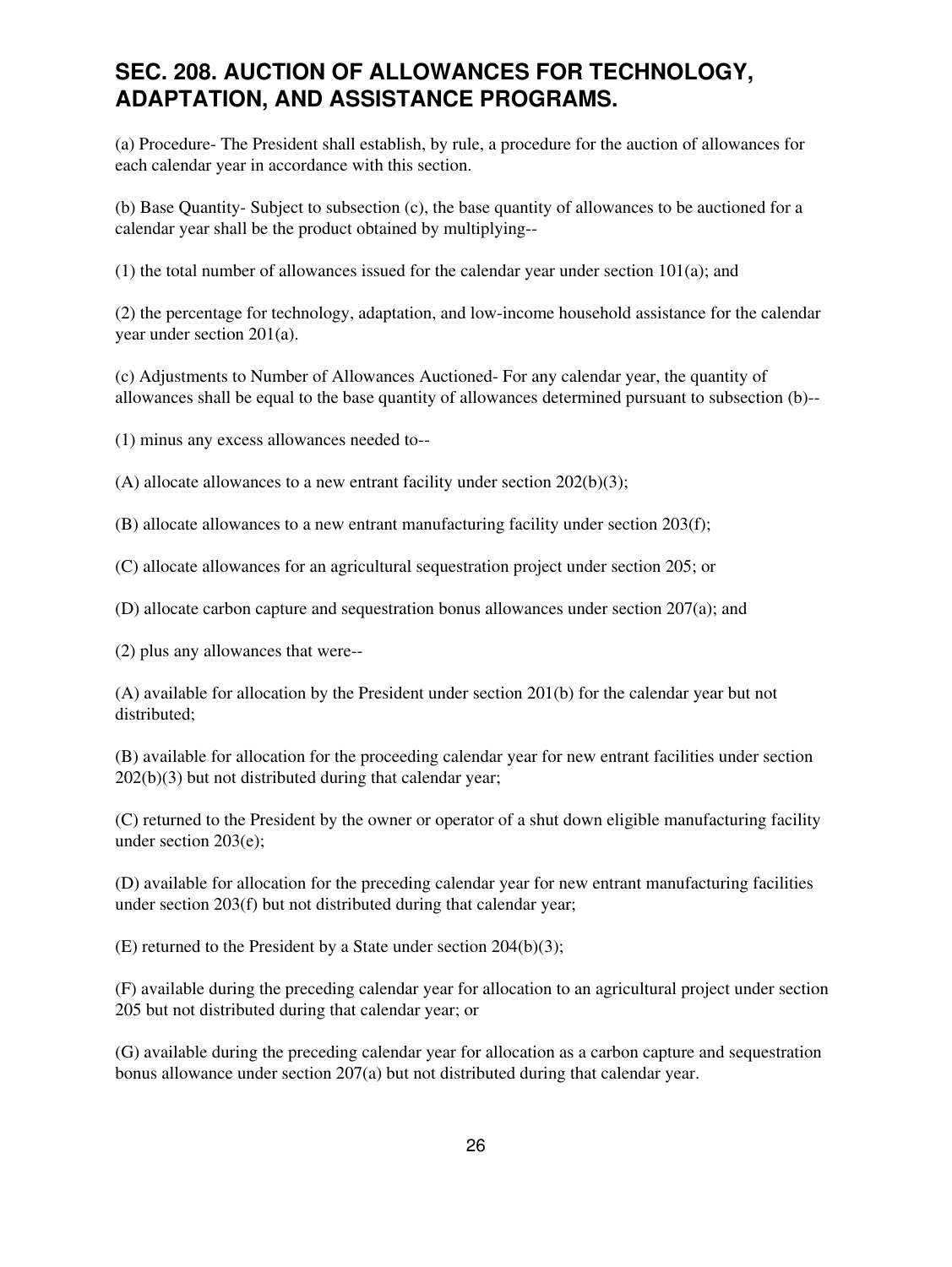## SEC. 208. AUCTION OF ALLOWANCES FOR TECHNOLOGY, ADAPTATION, AND ASSISTANCE PROGRAMS.

(a) Procedure- The President shall establish, by rule, a procedure for the auction of allowances for each calendar year in accordance with this section.

(b) Base Quantity- Subject to subsection (c), the base quantity of allowances to be auctioned for a calendar year shall be the product obtained by multiplying--

(1) the total number of allowances issued for the calendar year under section 101(a); and

(2) the percentage for technology, adaptation, and low-income household assistance for the calendar year under section 201(a).

(c) Adjustments to Number of Allowances Auctioned- For any calendar year, the quantity of allowances shall be equal to the base quantity of allowances determined pursuant to subsection (b)--

(1) minus any excess allowances needed to--

(A) allocate allowances to a new entrant facility under section 202(b)(3);

(B) allocate allowances to a new entrant manufacturing facility under section 203(f);

(C) allocate allowances for an agricultural sequestration project under section 205; or

(D) allocate carbon capture and sequestration bonus allowances under section 207(a); and

(2) plus any allowances that were--

(A) available for allocation by the President under section 201(b) for the calendar year but not distributed;

(B) available for allocation for the proceeding calendar year for new entrant facilities under section 202(b)(3) but not distributed during that calendar year;

(C) returned to the President by the owner or operator of a shut down eligible manufacturing facility under section 203(e);

(D) available for allocation for the preceding calendar year for new entrant manufacturing facilities under section 203(f) but not distributed during that calendar year;

(E) returned to the President by a State under section 204(b)(3);

(F) available during the preceding calendar year for allocation to an agricultural project under section 205 but not distributed during that calendar year; or

(G) available during the preceding calendar year for allocation as a carbon capture and sequestration bonus allowance under section 207(a) but not distributed during that calendar year.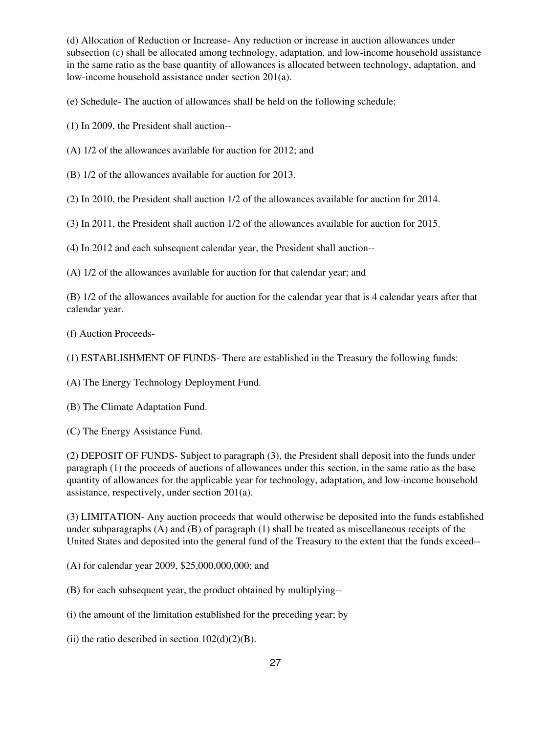(d) Allocation of Reduction or Increase- Any reduction or increase in auction allowances under subsection (c) shall be allocated among technology, adaptation, and low-income household assistance in the same ratio as the base quantity of allowances is allocated between technology, adaptation, and low-income household assistance under section 201(a).

(e) Schedule- The auction of allowances shall be held on the following schedule:

(1) In 2009, the President shall auction--

(A) 1/2 of the allowances available for auction for 2012; and

(B) 1/2 of the allowances available for auction for 2013.

(2) In 2010, the President shall auction 1/2 of the allowances available for auction for 2014.

(3) In 2011, the President shall auction 1/2 of the allowances available for auction for 2015.

(4) In 2012 and each subsequent calendar year, the President shall auction--

(A) 1/2 of the allowances available for auction for that calendar year; and

(B) 1/2 of the allowances available for auction for the calendar year that is 4 calendar years after that calendar year.

(f) Auction Proceeds-

(1) ESTABLISHMENT OF FUNDS- There are established in the Treasury the following funds:

(A) The Energy Technology Deployment Fund.

(B) The Climate Adaptation Fund.

(C) The Energy Assistance Fund.

(2) DEPOSIT OF FUNDS- Subject to paragraph (3), the President shall deposit into the funds under paragraph (1) the proceeds of auctions of allowances under this section, in the same ratio as the base quantity of allowances for the applicable year for technology, adaptation, and low-income household assistance, respectively, under section 201(a).

(3) LIMITATION- Any auction proceeds that would otherwise be deposited into the funds established under subparagraphs (A) and (B) of paragraph (1) shall be treated as miscellaneous receipts of the United States and deposited into the general fund of the Treasury to the extent that the funds exceed--

(A) for calendar year 2009, $25,000,000,000; and

(B) for each subsequent year, the product obtained by multiplying--

(i) the amount of the limitation established for the preceding year; by

(ii) the ratio described in section 102(d)(2)(B).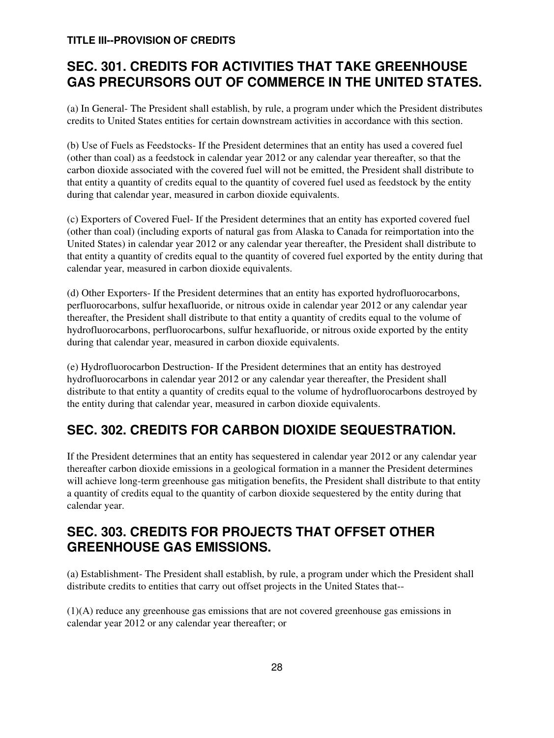**TITLE III--PROVISION OF CREDITS**

## SEC. 301. CREDITS FOR ACTIVITIES THAT TAKE GREENHOUSE GAS PRECURSORS OUT OF COMMERCE IN THE UNITED STATES.

(a) In General- The President shall establish, by rule, a program under which the President distributes credits to United States entities for certain downstream activities in accordance with this section.

(b) Use of Fuels as Feedstocks- If the President determines that an entity has used a covered fuel (other than coal) as a feedstock in calendar year 2012 or any calendar year thereafter, so that the carbon dioxide associated with the covered fuel will not be emitted, the President shall distribute to that entity a quantity of credits equal to the quantity of covered fuel used as feedstock by the entity during that calendar year, measured in carbon dioxide equivalents.

(c) Exporters of Covered Fuel- If the President determines that an entity has exported covered fuel (other than coal) (including exports of natural gas from Alaska to Canada for reimportation into the United States) in calendar year 2012 or any calendar year thereafter, the President shall distribute to that entity a quantity of credits equal to the quantity of covered fuel exported by the entity during that calendar year, measured in carbon dioxide equivalents.

(d) Other Exporters- If the President determines that an entity has exported hydrofluorocarbons, perfluorocarbons, sulfur hexafluoride, or nitrous oxide in calendar year 2012 or any calendar year thereafter, the President shall distribute to that entity a quantity of credits equal to the volume of hydrofluorocarbons, perfluorocarbons, sulfur hexafluoride, or nitrous oxide exported by the entity during that calendar year, measured in carbon dioxide equivalents.

(e) Hydrofluorocarbon Destruction- If the President determines that an entity has destroyed hydrofluorocarbons in calendar year 2012 or any calendar year thereafter, the President shall distribute to that entity a quantity of credits equal to the volume of hydrofluorocarbons destroyed by the entity during that calendar year, measured in carbon dioxide equivalents.

## SEC. 302. CREDITS FOR CARBON DIOXIDE SEQUESTRATION.

If the President determines that an entity has sequestered in calendar year 2012 or any calendar year thereafter carbon dioxide emissions in a geological formation in a manner the President determines will achieve long-term greenhouse gas mitigation benefits, the President shall distribute to that entity a quantity of credits equal to the quantity of carbon dioxide sequestered by the entity during that calendar year.

## SEC. 303. CREDITS FOR PROJECTS THAT OFFSET OTHER GREENHOUSE GAS EMISSIONS.

(a) Establishment- The President shall establish, by rule, a program under which the President shall distribute credits to entities that carry out offset projects in the United States that--

(1)(A) reduce any greenhouse gas emissions that are not covered greenhouse gas emissions in calendar year 2012 or any calendar year thereafter; or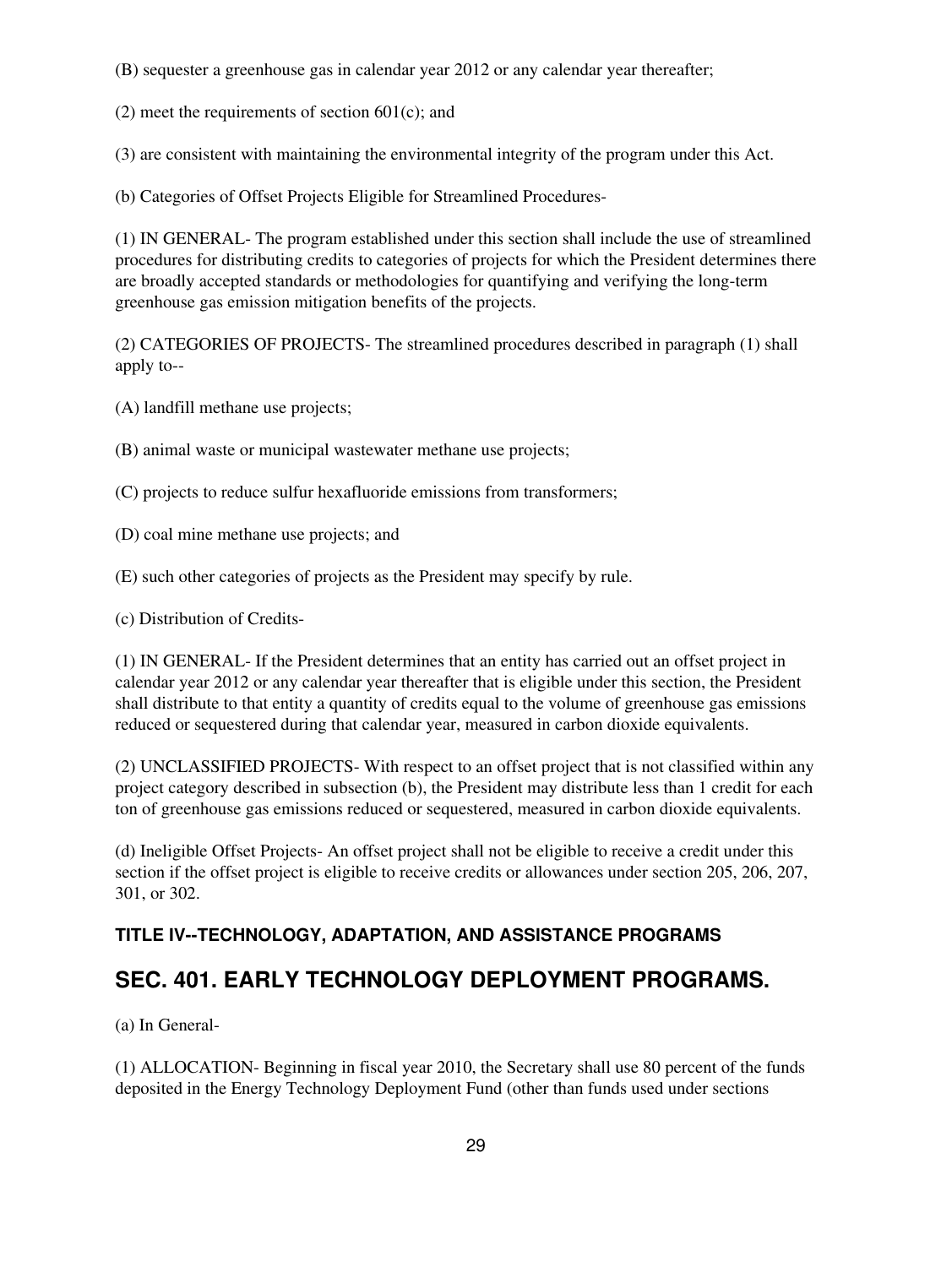(B) sequester a greenhouse gas in calendar year 2012 or any calendar year thereafter;

(2) meet the requirements of section 601(c); and

(3) are consistent with maintaining the environmental integrity of the program under this Act.

(b) Categories of Offset Projects Eligible for Streamlined Procedures-

(1) IN GENERAL- The program established under this section shall include the use of streamlined procedures for distributing credits to categories of projects for which the President determines there are broadly accepted standards or methodologies for quantifying and verifying the long-term greenhouse gas emission mitigation benefits of the projects.

(2) CATEGORIES OF PROJECTS- The streamlined procedures described in paragraph (1) shall apply to--

(A) landfill methane use projects;

(B) animal waste or municipal wastewater methane use projects;

(C) projects to reduce sulfur hexafluoride emissions from transformers;

(D) coal mine methane use projects; and

(E) such other categories of projects as the President may specify by rule.

(c) Distribution of Credits-

(1) IN GENERAL- If the President determines that an entity has carried out an offset project in calendar year 2012 or any calendar year thereafter that is eligible under this section, the President shall distribute to that entity a quantity of credits equal to the volume of greenhouse gas emissions reduced or sequestered during that calendar year, measured in carbon dioxide equivalents.

(2) UNCLASSIFIED PROJECTS- With respect to an offset project that is not classified within any project category described in subsection (b), the President may distribute less than 1 credit for each ton of greenhouse gas emissions reduced or sequestered, measured in carbon dioxide equivalents.

(d) Ineligible Offset Projects- An offset project shall not be eligible to receive a credit under this section if the offset project is eligible to receive credits or allowances under section 205, 206, 207, 301, or 302.

### TITLE IV--TECHNOLOGY, ADAPTATION, AND ASSISTANCE PROGRAMS

## SEC. 401. EARLY TECHNOLOGY DEPLOYMENT PROGRAMS.

(a) In General-

(1) ALLOCATION- Beginning in fiscal year 2010, the Secretary shall use 80 percent of the funds deposited in the Energy Technology Deployment Fund (other than funds used under sections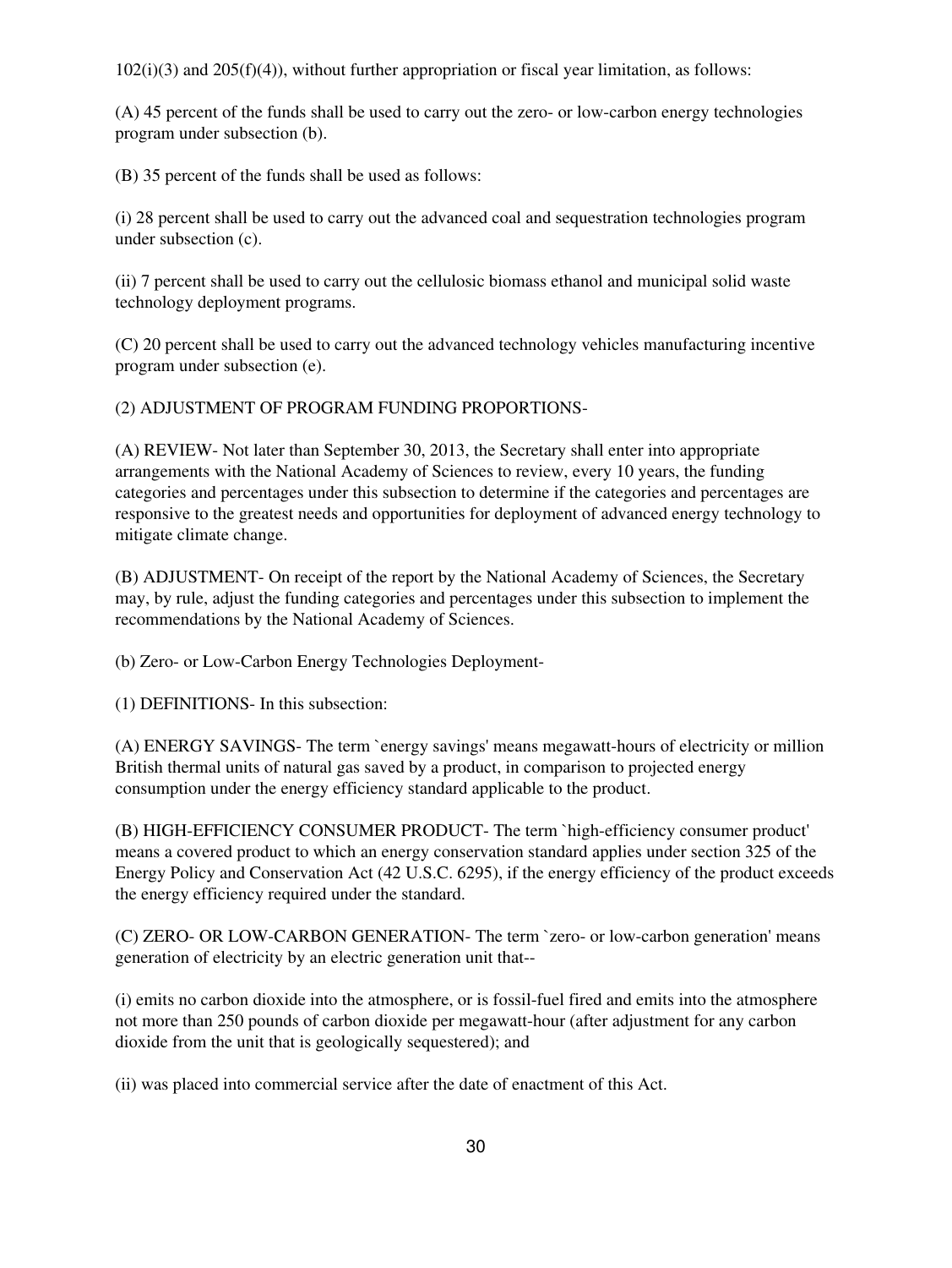102(i)(3) and 205(f)(4)), without further appropriation or fiscal year limitation, as follows:

(A) 45 percent of the funds shall be used to carry out the zero- or low-carbon energy technologies program under subsection (b).

(B) 35 percent of the funds shall be used as follows:

(i) 28 percent shall be used to carry out the advanced coal and sequestration technologies program under subsection (c).

(ii) 7 percent shall be used to carry out the cellulosic biomass ethanol and municipal solid waste technology deployment programs.

(C) 20 percent shall be used to carry out the advanced technology vehicles manufacturing incentive program under subsection (e).

(2) ADJUSTMENT OF PROGRAM FUNDING PROPORTIONS-

(A) REVIEW- Not later than September 30, 2013, the Secretary shall enter into appropriate arrangements with the National Academy of Sciences to review, every 10 years, the funding categories and percentages under this subsection to determine if the categories and percentages are responsive to the greatest needs and opportunities for deployment of advanced energy technology to mitigate climate change.

(B) ADJUSTMENT- On receipt of the report by the National Academy of Sciences, the Secretary may, by rule, adjust the funding categories and percentages under this subsection to implement the recommendations by the National Academy of Sciences.

(b) Zero- or Low-Carbon Energy Technologies Deployment-

(1) DEFINITIONS- In this subsection:

(A) ENERGY SAVINGS- The term `energy savings' means megawatt-hours of electricity or million British thermal units of natural gas saved by a product, in comparison to projected energy consumption under the energy efficiency standard applicable to the product.

(B) HIGH-EFFICIENCY CONSUMER PRODUCT- The term `high-efficiency consumer product' means a covered product to which an energy conservation standard applies under section 325 of the Energy Policy and Conservation Act (42 U.S.C. 6295), if the energy efficiency of the product exceeds the energy efficiency required under the standard.

(C) ZERO- OR LOW-CARBON GENERATION- The term `zero- or low-carbon generation' means generation of electricity by an electric generation unit that--

(i) emits no carbon dioxide into the atmosphere, or is fossil-fuel fired and emits into the atmosphere not more than 250 pounds of carbon dioxide per megawatt-hour (after adjustment for any carbon dioxide from the unit that is geologically sequestered); and

(ii) was placed into commercial service after the date of enactment of this Act.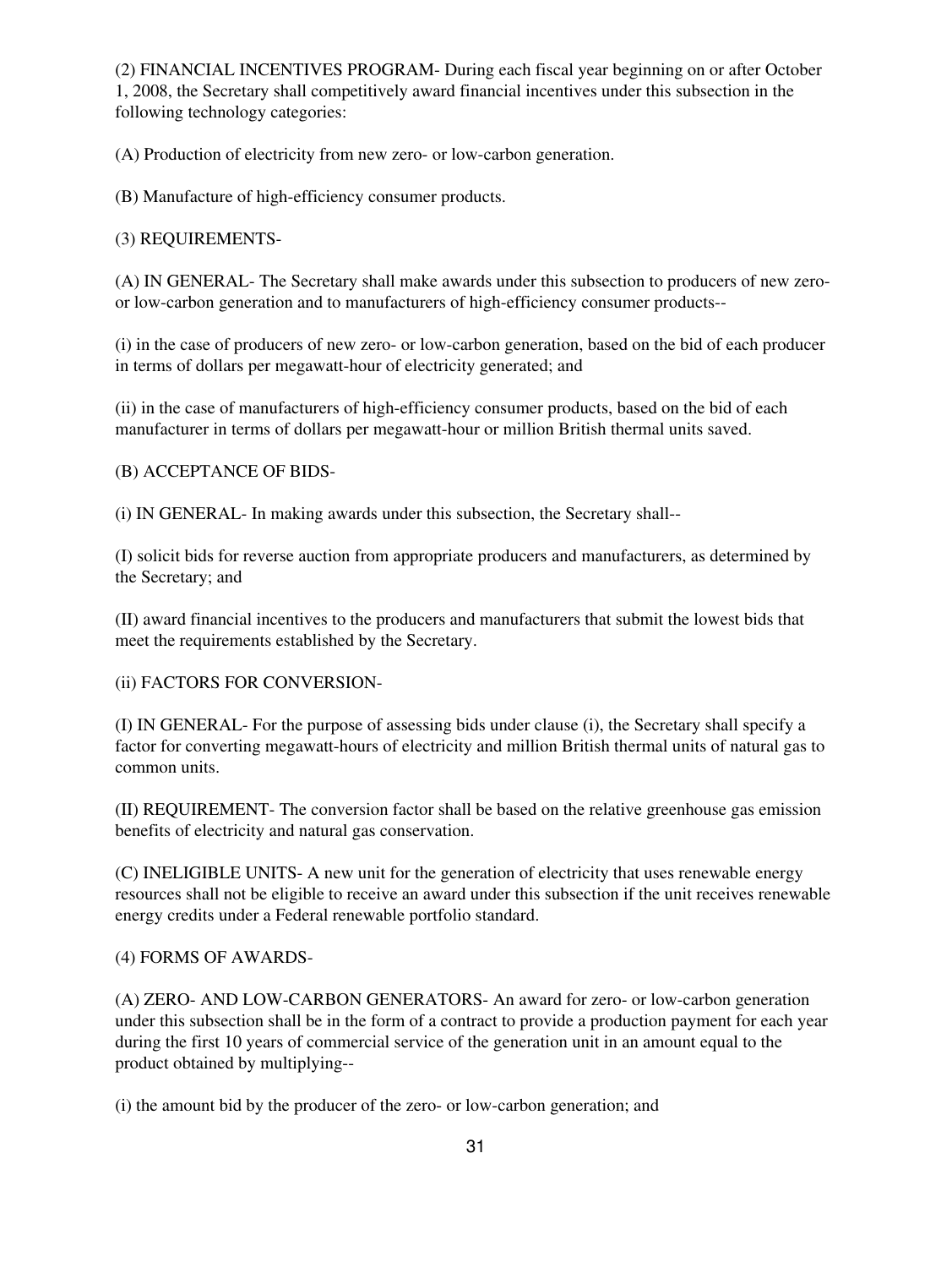(2) FINANCIAL INCENTIVES PROGRAM- During each fiscal year beginning on or after October 1, 2008, the Secretary shall competitively award financial incentives under this subsection in the following technology categories:

(A) Production of electricity from new zero- or low-carbon generation.

(B) Manufacture of high-efficiency consumer products.

(3) REQUIREMENTS-

(A) IN GENERAL- The Secretary shall make awards under this subsection to producers of new zero- or low-carbon generation and to manufacturers of high-efficiency consumer products--

(i) in the case of producers of new zero- or low-carbon generation, based on the bid of each producer in terms of dollars per megawatt-hour of electricity generated; and

(ii) in the case of manufacturers of high-efficiency consumer products, based on the bid of each manufacturer in terms of dollars per megawatt-hour or million British thermal units saved.

(B) ACCEPTANCE OF BIDS-

(i) IN GENERAL- In making awards under this subsection, the Secretary shall--

(I) solicit bids for reverse auction from appropriate producers and manufacturers, as determined by the Secretary; and

(II) award financial incentives to the producers and manufacturers that submit the lowest bids that meet the requirements established by the Secretary.

(ii) FACTORS FOR CONVERSION-

(I) IN GENERAL- For the purpose of assessing bids under clause (i), the Secretary shall specify a factor for converting megawatt-hours of electricity and million British thermal units of natural gas to common units.

(II) REQUIREMENT- The conversion factor shall be based on the relative greenhouse gas emission benefits of electricity and natural gas conservation.

(C) INELIGIBLE UNITS- A new unit for the generation of electricity that uses renewable energy resources shall not be eligible to receive an award under this subsection if the unit receives renewable energy credits under a Federal renewable portfolio standard.

(4) FORMS OF AWARDS-

(A) ZERO- AND LOW-CARBON GENERATORS- An award for zero- or low-carbon generation under this subsection shall be in the form of a contract to provide a production payment for each year during the first 10 years of commercial service of the generation unit in an amount equal to the product obtained by multiplying--

(i) the amount bid by the producer of the zero- or low-carbon generation; and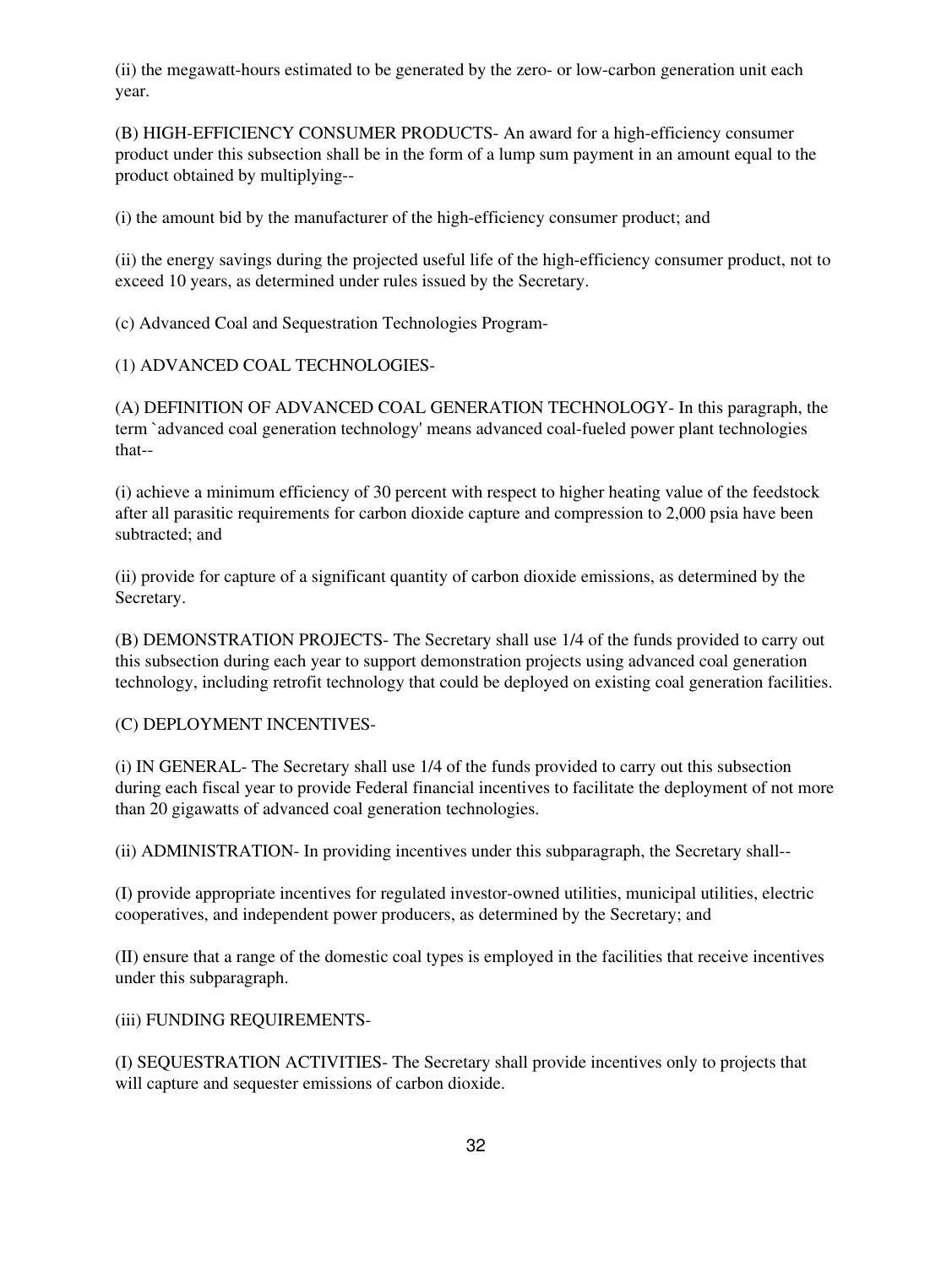(ii) the megawatt-hours estimated to be generated by the zero- or low-carbon generation unit each year.

(B) HIGH-EFFICIENCY CONSUMER PRODUCTS- An award for a high-efficiency consumer product under this subsection shall be in the form of a lump sum payment in an amount equal to the product obtained by multiplying--

(i) the amount bid by the manufacturer of the high-efficiency consumer product; and

(ii) the energy savings during the projected useful life of the high-efficiency consumer product, not to exceed 10 years, as determined under rules issued by the Secretary.

(c) Advanced Coal and Sequestration Technologies Program-

(1) ADVANCED COAL TECHNOLOGIES-

(A) DEFINITION OF ADVANCED COAL GENERATION TECHNOLOGY- In this paragraph, the term `advanced coal generation technology' means advanced coal-fueled power plant technologies that--

(i) achieve a minimum efficiency of 30 percent with respect to higher heating value of the feedstock after all parasitic requirements for carbon dioxide capture and compression to 2,000 psia have been subtracted; and

(ii) provide for capture of a significant quantity of carbon dioxide emissions, as determined by the Secretary.

(B) DEMONSTRATION PROJECTS- The Secretary shall use 1/4 of the funds provided to carry out this subsection during each year to support demonstration projects using advanced coal generation technology, including retrofit technology that could be deployed on existing coal generation facilities.

(C) DEPLOYMENT INCENTIVES-

(i) IN GENERAL- The Secretary shall use 1/4 of the funds provided to carry out this subsection during each fiscal year to provide Federal financial incentives to facilitate the deployment of not more than 20 gigawatts of advanced coal generation technologies.

(ii) ADMINISTRATION- In providing incentives under this subparagraph, the Secretary shall--

(I) provide appropriate incentives for regulated investor-owned utilities, municipal utilities, electric cooperatives, and independent power producers, as determined by the Secretary; and

(II) ensure that a range of the domestic coal types is employed in the facilities that receive incentives under this subparagraph.

(iii) FUNDING REQUIREMENTS-

(I) SEQUESTRATION ACTIVITIES- The Secretary shall provide incentives only to projects that will capture and sequester emissions of carbon dioxide.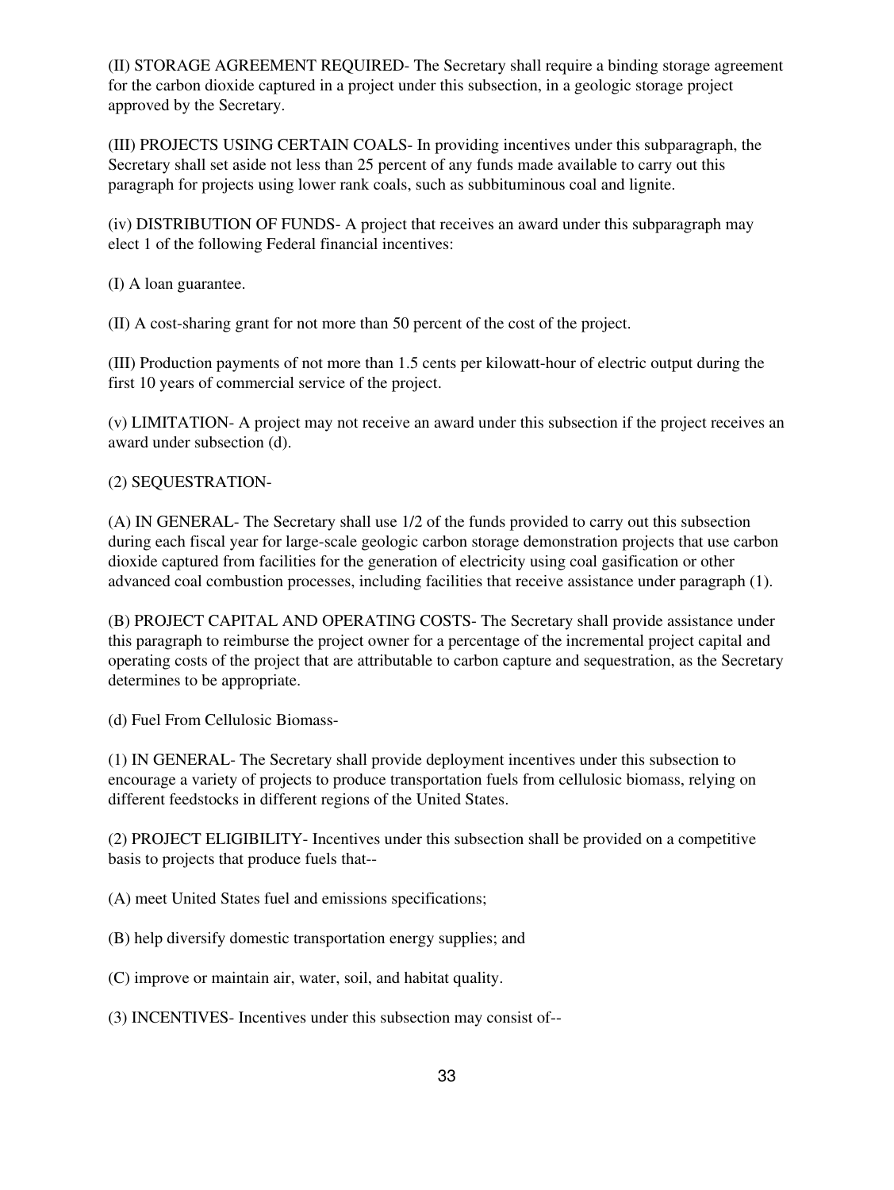(II) STORAGE AGREEMENT REQUIRED- The Secretary shall require a binding storage agreement for the carbon dioxide captured in a project under this subsection, in a geologic storage project approved by the Secretary.

(III) PROJECTS USING CERTAIN COALS- In providing incentives under this subparagraph, the Secretary shall set aside not less than 25 percent of any funds made available to carry out this paragraph for projects using lower rank coals, such as subbituminous coal and lignite.

(iv) DISTRIBUTION OF FUNDS- A project that receives an award under this subparagraph may elect 1 of the following Federal financial incentives:

(I) A loan guarantee.

(II) A cost-sharing grant for not more than 50 percent of the cost of the project.

(III) Production payments of not more than 1.5 cents per kilowatt-hour of electric output during the first 10 years of commercial service of the project.

(v) LIMITATION- A project may not receive an award under this subsection if the project receives an award under subsection (d).

(2) SEQUESTRATION-

(A) IN GENERAL- The Secretary shall use 1/2 of the funds provided to carry out this subsection during each fiscal year for large-scale geologic carbon storage demonstration projects that use carbon dioxide captured from facilities for the generation of electricity using coal gasification or other advanced coal combustion processes, including facilities that receive assistance under paragraph (1).

(B) PROJECT CAPITAL AND OPERATING COSTS- The Secretary shall provide assistance under this paragraph to reimburse the project owner for a percentage of the incremental project capital and operating costs of the project that are attributable to carbon capture and sequestration, as the Secretary determines to be appropriate.

(d) Fuel From Cellulosic Biomass-

(1) IN GENERAL- The Secretary shall provide deployment incentives under this subsection to encourage a variety of projects to produce transportation fuels from cellulosic biomass, relying on different feedstocks in different regions of the United States.

(2) PROJECT ELIGIBILITY- Incentives under this subsection shall be provided on a competitive basis to projects that produce fuels that--

(A) meet United States fuel and emissions specifications;

(B) help diversify domestic transportation energy supplies; and

(C) improve or maintain air, water, soil, and habitat quality.

(3) INCENTIVES- Incentives under this subsection may consist of--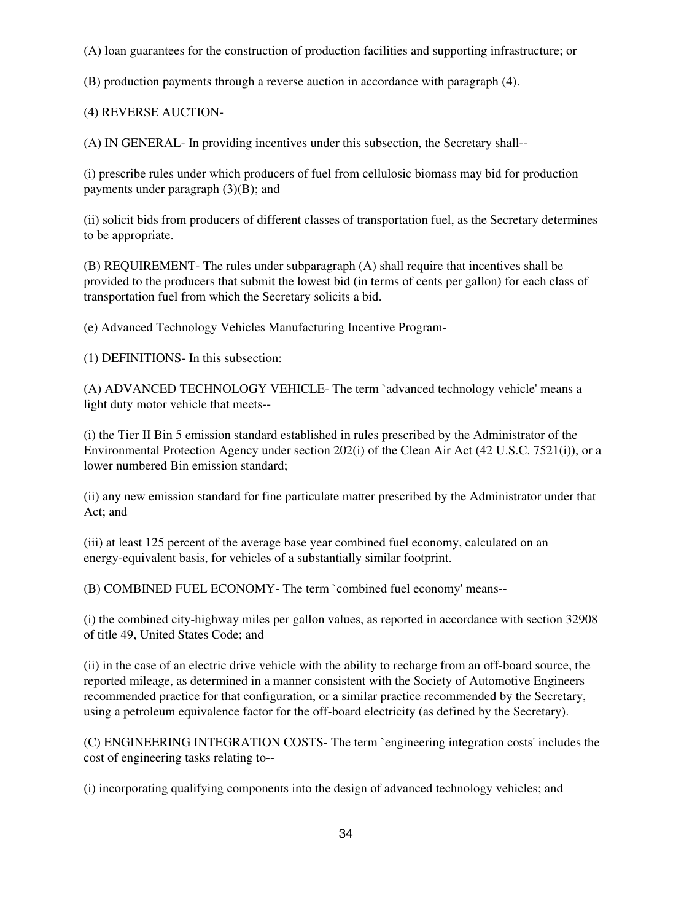(A) loan guarantees for the construction of production facilities and supporting infrastructure; or

(B) production payments through a reverse auction in accordance with paragraph (4).

(4) REVERSE AUCTION-

(A) IN GENERAL- In providing incentives under this subsection, the Secretary shall--

(i) prescribe rules under which producers of fuel from cellulosic biomass may bid for production payments under paragraph (3)(B); and

(ii) solicit bids from producers of different classes of transportation fuel, as the Secretary determines to be appropriate.

(B) REQUIREMENT- The rules under subparagraph (A) shall require that incentives shall be provided to the producers that submit the lowest bid (in terms of cents per gallon) for each class of transportation fuel from which the Secretary solicits a bid.

(e) Advanced Technology Vehicles Manufacturing Incentive Program-

(1) DEFINITIONS- In this subsection:

(A) ADVANCED TECHNOLOGY VEHICLE- The term `advanced technology vehicle' means a light duty motor vehicle that meets--

(i) the Tier II Bin 5 emission standard established in rules prescribed by the Administrator of the Environmental Protection Agency under section 202(i) of the Clean Air Act (42 U.S.C. 7521(i)), or a lower numbered Bin emission standard;

(ii) any new emission standard for fine particulate matter prescribed by the Administrator under that Act; and

(iii) at least 125 percent of the average base year combined fuel economy, calculated on an energy-equivalent basis, for vehicles of a substantially similar footprint.

(B) COMBINED FUEL ECONOMY- The term `combined fuel economy' means--

(i) the combined city-highway miles per gallon values, as reported in accordance with section 32908 of title 49, United States Code; and

(ii) in the case of an electric drive vehicle with the ability to recharge from an off-board source, the reported mileage, as determined in a manner consistent with the Society of Automotive Engineers recommended practice for that configuration, or a similar practice recommended by the Secretary, using a petroleum equivalence factor for the off-board electricity (as defined by the Secretary).

(C) ENGINEERING INTEGRATION COSTS- The term `engineering integration costs' includes the cost of engineering tasks relating to--

(i) incorporating qualifying components into the design of advanced technology vehicles; and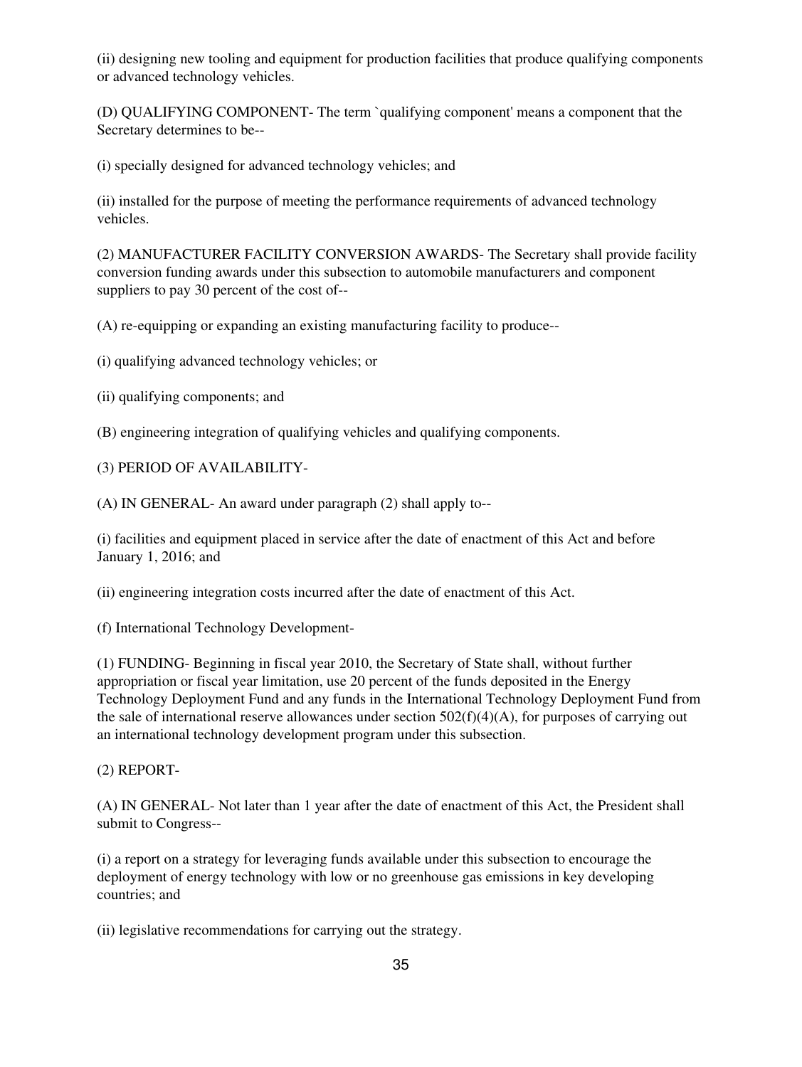(ii) designing new tooling and equipment for production facilities that produce qualifying components or advanced technology vehicles.

(D) QUALIFYING COMPONENT- The term `qualifying component' means a component that the Secretary determines to be--

(i) specially designed for advanced technology vehicles; and

(ii) installed for the purpose of meeting the performance requirements of advanced technology vehicles.

(2) MANUFACTURER FACILITY CONVERSION AWARDS- The Secretary shall provide facility conversion funding awards under this subsection to automobile manufacturers and component suppliers to pay 30 percent of the cost of--

(A) re-equipping or expanding an existing manufacturing facility to produce--

(i) qualifying advanced technology vehicles; or

(ii) qualifying components; and

(B) engineering integration of qualifying vehicles and qualifying components.

(3) PERIOD OF AVAILABILITY-

(A) IN GENERAL- An award under paragraph (2) shall apply to--

(i) facilities and equipment placed in service after the date of enactment of this Act and before January 1, 2016; and

(ii) engineering integration costs incurred after the date of enactment of this Act.

(f) International Technology Development-

(1) FUNDING- Beginning in fiscal year 2010, the Secretary of State shall, without further appropriation or fiscal year limitation, use 20 percent of the funds deposited in the Energy Technology Deployment Fund and any funds in the International Technology Deployment Fund from the sale of international reserve allowances under section 502(f)(4)(A), for purposes of carrying out an international technology development program under this subsection.

(2) REPORT-

(A) IN GENERAL- Not later than 1 year after the date of enactment of this Act, the President shall submit to Congress--

(i) a report on a strategy for leveraging funds available under this subsection to encourage the deployment of energy technology with low or no greenhouse gas emissions in key developing countries; and

(ii) legislative recommendations for carrying out the strategy.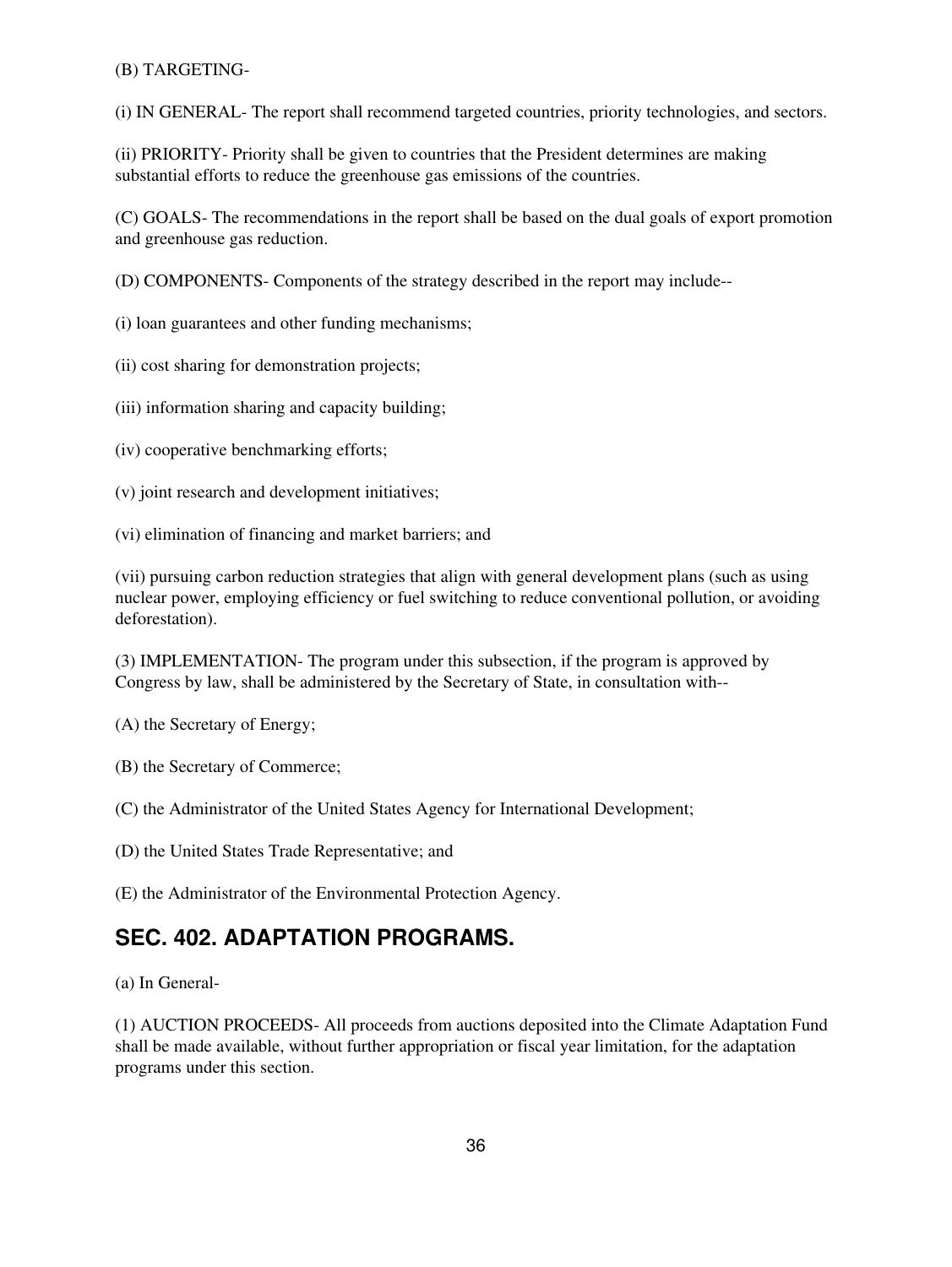(B) TARGETING-

(i) IN GENERAL- The report shall recommend targeted countries, priority technologies, and sectors.

(ii) PRIORITY- Priority shall be given to countries that the President determines are making substantial efforts to reduce the greenhouse gas emissions of the countries.

(C) GOALS- The recommendations in the report shall be based on the dual goals of export promotion and greenhouse gas reduction.

(D) COMPONENTS- Components of the strategy described in the report may include--

(i) loan guarantees and other funding mechanisms;

(ii) cost sharing for demonstration projects;

(iii) information sharing and capacity building;

(iv) cooperative benchmarking efforts;

(v) joint research and development initiatives;

(vi) elimination of financing and market barriers; and

(vii) pursuing carbon reduction strategies that align with general development plans (such as using nuclear power, employing efficiency or fuel switching to reduce conventional pollution, or avoiding deforestation).

(3) IMPLEMENTATION- The program under this subsection, if the program is approved by Congress by law, shall be administered by the Secretary of State, in consultation with--

(A) the Secretary of Energy;

(B) the Secretary of Commerce;

(C) the Administrator of the United States Agency for International Development;

(D) the United States Trade Representative; and

(E) the Administrator of the Environmental Protection Agency.

## SEC. 402. ADAPTATION PROGRAMS.

(a) In General-

(1) AUCTION PROCEEDS- All proceeds from auctions deposited into the Climate Adaptation Fund shall be made available, without further appropriation or fiscal year limitation, for the adaptation programs under this section.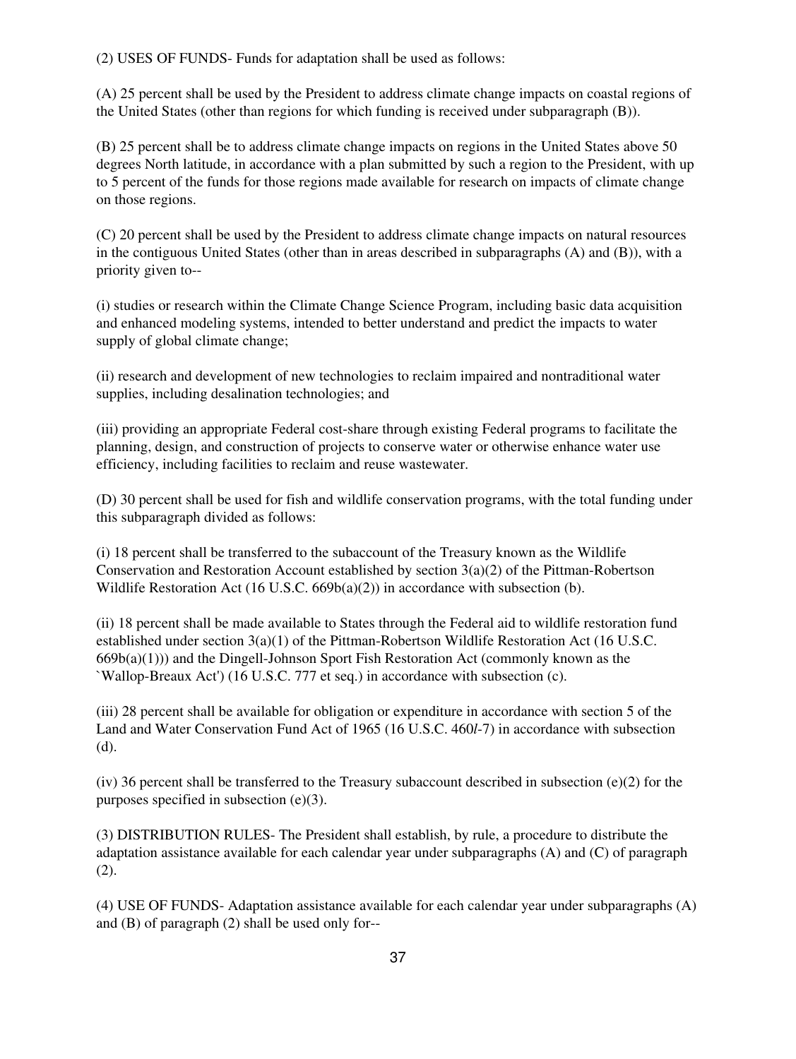(2) USES OF FUNDS- Funds for adaptation shall be used as follows:

(A) 25 percent shall be used by the President to address climate change impacts on coastal regions of the United States (other than regions for which funding is received under subparagraph (B)).

(B) 25 percent shall be to address climate change impacts on regions in the United States above 50 degrees North latitude, in accordance with a plan submitted by such a region to the President, with up to 5 percent of the funds for those regions made available for research on impacts of climate change on those regions.

(C) 20 percent shall be used by the President to address climate change impacts on natural resources in the contiguous United States (other than in areas described in subparagraphs (A) and (B)), with a priority given to--

(i) studies or research within the Climate Change Science Program, including basic data acquisition and enhanced modeling systems, intended to better understand and predict the impacts to water supply of global climate change;

(ii) research and development of new technologies to reclaim impaired and nontraditional water supplies, including desalination technologies; and

(iii) providing an appropriate Federal cost-share through existing Federal programs to facilitate the planning, design, and construction of projects to conserve water or otherwise enhance water use efficiency, including facilities to reclaim and reuse wastewater.

(D) 30 percent shall be used for fish and wildlife conservation programs, with the total funding under this subparagraph divided as follows:

(i) 18 percent shall be transferred to the subaccount of the Treasury known as the Wildlife Conservation and Restoration Account established by section 3(a)(2) of the Pittman-Robertson Wildlife Restoration Act (16 U.S.C. 669b(a)(2)) in accordance with subsection (b).

(ii) 18 percent shall be made available to States through the Federal aid to wildlife restoration fund established under section 3(a)(1) of the Pittman-Robertson Wildlife Restoration Act (16 U.S.C. 669b(a)(1))) and the Dingell-Johnson Sport Fish Restoration Act (commonly known as the `Wallop-Breaux Act') (16 U.S.C. 777 et seq.) in accordance with subsection (c).

(iii) 28 percent shall be available for obligation or expenditure in accordance with section 5 of the Land and Water Conservation Fund Act of 1965 (16 U.S.C. 460*l*-7) in accordance with subsection (d).

(iv) 36 percent shall be transferred to the Treasury subaccount described in subsection (e)(2) for the purposes specified in subsection (e)(3).

(3) DISTRIBUTION RULES- The President shall establish, by rule, a procedure to distribute the adaptation assistance available for each calendar year under subparagraphs (A) and (C) of paragraph (2).

(4) USE OF FUNDS- Adaptation assistance available for each calendar year under subparagraphs (A) and (B) of paragraph (2) shall be used only for--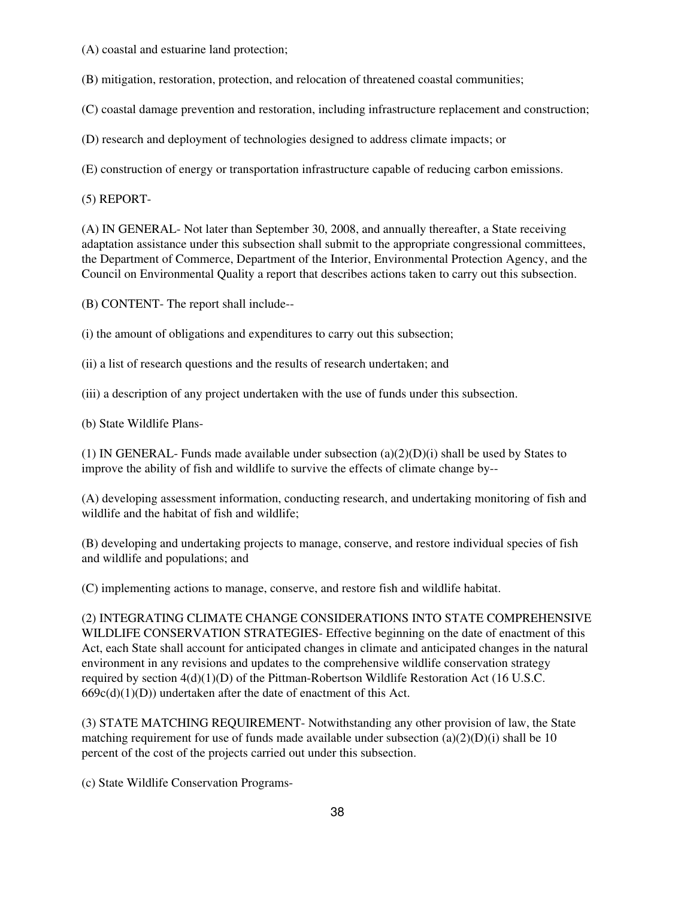(A) coastal and estuarine land protection;

(B) mitigation, restoration, protection, and relocation of threatened coastal communities;

(C) coastal damage prevention and restoration, including infrastructure replacement and construction;

(D) research and deployment of technologies designed to address climate impacts; or

(E) construction of energy or transportation infrastructure capable of reducing carbon emissions.

(5) REPORT-

(A) IN GENERAL- Not later than September 30, 2008, and annually thereafter, a State receiving adaptation assistance under this subsection shall submit to the appropriate congressional committees, the Department of Commerce, Department of the Interior, Environmental Protection Agency, and the Council on Environmental Quality a report that describes actions taken to carry out this subsection.

(B) CONTENT- The report shall include--

(i) the amount of obligations and expenditures to carry out this subsection;

(ii) a list of research questions and the results of research undertaken; and

(iii) a description of any project undertaken with the use of funds under this subsection.

(b) State Wildlife Plans-

(1) IN GENERAL- Funds made available under subsection (a)(2)(D)(i) shall be used by States to improve the ability of fish and wildlife to survive the effects of climate change by--

(A) developing assessment information, conducting research, and undertaking monitoring of fish and wildlife and the habitat of fish and wildlife;

(B) developing and undertaking projects to manage, conserve, and restore individual species of fish and wildlife and populations; and

(C) implementing actions to manage, conserve, and restore fish and wildlife habitat.

(2) INTEGRATING CLIMATE CHANGE CONSIDERATIONS INTO STATE COMPREHENSIVE WILDLIFE CONSERVATION STRATEGIES- Effective beginning on the date of enactment of this Act, each State shall account for anticipated changes in climate and anticipated changes in the natural environment in any revisions and updates to the comprehensive wildlife conservation strategy required by section 4(d)(1)(D) of the Pittman-Robertson Wildlife Restoration Act (16 U.S.C. 669c(d)(1)(D)) undertaken after the date of enactment of this Act.

(3) STATE MATCHING REQUIREMENT- Notwithstanding any other provision of law, the State matching requirement for use of funds made available under subsection (a)(2)(D)(i) shall be 10 percent of the cost of the projects carried out under this subsection.

(c) State Wildlife Conservation Programs-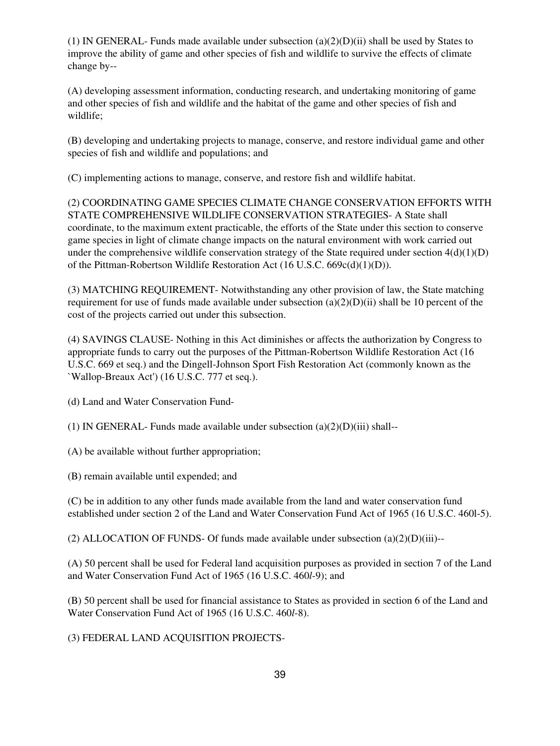(1) IN GENERAL- Funds made available under subsection (a)(2)(D)(ii) shall be used by States to improve the ability of game and other species of fish and wildlife to survive the effects of climate change by--

(A) developing assessment information, conducting research, and undertaking monitoring of game and other species of fish and wildlife and the habitat of the game and other species of fish and wildlife;

(B) developing and undertaking projects to manage, conserve, and restore individual game and other species of fish and wildlife and populations; and

(C) implementing actions to manage, conserve, and restore fish and wildlife habitat.

(2) COORDINATING GAME SPECIES CLIMATE CHANGE CONSERVATION EFFORTS WITH STATE COMPREHENSIVE WILDLIFE CONSERVATION STRATEGIES- A State shall coordinate, to the maximum extent practicable, the efforts of the State under this section to conserve game species in light of climate change impacts on the natural environment with work carried out under the comprehensive wildlife conservation strategy of the State required under section 4(d)(1)(D) of the Pittman-Robertson Wildlife Restoration Act (16 U.S.C. 669c(d)(1)(D)).

(3) MATCHING REQUIREMENT- Notwithstanding any other provision of law, the State matching requirement for use of funds made available under subsection (a)(2)(D)(ii) shall be 10 percent of the cost of the projects carried out under this subsection.

(4) SAVINGS CLAUSE- Nothing in this Act diminishes or affects the authorization by Congress to appropriate funds to carry out the purposes of the Pittman-Robertson Wildlife Restoration Act (16 U.S.C. 669 et seq.) and the Dingell-Johnson Sport Fish Restoration Act (commonly known as the `Wallop-Breaux Act') (16 U.S.C. 777 et seq.).

(d) Land and Water Conservation Fund-

(1) IN GENERAL- Funds made available under subsection (a)(2)(D)(iii) shall--

(A) be available without further appropriation;

(B) remain available until expended; and

(C) be in addition to any other funds made available from the land and water conservation fund established under section 2 of the Land and Water Conservation Fund Act of 1965 (16 U.S.C. 460l-5).

(2) ALLOCATION OF FUNDS- Of funds made available under subsection (a)(2)(D)(iii)--

(A) 50 percent shall be used for Federal land acquisition purposes as provided in section 7 of the Land and Water Conservation Fund Act of 1965 (16 U.S.C. 460*l*-9); and

(B) 50 percent shall be used for financial assistance to States as provided in section 6 of the Land and Water Conservation Fund Act of 1965 (16 U.S.C. 460*l*-8).

(3) FEDERAL LAND ACQUISITION PROJECTS-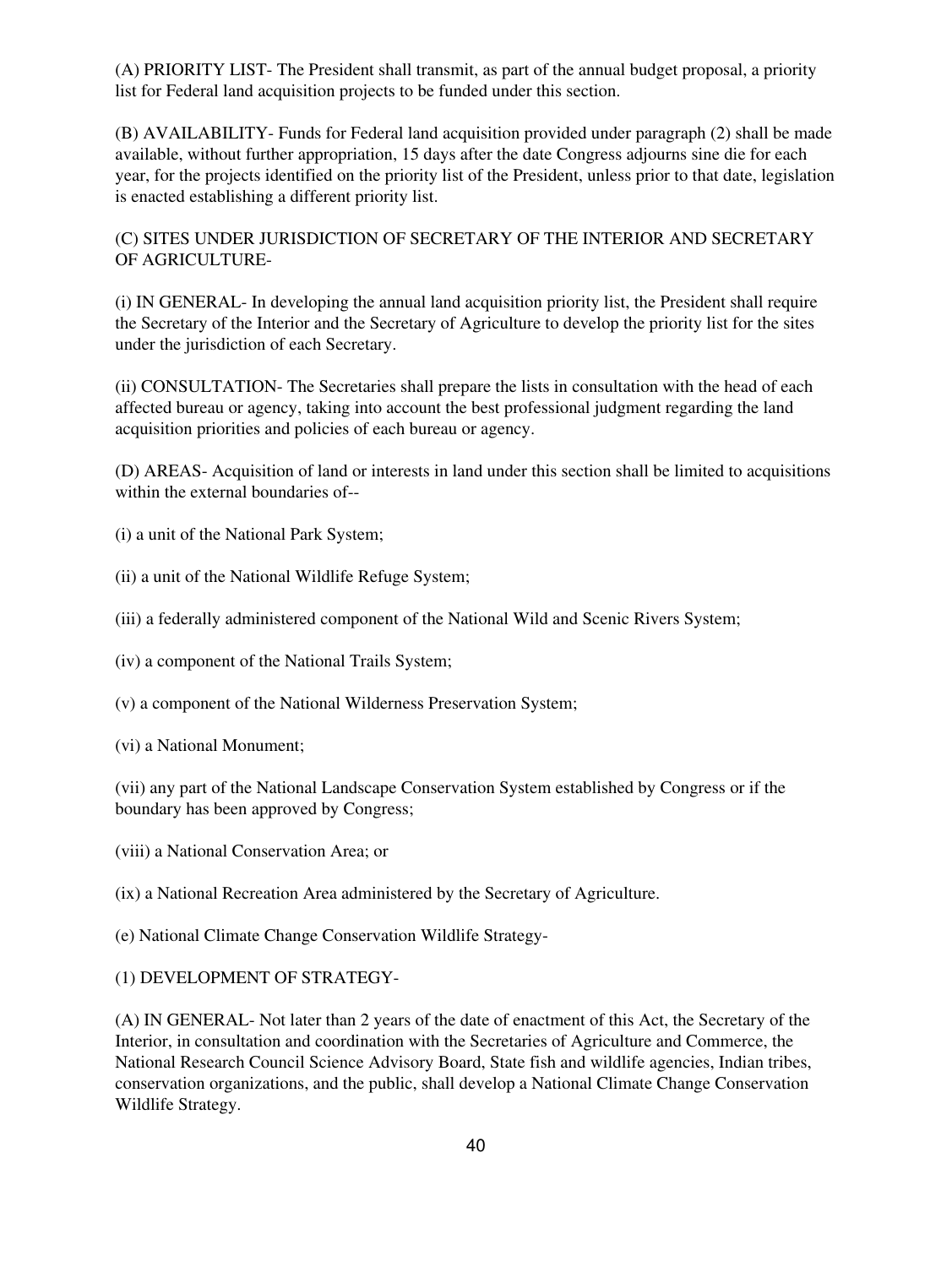(A) PRIORITY LIST- The President shall transmit, as part of the annual budget proposal, a priority list for Federal land acquisition projects to be funded under this section.

(B) AVAILABILITY- Funds for Federal land acquisition provided under paragraph (2) shall be made available, without further appropriation, 15 days after the date Congress adjourns sine die for each year, for the projects identified on the priority list of the President, unless prior to that date, legislation is enacted establishing a different priority list.

(C) SITES UNDER JURISDICTION OF SECRETARY OF THE INTERIOR AND SECRETARY OF AGRICULTURE-

(i) IN GENERAL- In developing the annual land acquisition priority list, the President shall require the Secretary of the Interior and the Secretary of Agriculture to develop the priority list for the sites under the jurisdiction of each Secretary.

(ii) CONSULTATION- The Secretaries shall prepare the lists in consultation with the head of each affected bureau or agency, taking into account the best professional judgment regarding the land acquisition priorities and policies of each bureau or agency.

(D) AREAS- Acquisition of land or interests in land under this section shall be limited to acquisitions within the external boundaries of--

(i) a unit of the National Park System;

(ii) a unit of the National Wildlife Refuge System;

(iii) a federally administered component of the National Wild and Scenic Rivers System;

(iv) a component of the National Trails System;

(v) a component of the National Wilderness Preservation System;

(vi) a National Monument;

(vii) any part of the National Landscape Conservation System established by Congress or if the boundary has been approved by Congress;

(viii) a National Conservation Area; or

(ix) a National Recreation Area administered by the Secretary of Agriculture.

(e) National Climate Change Conservation Wildlife Strategy-

(1) DEVELOPMENT OF STRATEGY-

(A) IN GENERAL- Not later than 2 years of the date of enactment of this Act, the Secretary of the Interior, in consultation and coordination with the Secretaries of Agriculture and Commerce, the National Research Council Science Advisory Board, State fish and wildlife agencies, Indian tribes, conservation organizations, and the public, shall develop a National Climate Change Conservation Wildlife Strategy.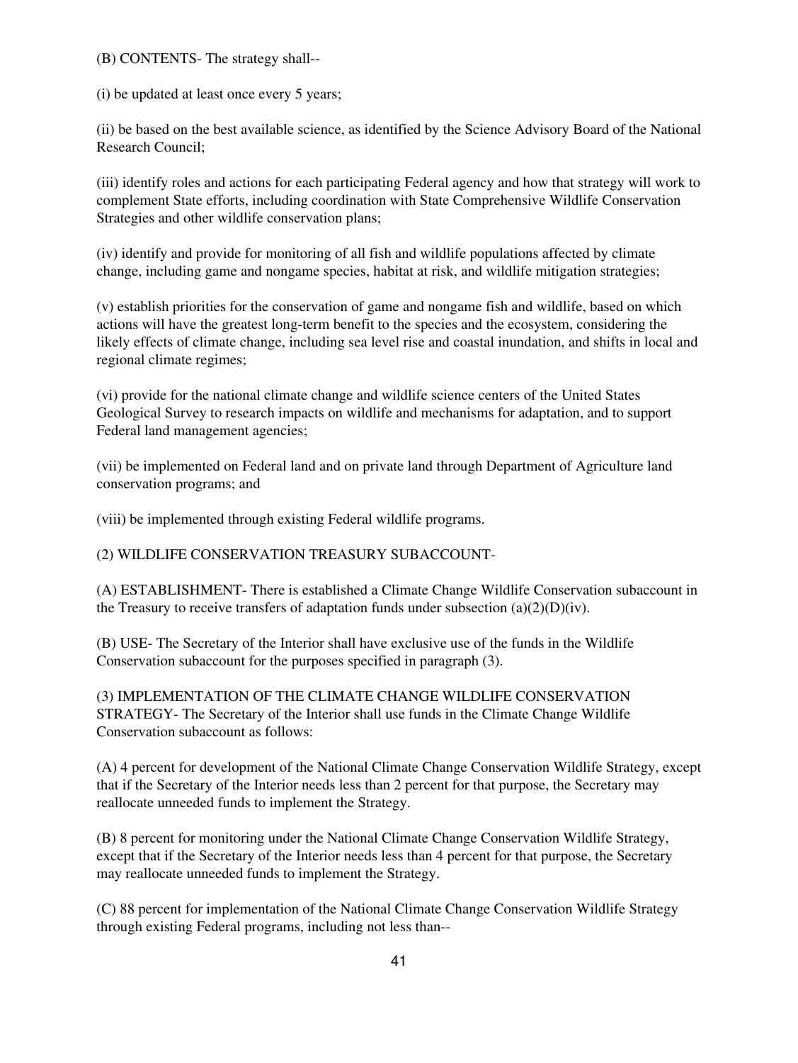(B) CONTENTS- The strategy shall--

(i) be updated at least once every 5 years;

(ii) be based on the best available science, as identified by the Science Advisory Board of the National Research Council;

(iii) identify roles and actions for each participating Federal agency and how that strategy will work to complement State efforts, including coordination with State Comprehensive Wildlife Conservation Strategies and other wildlife conservation plans;

(iv) identify and provide for monitoring of all fish and wildlife populations affected by climate change, including game and nongame species, habitat at risk, and wildlife mitigation strategies;

(v) establish priorities for the conservation of game and nongame fish and wildlife, based on which actions will have the greatest long-term benefit to the species and the ecosystem, considering the likely effects of climate change, including sea level rise and coastal inundation, and shifts in local and regional climate regimes;

(vi) provide for the national climate change and wildlife science centers of the United States Geological Survey to research impacts on wildlife and mechanisms for adaptation, and to support Federal land management agencies;

(vii) be implemented on Federal land and on private land through Department of Agriculture land conservation programs; and

(viii) be implemented through existing Federal wildlife programs.

(2) WILDLIFE CONSERVATION TREASURY SUBACCOUNT-

(A) ESTABLISHMENT- There is established a Climate Change Wildlife Conservation subaccount in the Treasury to receive transfers of adaptation funds under subsection (a)(2)(D)(iv).

(B) USE- The Secretary of the Interior shall have exclusive use of the funds in the Wildlife Conservation subaccount for the purposes specified in paragraph (3).

(3) IMPLEMENTATION OF THE CLIMATE CHANGE WILDLIFE CONSERVATION STRATEGY- The Secretary of the Interior shall use funds in the Climate Change Wildlife Conservation subaccount as follows:

(A) 4 percent for development of the National Climate Change Conservation Wildlife Strategy, except that if the Secretary of the Interior needs less than 2 percent for that purpose, the Secretary may reallocate unneeded funds to implement the Strategy.

(B) 8 percent for monitoring under the National Climate Change Conservation Wildlife Strategy, except that if the Secretary of the Interior needs less than 4 percent for that purpose, the Secretary may reallocate unneeded funds to implement the Strategy.

(C) 88 percent for implementation of the National Climate Change Conservation Wildlife Strategy through existing Federal programs, including not less than--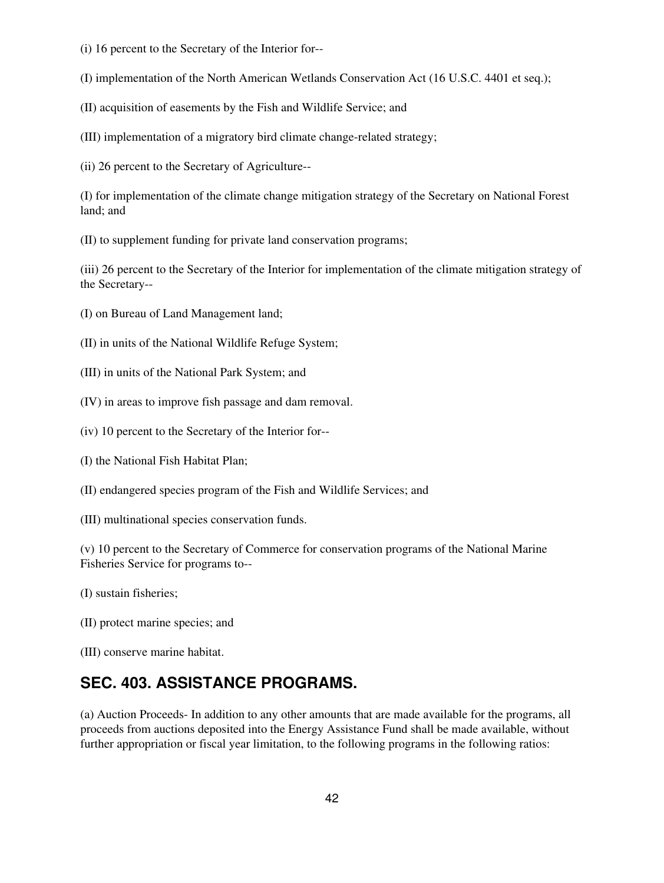(i) 16 percent to the Secretary of the Interior for--

(I) implementation of the North American Wetlands Conservation Act (16 U.S.C. 4401 et seq.);

(II) acquisition of easements by the Fish and Wildlife Service; and

(III) implementation of a migratory bird climate change-related strategy;

(ii) 26 percent to the Secretary of Agriculture--

(I) for implementation of the climate change mitigation strategy of the Secretary on National Forest land; and

(II) to supplement funding for private land conservation programs;

(iii) 26 percent to the Secretary of the Interior for implementation of the climate mitigation strategy of the Secretary--

(I) on Bureau of Land Management land;

(II) in units of the National Wildlife Refuge System;

(III) in units of the National Park System; and

(IV) in areas to improve fish passage and dam removal.

(iv) 10 percent to the Secretary of the Interior for--

(I) the National Fish Habitat Plan;

(II) endangered species program of the Fish and Wildlife Services; and

(III) multinational species conservation funds.

(v) 10 percent to the Secretary of Commerce for conservation programs of the National Marine Fisheries Service for programs to--

(I) sustain fisheries;

(II) protect marine species; and

(III) conserve marine habitat.

## SEC. 403. ASSISTANCE PROGRAMS.

(a) Auction Proceeds- In addition to any other amounts that are made available for the programs, all proceeds from auctions deposited into the Energy Assistance Fund shall be made available, without further appropriation or fiscal year limitation, to the following programs in the following ratios: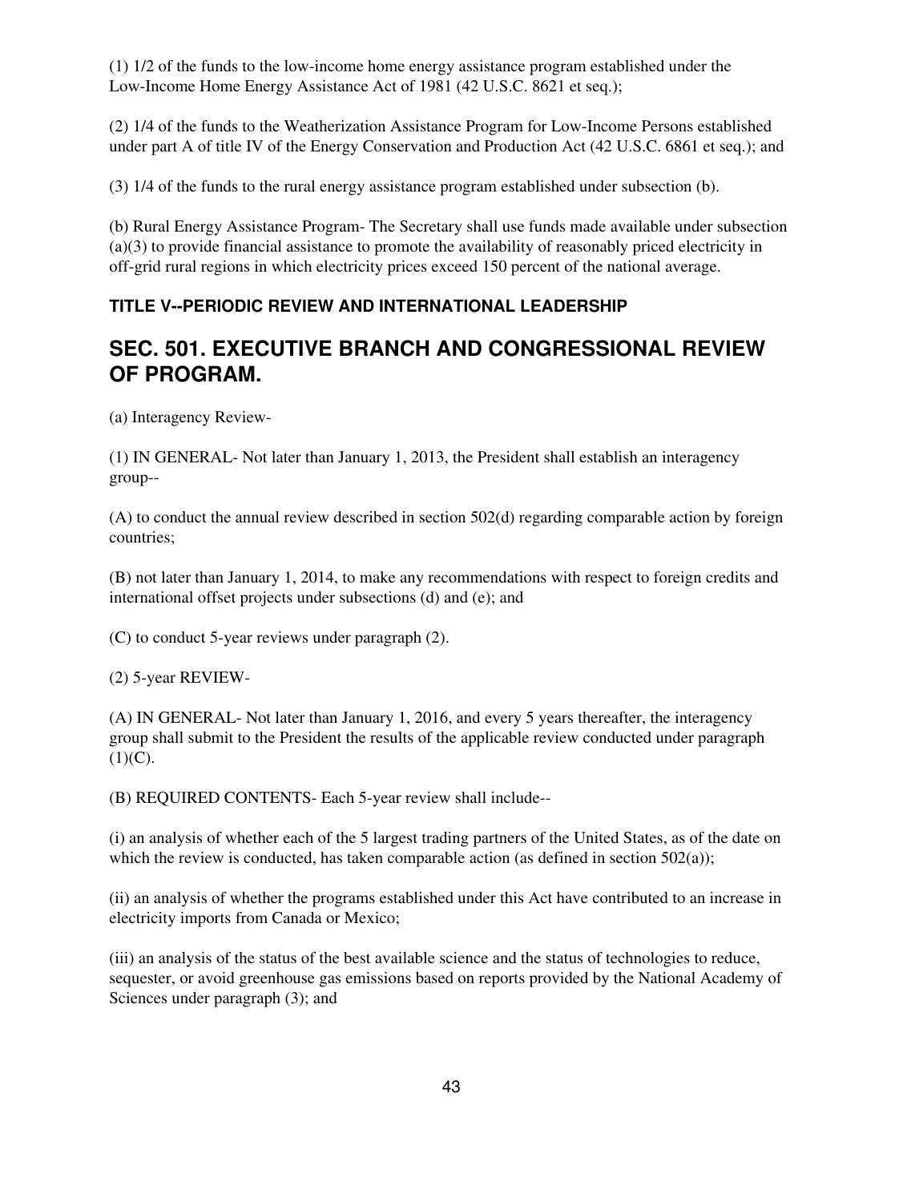(1) 1/2 of the funds to the low-income home energy assistance program established under the Low-Income Home Energy Assistance Act of 1981 (42 U.S.C. 8621 et seq.);

(2) 1/4 of the funds to the Weatherization Assistance Program for Low-Income Persons established under part A of title IV of the Energy Conservation and Production Act (42 U.S.C. 6861 et seq.); and

(3) 1/4 of the funds to the rural energy assistance program established under subsection (b).

(b) Rural Energy Assistance Program- The Secretary shall use funds made available under subsection (a)(3) to provide financial assistance to promote the availability of reasonably priced electricity in off-grid rural regions in which electricity prices exceed 150 percent of the national average.

### TITLE V--PERIODIC REVIEW AND INTERNATIONAL LEADERSHIP

## SEC. 501. EXECUTIVE BRANCH AND CONGRESSIONAL REVIEW OF PROGRAM.

(a) Interagency Review-

(1) IN GENERAL- Not later than January 1, 2013, the President shall establish an interagency group--

(A) to conduct the annual review described in section 502(d) regarding comparable action by foreign countries;

(B) not later than January 1, 2014, to make any recommendations with respect to foreign credits and international offset projects under subsections (d) and (e); and

(C) to conduct 5-year reviews under paragraph (2).

(2) 5-year REVIEW-

(A) IN GENERAL- Not later than January 1, 2016, and every 5 years thereafter, the interagency group shall submit to the President the results of the applicable review conducted under paragraph (1)(C).

(B) REQUIRED CONTENTS- Each 5-year review shall include--

(i) an analysis of whether each of the 5 largest trading partners of the United States, as of the date on which the review is conducted, has taken comparable action (as defined in section 502(a));

(ii) an analysis of whether the programs established under this Act have contributed to an increase in electricity imports from Canada or Mexico;

(iii) an analysis of the status of the best available science and the status of technologies to reduce, sequester, or avoid greenhouse gas emissions based on reports provided by the National Academy of Sciences under paragraph (3); and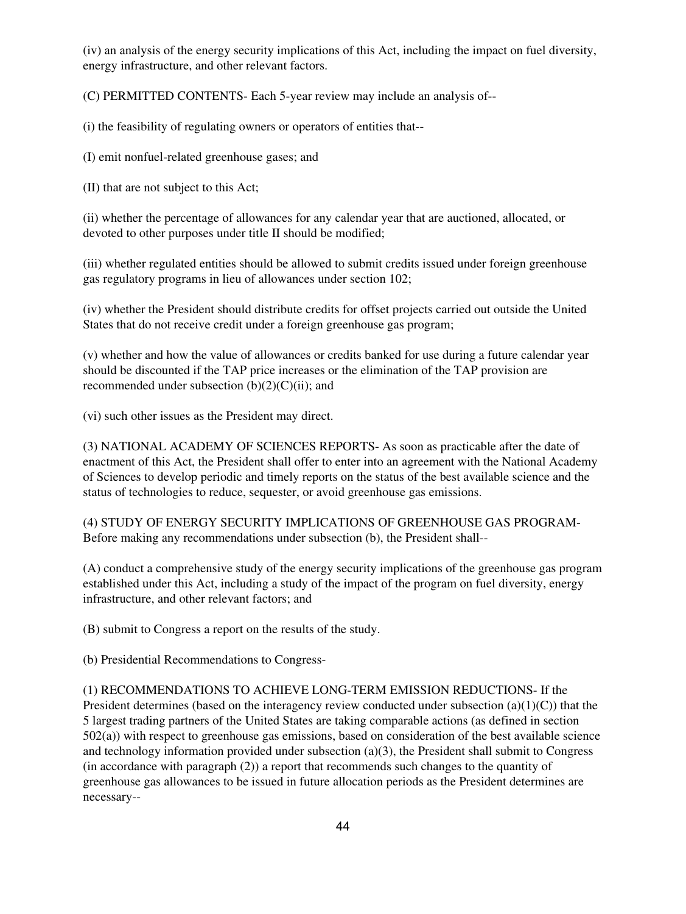(iv) an analysis of the energy security implications of this Act, including the impact on fuel diversity, energy infrastructure, and other relevant factors.

(C) PERMITTED CONTENTS- Each 5-year review may include an analysis of--

(i) the feasibility of regulating owners or operators of entities that--

(I) emit nonfuel-related greenhouse gases; and

(II) that are not subject to this Act;

(ii) whether the percentage of allowances for any calendar year that are auctioned, allocated, or devoted to other purposes under title II should be modified;

(iii) whether regulated entities should be allowed to submit credits issued under foreign greenhouse gas regulatory programs in lieu of allowances under section 102;

(iv) whether the President should distribute credits for offset projects carried out outside the United States that do not receive credit under a foreign greenhouse gas program;

(v) whether and how the value of allowances or credits banked for use during a future calendar year should be discounted if the TAP price increases or the elimination of the TAP provision are recommended under subsection (b)(2)(C)(ii); and

(vi) such other issues as the President may direct.

(3) NATIONAL ACADEMY OF SCIENCES REPORTS- As soon as practicable after the date of enactment of this Act, the President shall offer to enter into an agreement with the National Academy of Sciences to develop periodic and timely reports on the status of the best available science and the status of technologies to reduce, sequester, or avoid greenhouse gas emissions.

(4) STUDY OF ENERGY SECURITY IMPLICATIONS OF GREENHOUSE GAS PROGRAM- Before making any recommendations under subsection (b), the President shall--

(A) conduct a comprehensive study of the energy security implications of the greenhouse gas program established under this Act, including a study of the impact of the program on fuel diversity, energy infrastructure, and other relevant factors; and

(B) submit to Congress a report on the results of the study.

(b) Presidential Recommendations to Congress-

(1) RECOMMENDATIONS TO ACHIEVE LONG-TERM EMISSION REDUCTIONS- If the President determines (based on the interagency review conducted under subsection (a)(1)(C)) that the 5 largest trading partners of the United States are taking comparable actions (as defined in section 502(a)) with respect to greenhouse gas emissions, based on consideration of the best available science and technology information provided under subsection (a)(3), the President shall submit to Congress (in accordance with paragraph (2)) a report that recommends such changes to the quantity of greenhouse gas allowances to be issued in future allocation periods as the President determines are necessary--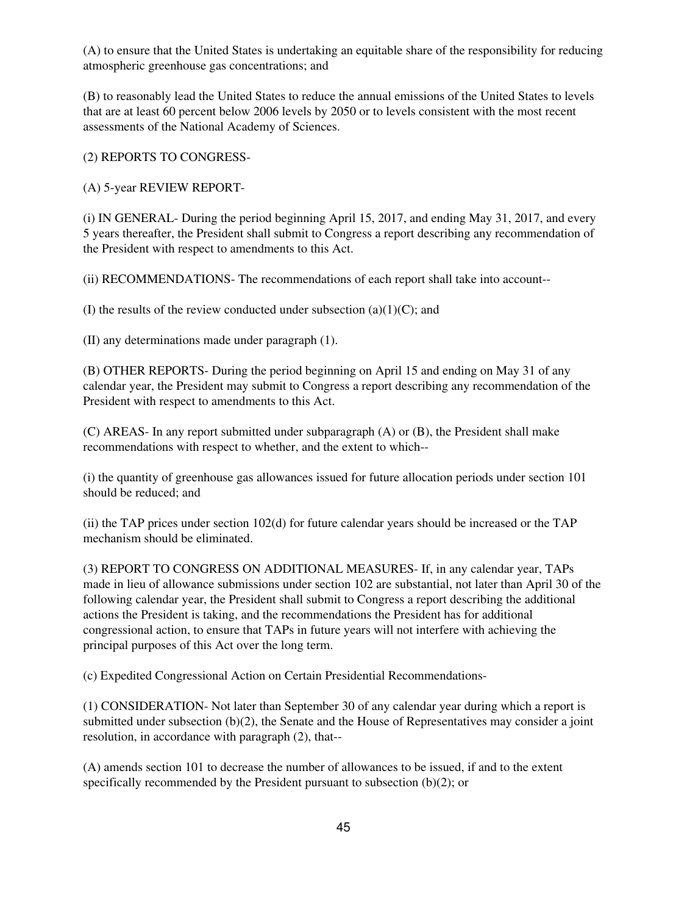(A) to ensure that the United States is undertaking an equitable share of the responsibility for reducing atmospheric greenhouse gas concentrations; and

(B) to reasonably lead the United States to reduce the annual emissions of the United States to levels that are at least 60 percent below 2006 levels by 2050 or to levels consistent with the most recent assessments of the National Academy of Sciences.

(2) REPORTS TO CONGRESS-

(A) 5-year REVIEW REPORT-

(i) IN GENERAL- During the period beginning April 15, 2017, and ending May 31, 2017, and every 5 years thereafter, the President shall submit to Congress a report describing any recommendation of the President with respect to amendments to this Act.

(ii) RECOMMENDATIONS- The recommendations of each report shall take into account--

(I) the results of the review conducted under subsection (a)(1)(C); and

(II) any determinations made under paragraph (1).

(B) OTHER REPORTS- During the period beginning on April 15 and ending on May 31 of any calendar year, the President may submit to Congress a report describing any recommendation of the President with respect to amendments to this Act.

(C) AREAS- In any report submitted under subparagraph (A) or (B), the President shall make recommendations with respect to whether, and the extent to which--

(i) the quantity of greenhouse gas allowances issued for future allocation periods under section 101 should be reduced; and

(ii) the TAP prices under section 102(d) for future calendar years should be increased or the TAP mechanism should be eliminated.

(3) REPORT TO CONGRESS ON ADDITIONAL MEASURES- If, in any calendar year, TAPs made in lieu of allowance submissions under section 102 are substantial, not later than April 30 of the following calendar year, the President shall submit to Congress a report describing the additional actions the President is taking, and the recommendations the President has for additional congressional action, to ensure that TAPs in future years will not interfere with achieving the principal purposes of this Act over the long term.

(c) Expedited Congressional Action on Certain Presidential Recommendations-

(1) CONSIDERATION- Not later than September 30 of any calendar year during which a report is submitted under subsection (b)(2), the Senate and the House of Representatives may consider a joint resolution, in accordance with paragraph (2), that--

(A) amends section 101 to decrease the number of allowances to be issued, if and to the extent specifically recommended by the President pursuant to subsection (b)(2); or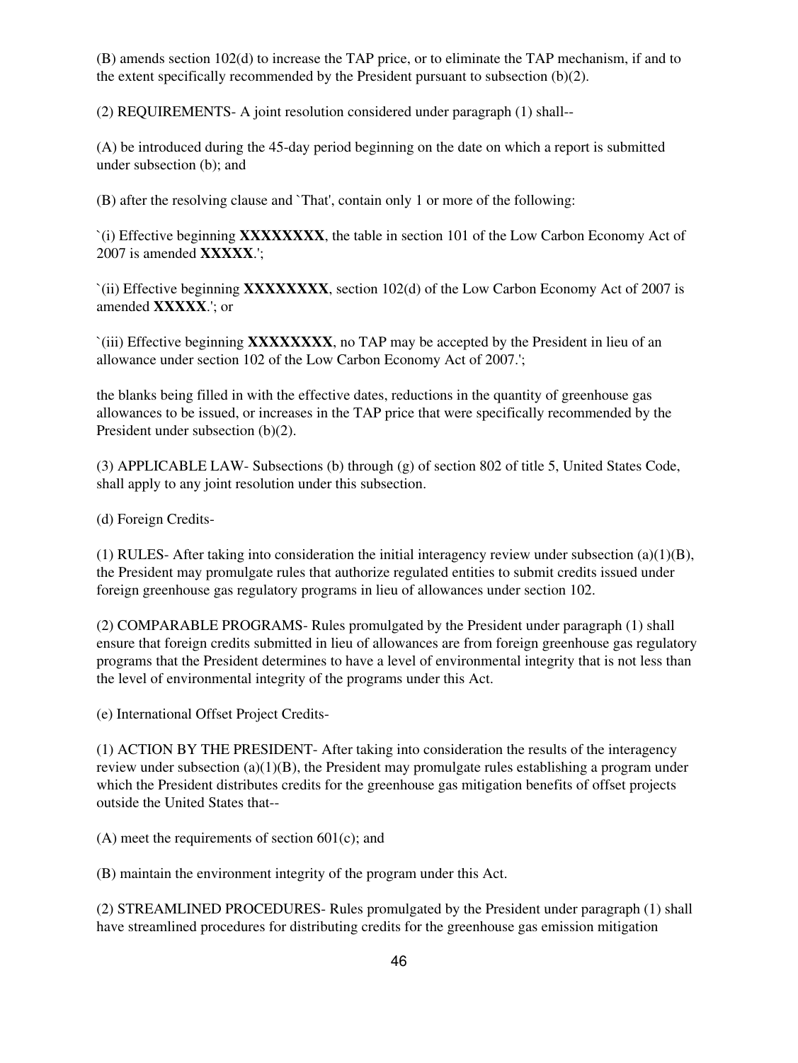(B) amends section 102(d) to increase the TAP price, or to eliminate the TAP mechanism, if and to the extent specifically recommended by the President pursuant to subsection (b)(2).

(2) REQUIREMENTS- A joint resolution considered under paragraph (1) shall--

(A) be introduced during the 45-day period beginning on the date on which a report is submitted under subsection (b); and

(B) after the resolving clause and `That', contain only 1 or more of the following:

`(i) Effective beginning **XXXXXXXX**, the table in section 101 of the Low Carbon Economy Act of 2007 is amended **XXXXX**.';

`(ii) Effective beginning **XXXXXXXX**, section 102(d) of the Low Carbon Economy Act of 2007 is amended **XXXXX**.'; or

`(iii) Effective beginning **XXXXXXXX**, no TAP may be accepted by the President in lieu of an allowance under section 102 of the Low Carbon Economy Act of 2007.';

the blanks being filled in with the effective dates, reductions in the quantity of greenhouse gas allowances to be issued, or increases in the TAP price that were specifically recommended by the President under subsection (b)(2).

(3) APPLICABLE LAW- Subsections (b) through (g) of section 802 of title 5, United States Code, shall apply to any joint resolution under this subsection.

(d) Foreign Credits-

(1) RULES- After taking into consideration the initial interagency review under subsection (a)(1)(B), the President may promulgate rules that authorize regulated entities to submit credits issued under foreign greenhouse gas regulatory programs in lieu of allowances under section 102.

(2) COMPARABLE PROGRAMS- Rules promulgated by the President under paragraph (1) shall ensure that foreign credits submitted in lieu of allowances are from foreign greenhouse gas regulatory programs that the President determines to have a level of environmental integrity that is not less than the level of environmental integrity of the programs under this Act.

(e) International Offset Project Credits-

(1) ACTION BY THE PRESIDENT- After taking into consideration the results of the interagency review under subsection (a)(1)(B), the President may promulgate rules establishing a program under which the President distributes credits for the greenhouse gas mitigation benefits of offset projects outside the United States that--

(A) meet the requirements of section 601(c); and

(B) maintain the environment integrity of the program under this Act.

(2) STREAMLINED PROCEDURES- Rules promulgated by the President under paragraph (1) shall have streamlined procedures for distributing credits for the greenhouse gas emission mitigation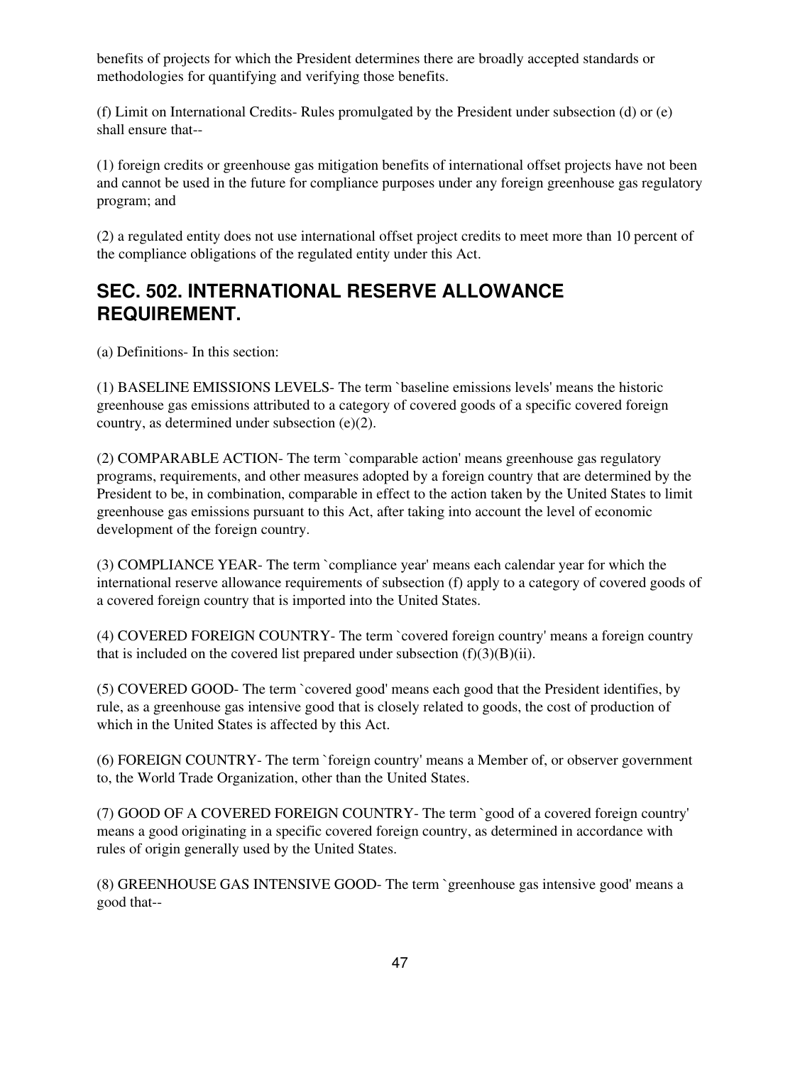benefits of projects for which the President determines there are broadly accepted standards or methodologies for quantifying and verifying those benefits.

(f) Limit on International Credits- Rules promulgated by the President under subsection (d) or (e) shall ensure that--

(1) foreign credits or greenhouse gas mitigation benefits of international offset projects have not been and cannot be used in the future for compliance purposes under any foreign greenhouse gas regulatory program; and

(2) a regulated entity does not use international offset project credits to meet more than 10 percent of the compliance obligations of the regulated entity under this Act.

## SEC. 502. INTERNATIONAL RESERVE ALLOWANCE REQUIREMENT.

(a) Definitions- In this section:

(1) BASELINE EMISSIONS LEVELS- The term `baseline emissions levels' means the historic greenhouse gas emissions attributed to a category of covered goods of a specific covered foreign country, as determined under subsection (e)(2).

(2) COMPARABLE ACTION- The term `comparable action' means greenhouse gas regulatory programs, requirements, and other measures adopted by a foreign country that are determined by the President to be, in combination, comparable in effect to the action taken by the United States to limit greenhouse gas emissions pursuant to this Act, after taking into account the level of economic development of the foreign country.

(3) COMPLIANCE YEAR- The term `compliance year' means each calendar year for which the international reserve allowance requirements of subsection (f) apply to a category of covered goods of a covered foreign country that is imported into the United States.

(4) COVERED FOREIGN COUNTRY- The term `covered foreign country' means a foreign country that is included on the covered list prepared under subsection (f)(3)(B)(ii).

(5) COVERED GOOD- The term `covered good' means each good that the President identifies, by rule, as a greenhouse gas intensive good that is closely related to goods, the cost of production of which in the United States is affected by this Act.

(6) FOREIGN COUNTRY- The term `foreign country' means a Member of, or observer government to, the World Trade Organization, other than the United States.

(7) GOOD OF A COVERED FOREIGN COUNTRY- The term `good of a covered foreign country' means a good originating in a specific covered foreign country, as determined in accordance with rules of origin generally used by the United States.

(8) GREENHOUSE GAS INTENSIVE GOOD- The term `greenhouse gas intensive good' means a good that--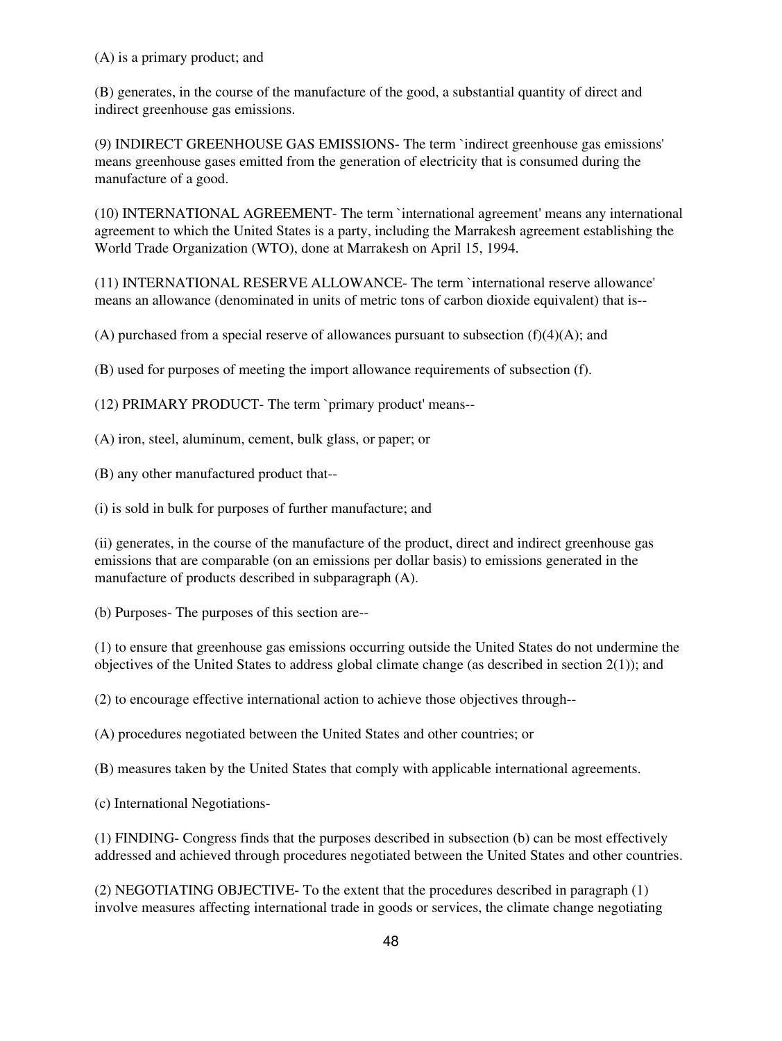(A) is a primary product; and

(B) generates, in the course of the manufacture of the good, a substantial quantity of direct and indirect greenhouse gas emissions.

(9) INDIRECT GREENHOUSE GAS EMISSIONS- The term `indirect greenhouse gas emissions' means greenhouse gases emitted from the generation of electricity that is consumed during the manufacture of a good.

(10) INTERNATIONAL AGREEMENT- The term `international agreement' means any international agreement to which the United States is a party, including the Marrakesh agreement establishing the World Trade Organization (WTO), done at Marrakesh on April 15, 1994.

(11) INTERNATIONAL RESERVE ALLOWANCE- The term `international reserve allowance' means an allowance (denominated in units of metric tons of carbon dioxide equivalent) that is--

(A) purchased from a special reserve of allowances pursuant to subsection (f)(4)(A); and

(B) used for purposes of meeting the import allowance requirements of subsection (f).

(12) PRIMARY PRODUCT- The term `primary product' means--

(A) iron, steel, aluminum, cement, bulk glass, or paper; or

(B) any other manufactured product that--

(i) is sold in bulk for purposes of further manufacture; and

(ii) generates, in the course of the manufacture of the product, direct and indirect greenhouse gas emissions that are comparable (on an emissions per dollar basis) to emissions generated in the manufacture of products described in subparagraph (A).

(b) Purposes- The purposes of this section are--

(1) to ensure that greenhouse gas emissions occurring outside the United States do not undermine the objectives of the United States to address global climate change (as described in section 2(1)); and

(2) to encourage effective international action to achieve those objectives through--

(A) procedures negotiated between the United States and other countries; or

(B) measures taken by the United States that comply with applicable international agreements.

(c) International Negotiations-

(1) FINDING- Congress finds that the purposes described in subsection (b) can be most effectively addressed and achieved through procedures negotiated between the United States and other countries.

(2) NEGOTIATING OBJECTIVE- To the extent that the procedures described in paragraph (1) involve measures affecting international trade in goods or services, the climate change negotiating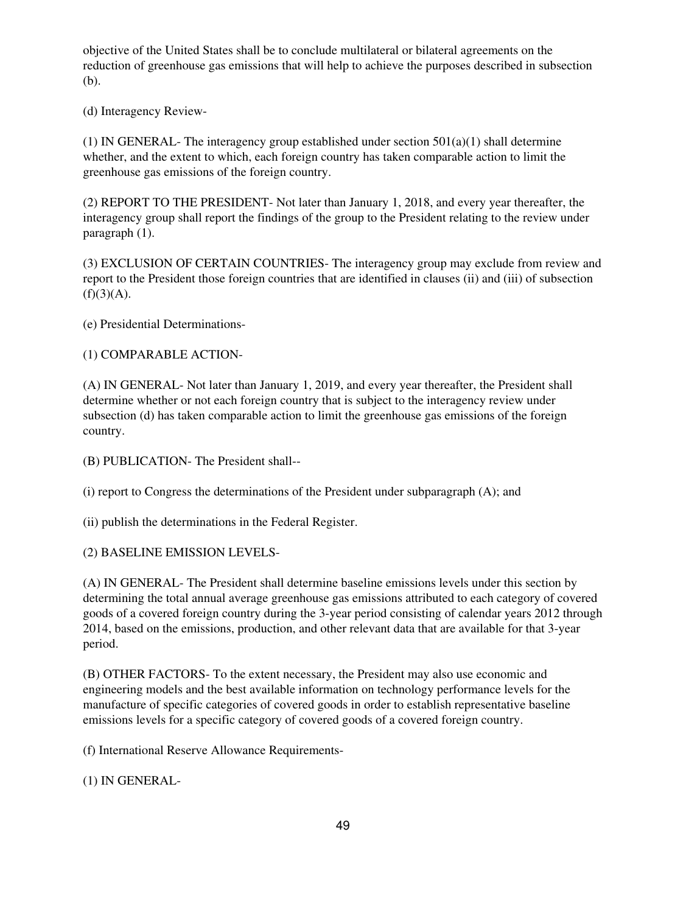objective of the United States shall be to conclude multilateral or bilateral agreements on the reduction of greenhouse gas emissions that will help to achieve the purposes described in subsection (b).

(d) Interagency Review-

(1) IN GENERAL- The interagency group established under section 501(a)(1) shall determine whether, and the extent to which, each foreign country has taken comparable action to limit the greenhouse gas emissions of the foreign country.

(2) REPORT TO THE PRESIDENT- Not later than January 1, 2018, and every year thereafter, the interagency group shall report the findings of the group to the President relating to the review under paragraph (1).

(3) EXCLUSION OF CERTAIN COUNTRIES- The interagency group may exclude from review and report to the President those foreign countries that are identified in clauses (ii) and (iii) of subsection (f)(3)(A).

(e) Presidential Determinations-

(1) COMPARABLE ACTION-

(A) IN GENERAL- Not later than January 1, 2019, and every year thereafter, the President shall determine whether or not each foreign country that is subject to the interagency review under subsection (d) has taken comparable action to limit the greenhouse gas emissions of the foreign country.

(B) PUBLICATION- The President shall--

(i) report to Congress the determinations of the President under subparagraph (A); and

(ii) publish the determinations in the Federal Register.

(2) BASELINE EMISSION LEVELS-

(A) IN GENERAL- The President shall determine baseline emissions levels under this section by determining the total annual average greenhouse gas emissions attributed to each category of covered goods of a covered foreign country during the 3-year period consisting of calendar years 2012 through 2014, based on the emissions, production, and other relevant data that are available for that 3-year period.

(B) OTHER FACTORS- To the extent necessary, the President may also use economic and engineering models and the best available information on technology performance levels for the manufacture of specific categories of covered goods in order to establish representative baseline emissions levels for a specific category of covered goods of a covered foreign country.

(f) International Reserve Allowance Requirements-

(1) IN GENERAL-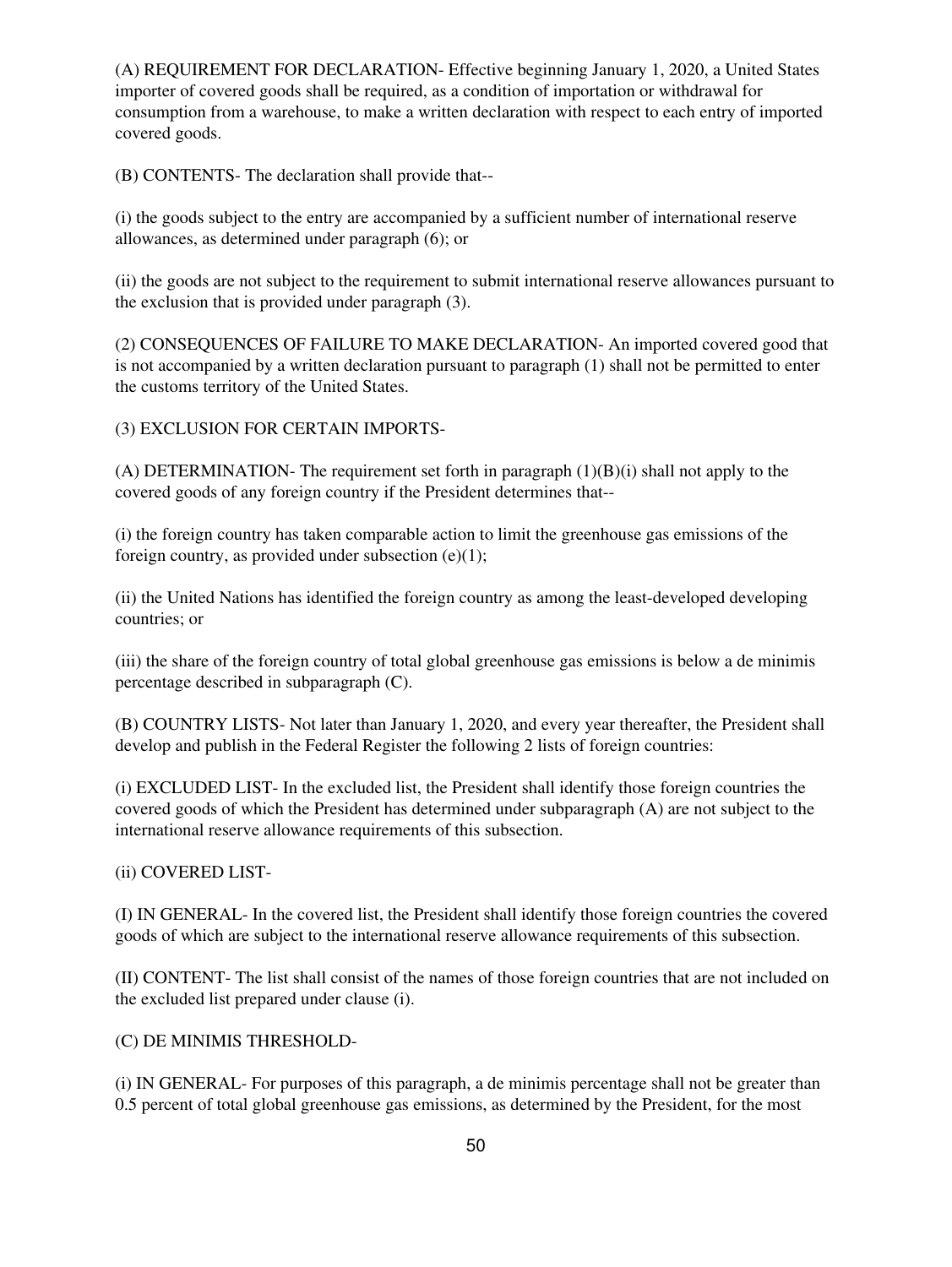(A) REQUIREMENT FOR DECLARATION- Effective beginning January 1, 2020, a United States importer of covered goods shall be required, as a condition of importation or withdrawal for consumption from a warehouse, to make a written declaration with respect to each entry of imported covered goods.

(B) CONTENTS- The declaration shall provide that--

(i) the goods subject to the entry are accompanied by a sufficient number of international reserve allowances, as determined under paragraph (6); or

(ii) the goods are not subject to the requirement to submit international reserve allowances pursuant to the exclusion that is provided under paragraph (3).

(2) CONSEQUENCES OF FAILURE TO MAKE DECLARATION- An imported covered good that is not accompanied by a written declaration pursuant to paragraph (1) shall not be permitted to enter the customs territory of the United States.

(3) EXCLUSION FOR CERTAIN IMPORTS-

(A) DETERMINATION- The requirement set forth in paragraph (1)(B)(i) shall not apply to the covered goods of any foreign country if the President determines that--

(i) the foreign country has taken comparable action to limit the greenhouse gas emissions of the foreign country, as provided under subsection (e)(1);

(ii) the United Nations has identified the foreign country as among the least-developed developing countries; or

(iii) the share of the foreign country of total global greenhouse gas emissions is below a de minimis percentage described in subparagraph (C).

(B) COUNTRY LISTS- Not later than January 1, 2020, and every year thereafter, the President shall develop and publish in the Federal Register the following 2 lists of foreign countries:

(i) EXCLUDED LIST- In the excluded list, the President shall identify those foreign countries the covered goods of which the President has determined under subparagraph (A) are not subject to the international reserve allowance requirements of this subsection.

(ii) COVERED LIST-

(I) IN GENERAL- In the covered list, the President shall identify those foreign countries the covered goods of which are subject to the international reserve allowance requirements of this subsection.

(II) CONTENT- The list shall consist of the names of those foreign countries that are not included on the excluded list prepared under clause (i).

(C) DE MINIMIS THRESHOLD-

(i) IN GENERAL- For purposes of this paragraph, a de minimis percentage shall not be greater than 0.5 percent of total global greenhouse gas emissions, as determined by the President, for the most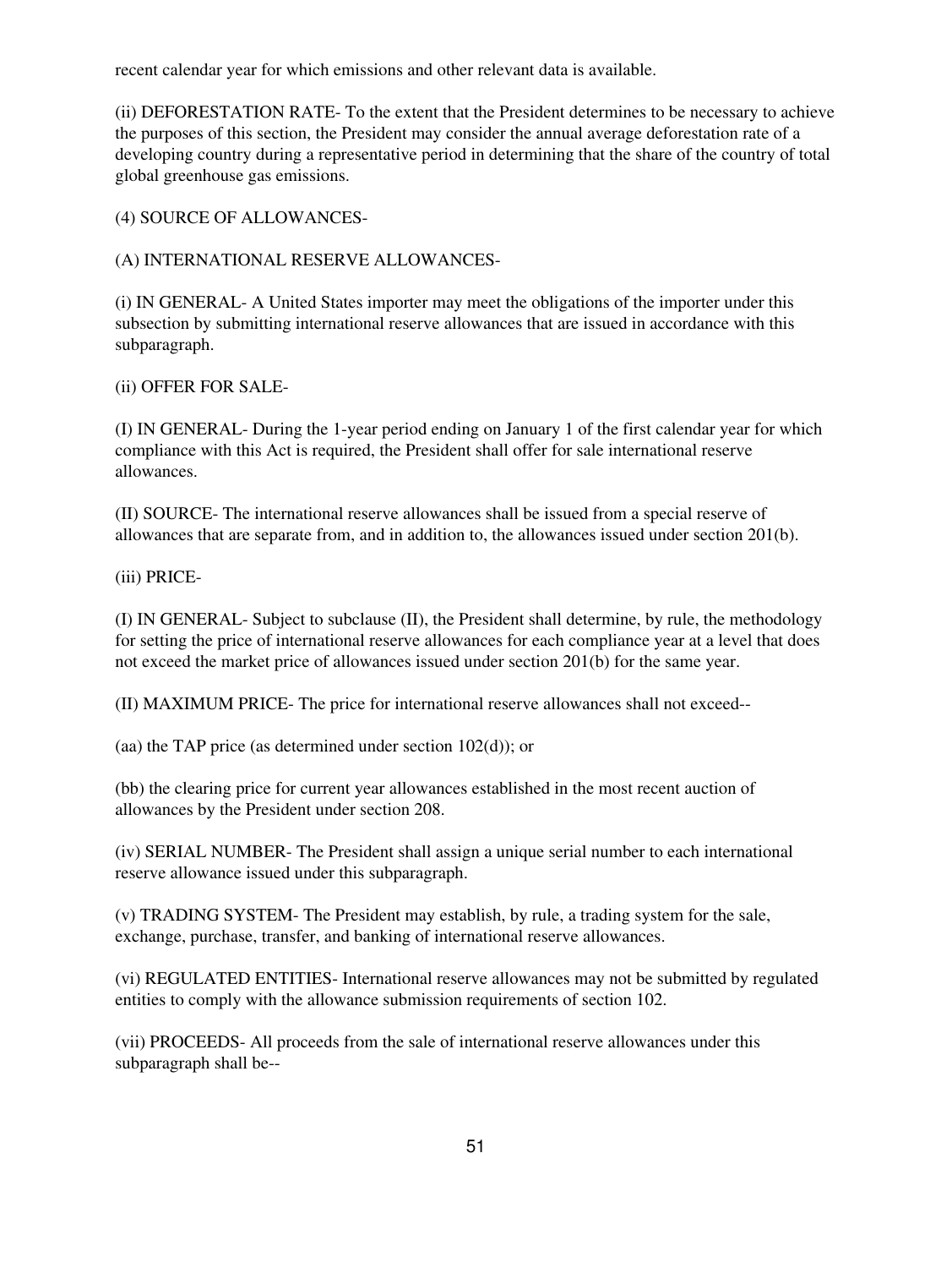recent calendar year for which emissions and other relevant data is available.

(ii) DEFORESTATION RATE- To the extent that the President determines to be necessary to achieve the purposes of this section, the President may consider the annual average deforestation rate of a developing country during a representative period in determining that the share of the country of total global greenhouse gas emissions.

(4) SOURCE OF ALLOWANCES-

(A) INTERNATIONAL RESERVE ALLOWANCES-

(i) IN GENERAL- A United States importer may meet the obligations of the importer under this subsection by submitting international reserve allowances that are issued in accordance with this subparagraph.

(ii) OFFER FOR SALE-

(I) IN GENERAL- During the 1-year period ending on January 1 of the first calendar year for which compliance with this Act is required, the President shall offer for sale international reserve allowances.

(II) SOURCE- The international reserve allowances shall be issued from a special reserve of allowances that are separate from, and in addition to, the allowances issued under section 201(b).

(iii) PRICE-

(I) IN GENERAL- Subject to subclause (II), the President shall determine, by rule, the methodology for setting the price of international reserve allowances for each compliance year at a level that does not exceed the market price of allowances issued under section 201(b) for the same year.

(II) MAXIMUM PRICE- The price for international reserve allowances shall not exceed--

(aa) the TAP price (as determined under section 102(d)); or

(bb) the clearing price for current year allowances established in the most recent auction of allowances by the President under section 208.

(iv) SERIAL NUMBER- The President shall assign a unique serial number to each international reserve allowance issued under this subparagraph.

(v) TRADING SYSTEM- The President may establish, by rule, a trading system for the sale, exchange, purchase, transfer, and banking of international reserve allowances.

(vi) REGULATED ENTITIES- International reserve allowances may not be submitted by regulated entities to comply with the allowance submission requirements of section 102.

(vii) PROCEEDS- All proceeds from the sale of international reserve allowances under this subparagraph shall be--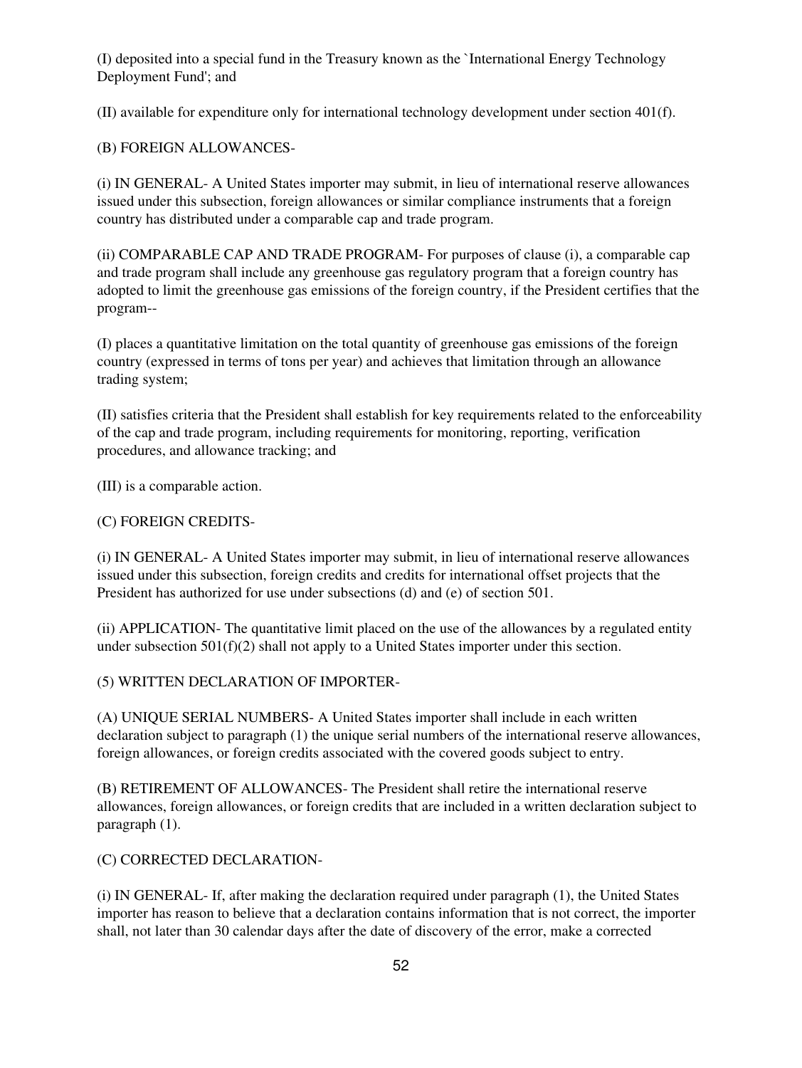(I) deposited into a special fund in the Treasury known as the `International Energy Technology Deployment Fund'; and

(II) available for expenditure only for international technology development under section 401(f).

(B) FOREIGN ALLOWANCES-

(i) IN GENERAL- A United States importer may submit, in lieu of international reserve allowances issued under this subsection, foreign allowances or similar compliance instruments that a foreign country has distributed under a comparable cap and trade program.

(ii) COMPARABLE CAP AND TRADE PROGRAM- For purposes of clause (i), a comparable cap and trade program shall include any greenhouse gas regulatory program that a foreign country has adopted to limit the greenhouse gas emissions of the foreign country, if the President certifies that the program--

(I) places a quantitative limitation on the total quantity of greenhouse gas emissions of the foreign country (expressed in terms of tons per year) and achieves that limitation through an allowance trading system;

(II) satisfies criteria that the President shall establish for key requirements related to the enforceability of the cap and trade program, including requirements for monitoring, reporting, verification procedures, and allowance tracking; and

(III) is a comparable action.

(C) FOREIGN CREDITS-

(i) IN GENERAL- A United States importer may submit, in lieu of international reserve allowances issued under this subsection, foreign credits and credits for international offset projects that the President has authorized for use under subsections (d) and (e) of section 501.

(ii) APPLICATION- The quantitative limit placed on the use of the allowances by a regulated entity under subsection 501(f)(2) shall not apply to a United States importer under this section.

(5) WRITTEN DECLARATION OF IMPORTER-

(A) UNIQUE SERIAL NUMBERS- A United States importer shall include in each written declaration subject to paragraph (1) the unique serial numbers of the international reserve allowances, foreign allowances, or foreign credits associated with the covered goods subject to entry.

(B) RETIREMENT OF ALLOWANCES- The President shall retire the international reserve allowances, foreign allowances, or foreign credits that are included in a written declaration subject to paragraph (1).

(C) CORRECTED DECLARATION-

(i) IN GENERAL- If, after making the declaration required under paragraph (1), the United States importer has reason to believe that a declaration contains information that is not correct, the importer shall, not later than 30 calendar days after the date of discovery of the error, make a corrected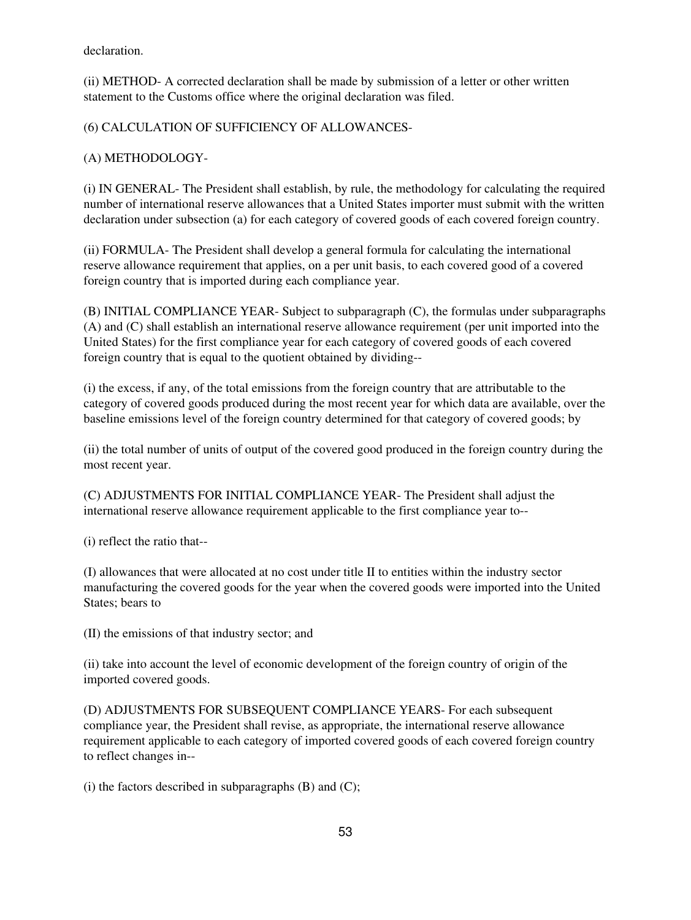declaration.

(ii) METHOD- A corrected declaration shall be made by submission of a letter or other written statement to the Customs office where the original declaration was filed.

(6) CALCULATION OF SUFFICIENCY OF ALLOWANCES-

(A) METHODOLOGY-

(i) IN GENERAL- The President shall establish, by rule, the methodology for calculating the required number of international reserve allowances that a United States importer must submit with the written declaration under subsection (a) for each category of covered goods of each covered foreign country.

(ii) FORMULA- The President shall develop a general formula for calculating the international reserve allowance requirement that applies, on a per unit basis, to each covered good of a covered foreign country that is imported during each compliance year.

(B) INITIAL COMPLIANCE YEAR- Subject to subparagraph (C), the formulas under subparagraphs (A) and (C) shall establish an international reserve allowance requirement (per unit imported into the United States) for the first compliance year for each category of covered goods of each covered foreign country that is equal to the quotient obtained by dividing--

(i) the excess, if any, of the total emissions from the foreign country that are attributable to the category of covered goods produced during the most recent year for which data are available, over the baseline emissions level of the foreign country determined for that category of covered goods; by

(ii) the total number of units of output of the covered good produced in the foreign country during the most recent year.

(C) ADJUSTMENTS FOR INITIAL COMPLIANCE YEAR- The President shall adjust the international reserve allowance requirement applicable to the first compliance year to--

(i) reflect the ratio that--

(I) allowances that were allocated at no cost under title II to entities within the industry sector manufacturing the covered goods for the year when the covered goods were imported into the United States; bears to

(II) the emissions of that industry sector; and

(ii) take into account the level of economic development of the foreign country of origin of the imported covered goods.

(D) ADJUSTMENTS FOR SUBSEQUENT COMPLIANCE YEARS- For each subsequent compliance year, the President shall revise, as appropriate, the international reserve allowance requirement applicable to each category of imported covered goods of each covered foreign country to reflect changes in--

(i) the factors described in subparagraphs (B) and (C);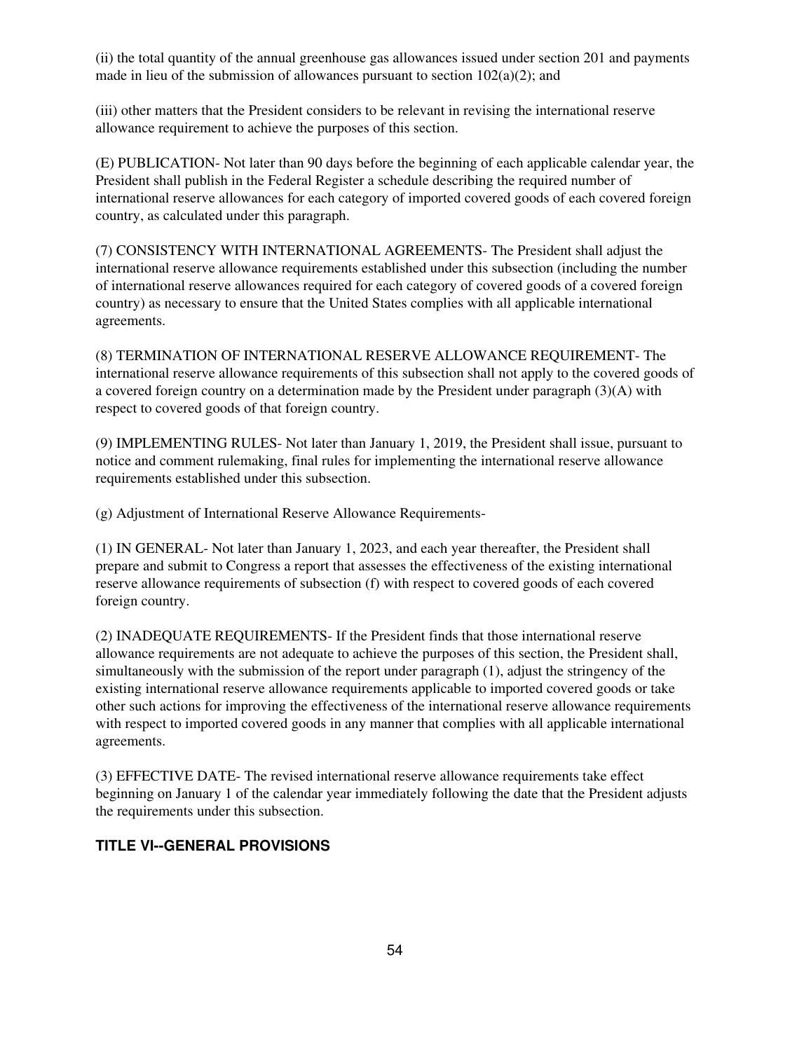(ii) the total quantity of the annual greenhouse gas allowances issued under section 201 and payments made in lieu of the submission of allowances pursuant to section 102(a)(2); and

(iii) other matters that the President considers to be relevant in revising the international reserve allowance requirement to achieve the purposes of this section.

(E) PUBLICATION- Not later than 90 days before the beginning of each applicable calendar year, the President shall publish in the Federal Register a schedule describing the required number of international reserve allowances for each category of imported covered goods of each covered foreign country, as calculated under this paragraph.

(7) CONSISTENCY WITH INTERNATIONAL AGREEMENTS- The President shall adjust the international reserve allowance requirements established under this subsection (including the number of international reserve allowances required for each category of covered goods of a covered foreign country) as necessary to ensure that the United States complies with all applicable international agreements.

(8) TERMINATION OF INTERNATIONAL RESERVE ALLOWANCE REQUIREMENT- The international reserve allowance requirements of this subsection shall not apply to the covered goods of a covered foreign country on a determination made by the President under paragraph (3)(A) with respect to covered goods of that foreign country.

(9) IMPLEMENTING RULES- Not later than January 1, 2019, the President shall issue, pursuant to notice and comment rulemaking, final rules for implementing the international reserve allowance requirements established under this subsection.

(g) Adjustment of International Reserve Allowance Requirements-

(1) IN GENERAL- Not later than January 1, 2023, and each year thereafter, the President shall prepare and submit to Congress a report that assesses the effectiveness of the existing international reserve allowance requirements of subsection (f) with respect to covered goods of each covered foreign country.

(2) INADEQUATE REQUIREMENTS- If the President finds that those international reserve allowance requirements are not adequate to achieve the purposes of this section, the President shall, simultaneously with the submission of the report under paragraph (1), adjust the stringency of the existing international reserve allowance requirements applicable to imported covered goods or take other such actions for improving the effectiveness of the international reserve allowance requirements with respect to imported covered goods in any manner that complies with all applicable international agreements.

(3) EFFECTIVE DATE- The revised international reserve allowance requirements take effect beginning on January 1 of the calendar year immediately following the date that the President adjusts the requirements under this subsection.

## TITLE VI--GENERAL PROVISIONS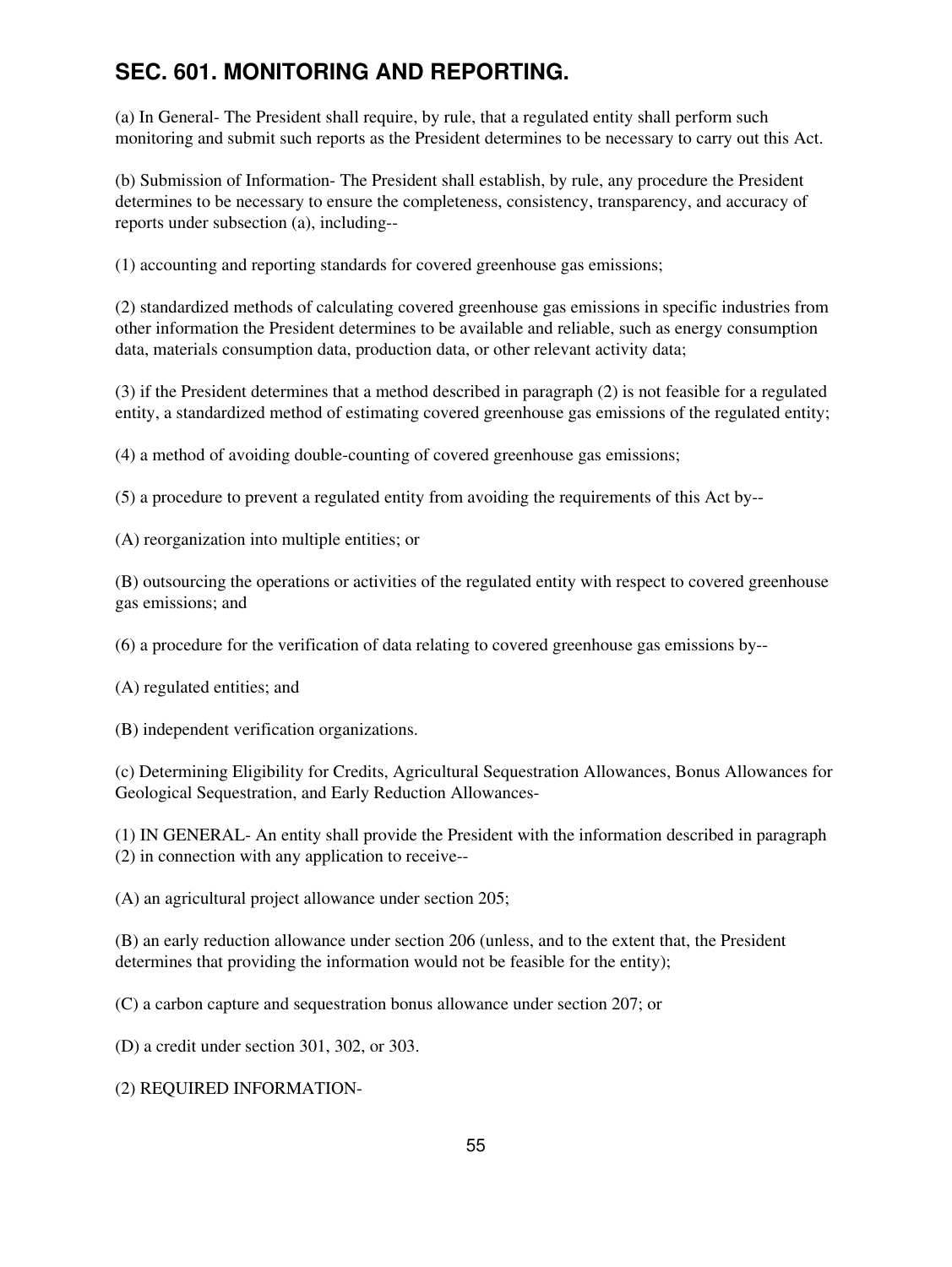## SEC. 601. MONITORING AND REPORTING.

(a) In General- The President shall require, by rule, that a regulated entity shall perform such monitoring and submit such reports as the President determines to be necessary to carry out this Act.

(b) Submission of Information- The President shall establish, by rule, any procedure the President determines to be necessary to ensure the completeness, consistency, transparency, and accuracy of reports under subsection (a), including--

(1) accounting and reporting standards for covered greenhouse gas emissions;

(2) standardized methods of calculating covered greenhouse gas emissions in specific industries from other information the President determines to be available and reliable, such as energy consumption data, materials consumption data, production data, or other relevant activity data;

(3) if the President determines that a method described in paragraph (2) is not feasible for a regulated entity, a standardized method of estimating covered greenhouse gas emissions of the regulated entity;

(4) a method of avoiding double-counting of covered greenhouse gas emissions;

(5) a procedure to prevent a regulated entity from avoiding the requirements of this Act by--

(A) reorganization into multiple entities; or

(B) outsourcing the operations or activities of the regulated entity with respect to covered greenhouse gas emissions; and

(6) a procedure for the verification of data relating to covered greenhouse gas emissions by--

(A) regulated entities; and

(B) independent verification organizations.

(c) Determining Eligibility for Credits, Agricultural Sequestration Allowances, Bonus Allowances for Geological Sequestration, and Early Reduction Allowances-

(1) IN GENERAL- An entity shall provide the President with the information described in paragraph (2) in connection with any application to receive--

(A) an agricultural project allowance under section 205;

(B) an early reduction allowance under section 206 (unless, and to the extent that, the President determines that providing the information would not be feasible for the entity);

(C) a carbon capture and sequestration bonus allowance under section 207; or

(D) a credit under section 301, 302, or 303.

(2) REQUIRED INFORMATION-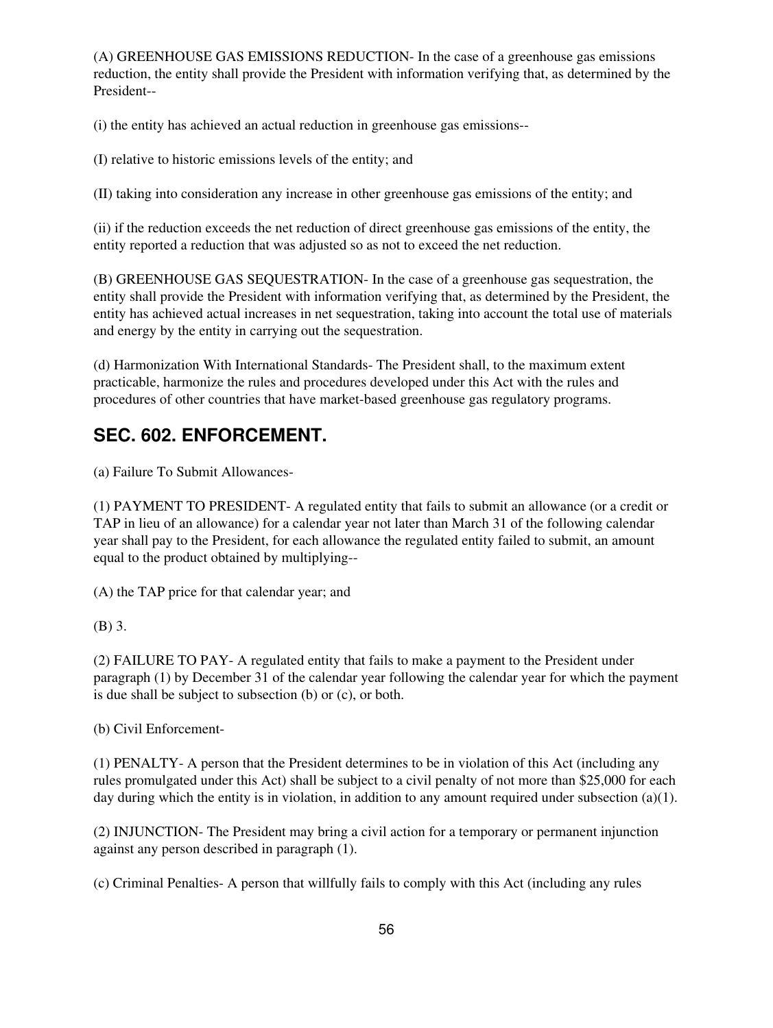(A) GREENHOUSE GAS EMISSIONS REDUCTION- In the case of a greenhouse gas emissions reduction, the entity shall provide the President with information verifying that, as determined by the President--

(i) the entity has achieved an actual reduction in greenhouse gas emissions--

(I) relative to historic emissions levels of the entity; and

(II) taking into consideration any increase in other greenhouse gas emissions of the entity; and

(ii) if the reduction exceeds the net reduction of direct greenhouse gas emissions of the entity, the entity reported a reduction that was adjusted so as not to exceed the net reduction.

(B) GREENHOUSE GAS SEQUESTRATION- In the case of a greenhouse gas sequestration, the entity shall provide the President with information verifying that, as determined by the President, the entity has achieved actual increases in net sequestration, taking into account the total use of materials and energy by the entity in carrying out the sequestration.

(d) Harmonization With International Standards- The President shall, to the maximum extent practicable, harmonize the rules and procedures developed under this Act with the rules and procedures of other countries that have market-based greenhouse gas regulatory programs.

## SEC. 602. ENFORCEMENT.

(a) Failure To Submit Allowances-

(1) PAYMENT TO PRESIDENT- A regulated entity that fails to submit an allowance (or a credit or TAP in lieu of an allowance) for a calendar year not later than March 31 of the following calendar year shall pay to the President, for each allowance the regulated entity failed to submit, an amount equal to the product obtained by multiplying--

(A) the TAP price for that calendar year; and

(B) 3.

(2) FAILURE TO PAY- A regulated entity that fails to make a payment to the President under paragraph (1) by December 31 of the calendar year following the calendar year for which the payment is due shall be subject to subsection (b) or (c), or both.

(b) Civil Enforcement-

(1) PENALTY- A person that the President determines to be in violation of this Act (including any rules promulgated under this Act) shall be subject to a civil penalty of not more than $25,000 for each day during which the entity is in violation, in addition to any amount required under subsection (a)(1).

(2) INJUNCTION- The President may bring a civil action for a temporary or permanent injunction against any person described in paragraph (1).

(c) Criminal Penalties- A person that willfully fails to comply with this Act (including any rules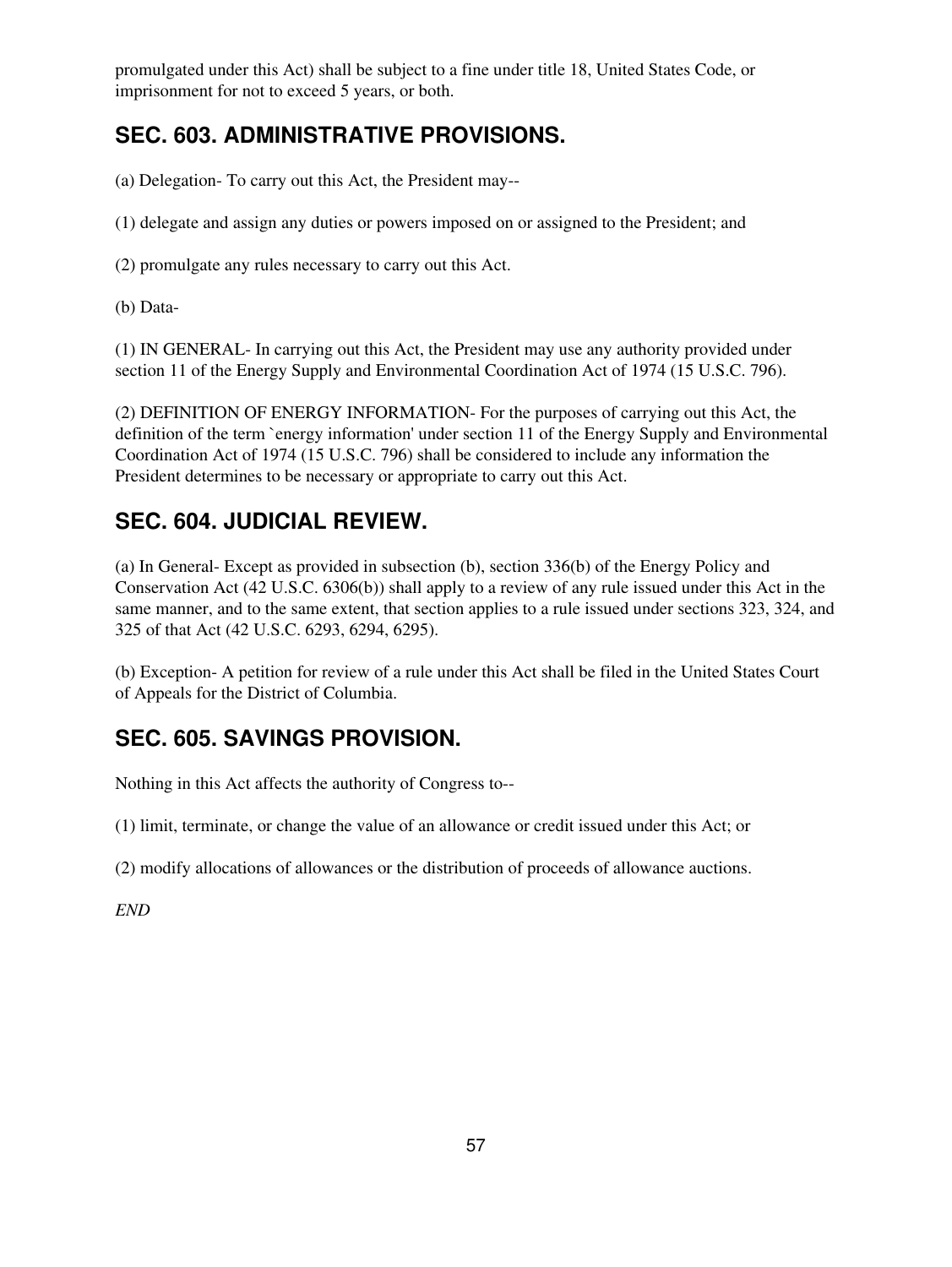promulgated under this Act) shall be subject to a fine under title 18, United States Code, or imprisonment for not to exceed 5 years, or both.

## SEC. 603. ADMINISTRATIVE PROVISIONS.

(a) Delegation- To carry out this Act, the President may--

(1) delegate and assign any duties or powers imposed on or assigned to the President; and

(2) promulgate any rules necessary to carry out this Act.

(b) Data-

(1) IN GENERAL- In carrying out this Act, the President may use any authority provided under section 11 of the Energy Supply and Environmental Coordination Act of 1974 (15 U.S.C. 796).

(2) DEFINITION OF ENERGY INFORMATION- For the purposes of carrying out this Act, the definition of the term `energy information' under section 11 of the Energy Supply and Environmental Coordination Act of 1974 (15 U.S.C. 796) shall be considered to include any information the President determines to be necessary or appropriate to carry out this Act.

## SEC. 604. JUDICIAL REVIEW.

(a) In General- Except as provided in subsection (b), section 336(b) of the Energy Policy and Conservation Act (42 U.S.C. 6306(b)) shall apply to a review of any rule issued under this Act in the same manner, and to the same extent, that section applies to a rule issued under sections 323, 324, and 325 of that Act (42 U.S.C. 6293, 6294, 6295).

(b) Exception- A petition for review of a rule under this Act shall be filed in the United States Court of Appeals for the District of Columbia.

## SEC. 605. SAVINGS PROVISION.

Nothing in this Act affects the authority of Congress to--

(1) limit, terminate, or change the value of an allowance or credit issued under this Act; or

(2) modify allocations of allowances or the distribution of proceeds of allowance auctions.

*END*